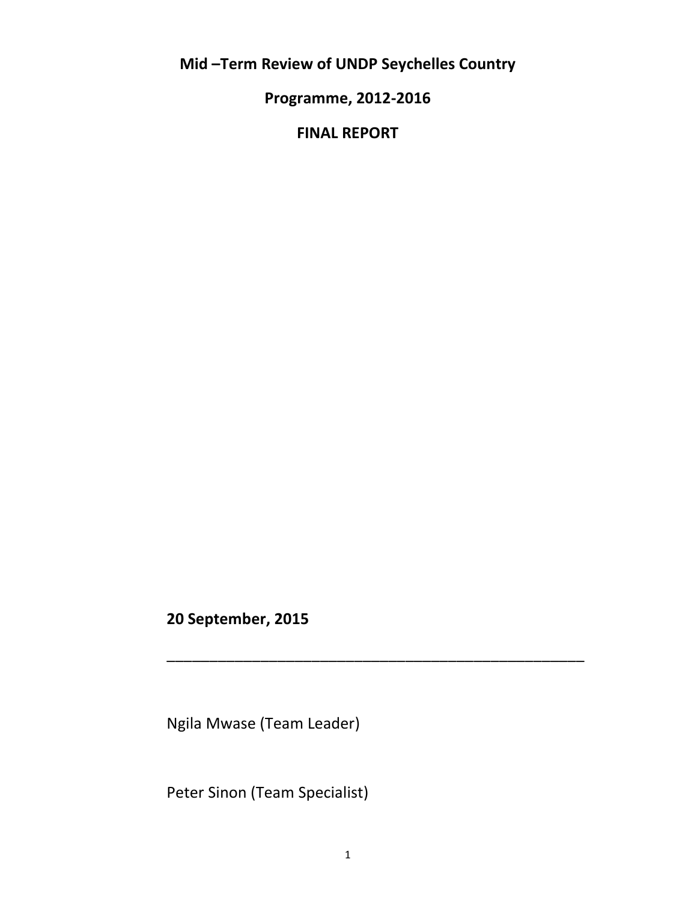# Mid –Term Review of UNDP Seychelles Country Programme, 2012-2016

## FINAL REPORT

**20 September, 2015**

---

Ngila Mwase (Team Leader)

Peter Sinon (Team Specialist)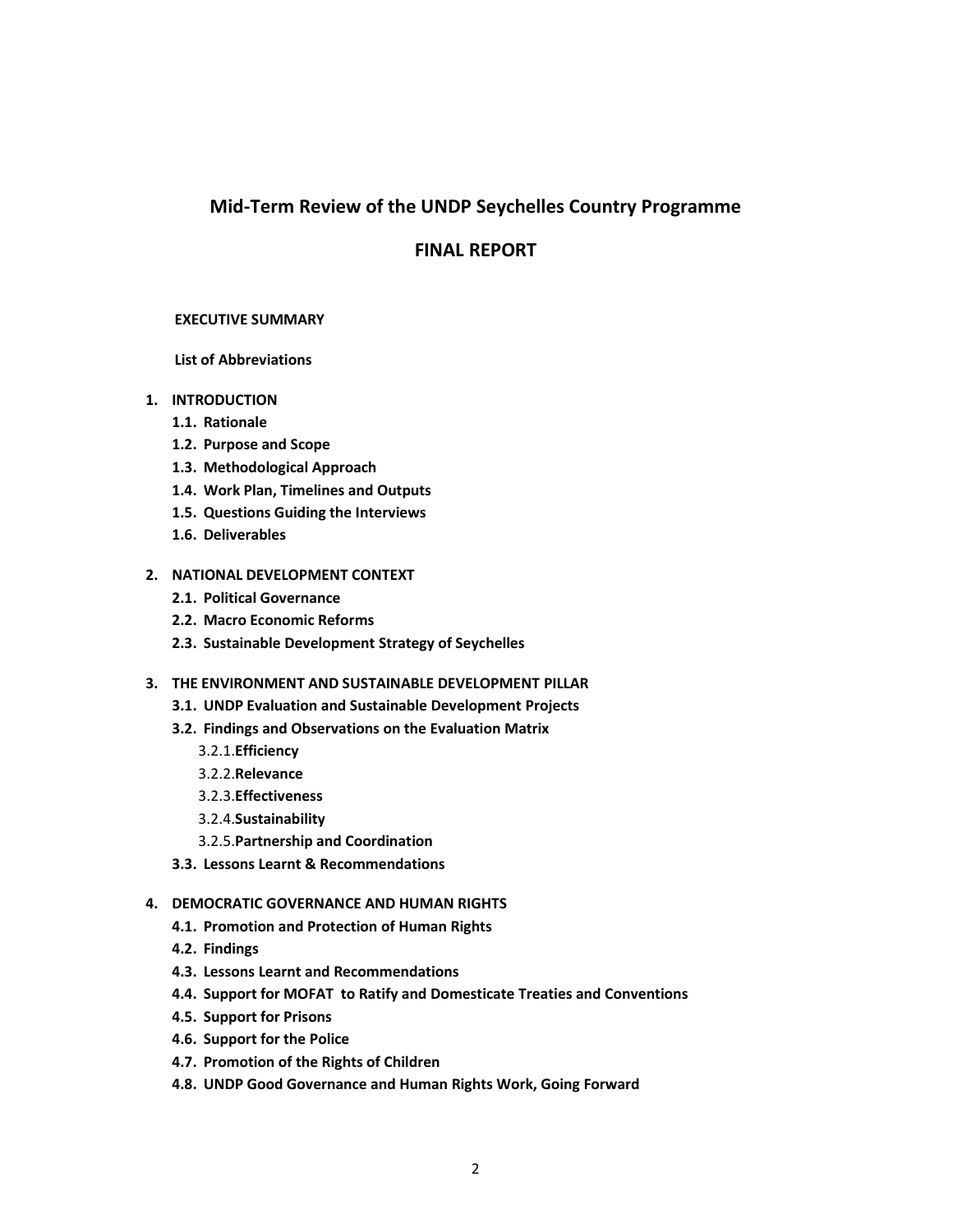## Mid-Term Review of the UNDP Seychelles Country Programme

## FINAL REPORT

**EXECUTIVE SUMMARY**

**List of Abbreviations**

1. **INTRODUCTION**
   - **1.1. Rationale**
   - **1.2. Purpose and Scope**
   - **1.3. Methodological Approach**
   - **1.4. Work Plan, Timelines and Outputs**
   - **1.5. Questions Guiding the Interviews**
   - **1.6. Deliverables**

2. **NATIONAL DEVELOPMENT CONTEXT**
   - **2.1. Political Governance**
   - **2.2. Macro Economic Reforms**
   - **2.3. Sustainable Development Strategy of Seychelles**

3. **THE ENVIRONMENT AND SUSTAINABLE DEVELOPMENT PILLAR**
   - **3.1. UNDP Evaluation and Sustainable Development Projects**
   - **3.2. Findings and Observations on the Evaluation Matrix**
     - 3.2.1.**Efficiency**
     - 3.2.2.**Relevance**
     - 3.2.3.**Effectiveness**
     - 3.2.4.**Sustainability**
     - 3.2.5.**Partnership and Coordination**
   - **3.3. Lessons Learnt & Recommendations**

4. **DEMOCRATIC GOVERNANCE AND HUMAN RIGHTS**
   - **4.1. Promotion and Protection of Human Rights**
   - **4.2. Findings**
   - **4.3. Lessons Learnt and Recommendations**
   - **4.4. Support for MOFAT to Ratify and Domesticate Treaties and Conventions**
   - **4.5. Support for Prisons**
   - **4.6. Support for the Police**
   - **4.7. Promotion of the Rights of Children**
   - **4.8. UNDP Good Governance and Human Rights Work, Going Forward**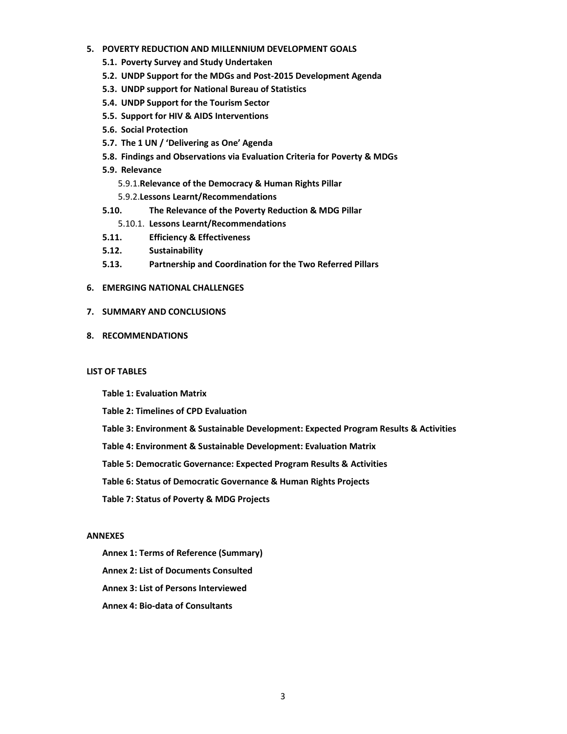5. **POVERTY REDUCTION AND MILLENNIUM DEVELOPMENT GOALS**
   - 5.1. **Poverty Survey and Study Undertaken**
   - 5.2. **UNDP Support for the MDGs and Post-2015 Development Agenda**
   - 5.3. **UNDP support for National Bureau of Statistics**
   - 5.4. **UNDP Support for the Tourism Sector**
   - 5.5. **Support for HIV & AIDS Interventions**
   - 5.6. **Social Protection**
   - 5.7. **The 1 UN / 'Delivering as One' Agenda**
   - 5.8. **Findings and Observations via Evaluation Criteria for Poverty & MDGs**
   - 5.9. **Relevance**
     - 5.9.1. **Relevance of the Democracy & Human Rights Pillar**
     - 5.9.2. **Lessons Learnt/Recommendations**
   - 5.10. **The Relevance of the Poverty Reduction & MDG Pillar**
     - 5.10.1. **Lessons Learnt/Recommendations**
   - 5.11. **Efficiency & Effectiveness**
   - 5.12. **Sustainability**
   - 5.13. **Partnership and Coordination for the Two Referred Pillars**

6. **EMERGING NATIONAL CHALLENGES**

7. **SUMMARY AND CONCLUSIONS**

8. **RECOMMENDATIONS**

**LIST OF TABLES**

- **Table 1: Evaluation Matrix**
- **Table 2: Timelines of CPD Evaluation**
- **Table 3: Environment & Sustainable Development: Expected Program Results & Activities**
- **Table 4: Environment & Sustainable Development: Evaluation Matrix**
- **Table 5: Democratic Governance: Expected Program Results & Activities**
- **Table 6: Status of Democratic Governance & Human Rights Projects**
- **Table 7: Status of Poverty & MDG Projects**

**ANNEXES**

- **Annex 1: Terms of Reference (Summary)**
- **Annex 2: List of Documents Consulted**
- **Annex 3: List of Persons Interviewed**
- **Annex 4: Bio-data of Consultants**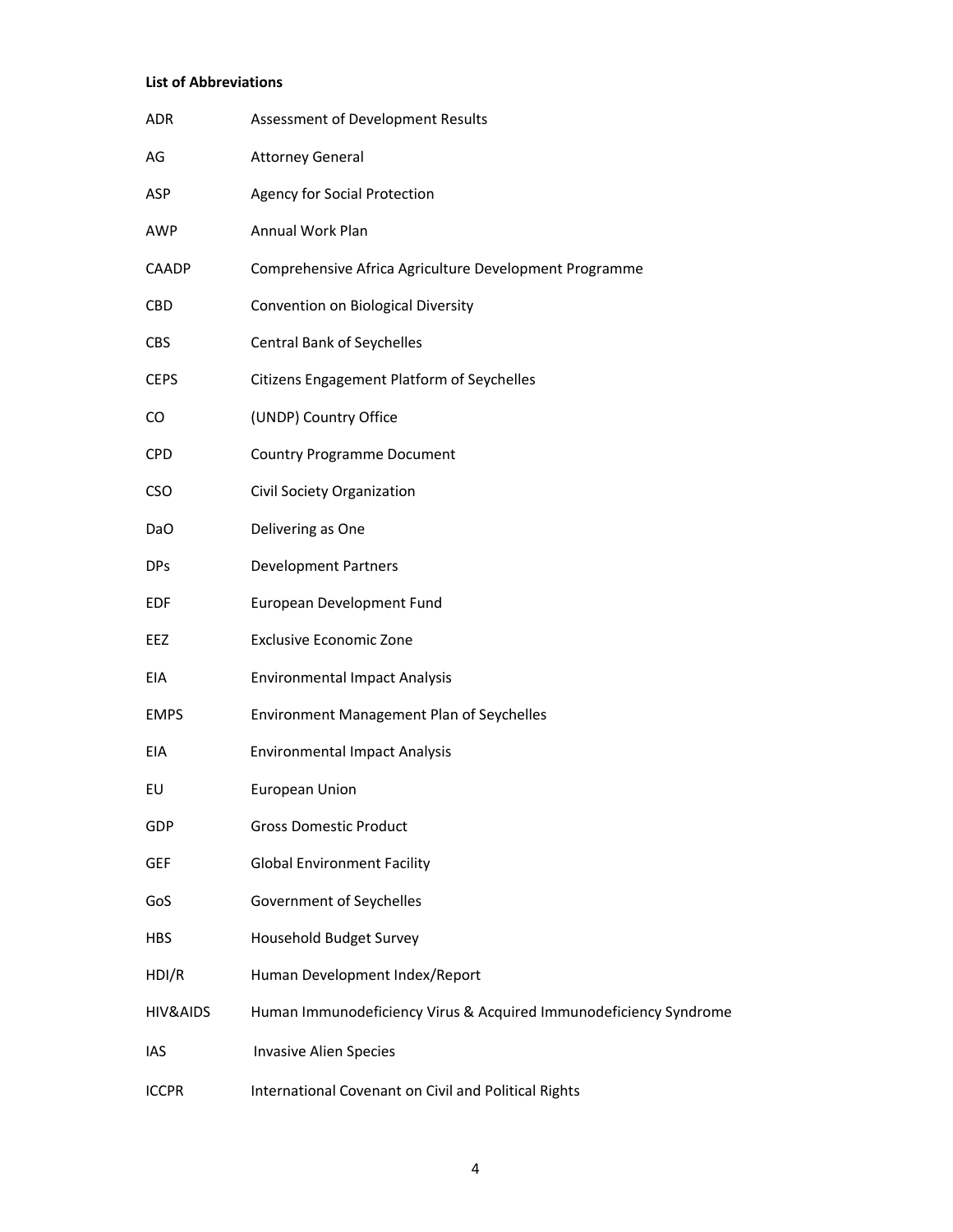**List of Abbreviations**

| | |
|---|---|
| ADR | Assessment of Development Results |
| AG | Attorney General |
| ASP | Agency for Social Protection |
| AWP | Annual Work Plan |
| CAADP | Comprehensive Africa Agriculture Development Programme |
| CBD | Convention on Biological Diversity |
| CBS | Central Bank of Seychelles |
| CEPS | Citizens Engagement Platform of Seychelles |
| CO | (UNDP) Country Office |
| CPD | Country Programme Document |
| CSO | Civil Society Organization |
| DaO | Delivering as One |
| DPs | Development Partners |
| EDF | European Development Fund |
| EEZ | Exclusive Economic Zone |
| EIA | Environmental Impact Analysis |
| EMPS | Environment Management Plan of Seychelles |
| EIA | Environmental Impact Analysis |
| EU | European Union |
| GDP | Gross Domestic Product |
| GEF | Global Environment Facility |
| GoS | Government of Seychelles |
| HBS | Household Budget Survey |
| HDI/R | Human Development Index/Report |
| HIV&AIDS | Human Immunodeficiency Virus & Acquired Immunodeficiency Syndrome |
| IAS | Invasive Alien Species |
| ICCPR | International Covenant on Civil and Political Rights |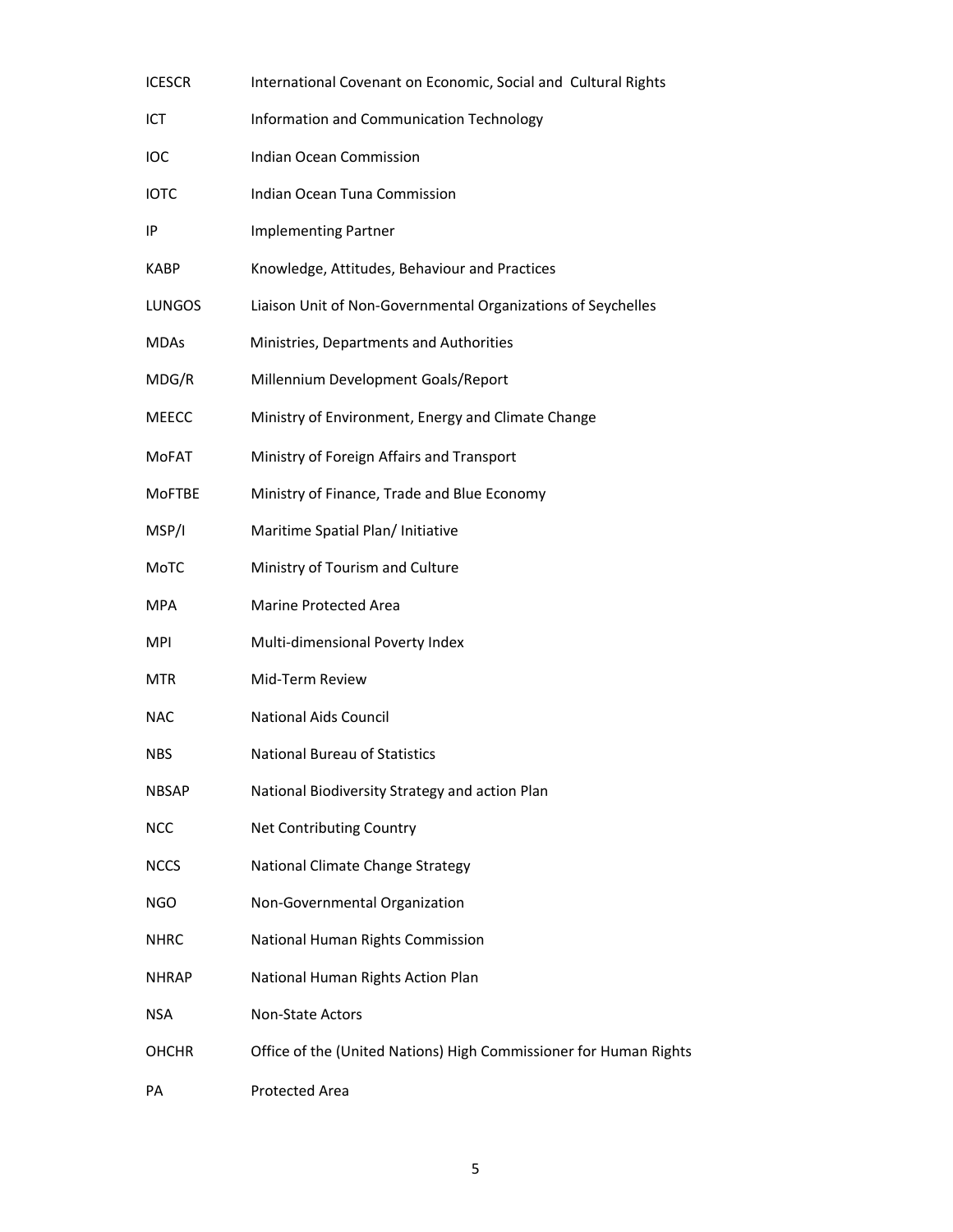| | |
|---|---|
| ICESCR | International Covenant on Economic, Social and Cultural Rights |
| ICT | Information and Communication Technology |
| IOC | Indian Ocean Commission |
| IOTC | Indian Ocean Tuna Commission |
| IP | Implementing Partner |
| KABP | Knowledge, Attitudes, Behaviour and Practices |
| LUNGOS | Liaison Unit of Non-Governmental Organizations of Seychelles |
| MDAs | Ministries, Departments and Authorities |
| MDG/R | Millennium Development Goals/Report |
| MEECC | Ministry of Environment, Energy and Climate Change |
| MoFAT | Ministry of Foreign Affairs and Transport |
| MoFTBE | Ministry of Finance, Trade and Blue Economy |
| MSP/I | Maritime Spatial Plan/ Initiative |
| MoTC | Ministry of Tourism and Culture |
| MPA | Marine Protected Area |
| MPI | Multi-dimensional Poverty Index |
| MTR | Mid-Term Review |
| NAC | National Aids Council |
| NBS | National Bureau of Statistics |
| NBSAP | National Biodiversity Strategy and action Plan |
| NCC | Net Contributing Country |
| NCCS | National Climate Change Strategy |
| NGO | Non-Governmental Organization |
| NHRC | National Human Rights Commission |
| NHRAP | National Human Rights Action Plan |
| NSA | Non-State Actors |
| OHCHR | Office of the (United Nations) High Commissioner for Human Rights |
| PA | Protected Area |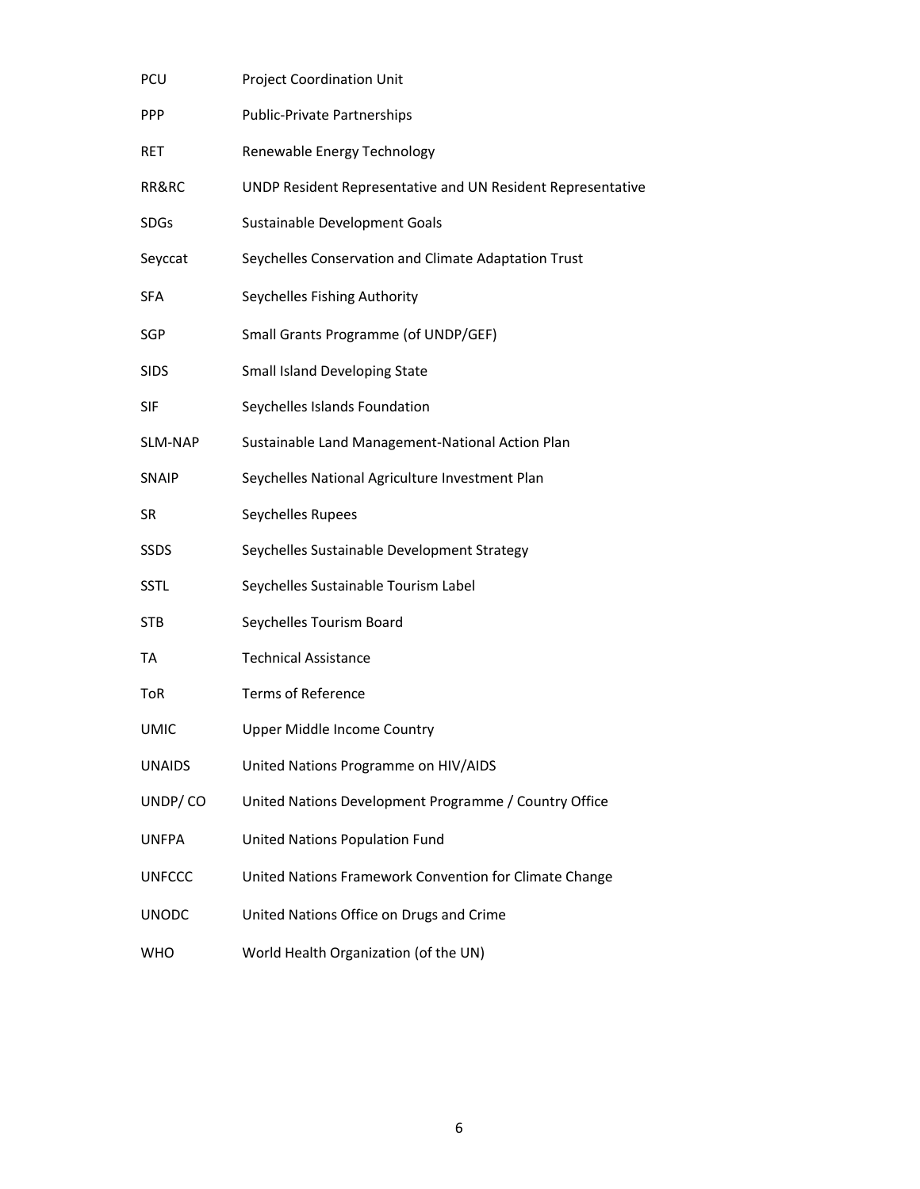| | |
|---|---|
| PCU | Project Coordination Unit |
| PPP | Public-Private Partnerships |
| RET | Renewable Energy Technology |
| RR&RC | UNDP Resident Representative and UN Resident Representative |
| SDGs | Sustainable Development Goals |
| Seyccat | Seychelles Conservation and Climate Adaptation Trust |
| SFA | Seychelles Fishing Authority |
| SGP | Small Grants Programme (of UNDP/GEF) |
| SIDS | Small Island Developing State |
| SIF | Seychelles Islands Foundation |
| SLM-NAP | Sustainable Land Management-National Action Plan |
| SNAIP | Seychelles National Agriculture Investment Plan |
| SR | Seychelles Rupees |
| SSDS | Seychelles Sustainable Development Strategy |
| SSTL | Seychelles Sustainable Tourism Label |
| STB | Seychelles Tourism Board |
| TA | Technical Assistance |
| ToR | Terms of Reference |
| UMIC | Upper Middle Income Country |
| UNAIDS | United Nations Programme on HIV/AIDS |
| UNDP/ CO | United Nations Development Programme / Country Office |
| UNFPA | United Nations Population Fund |
| UNFCCC | United Nations Framework Convention for Climate Change |
| UNODC | United Nations Office on Drugs and Crime |
| WHO | World Health Organization (of the UN) |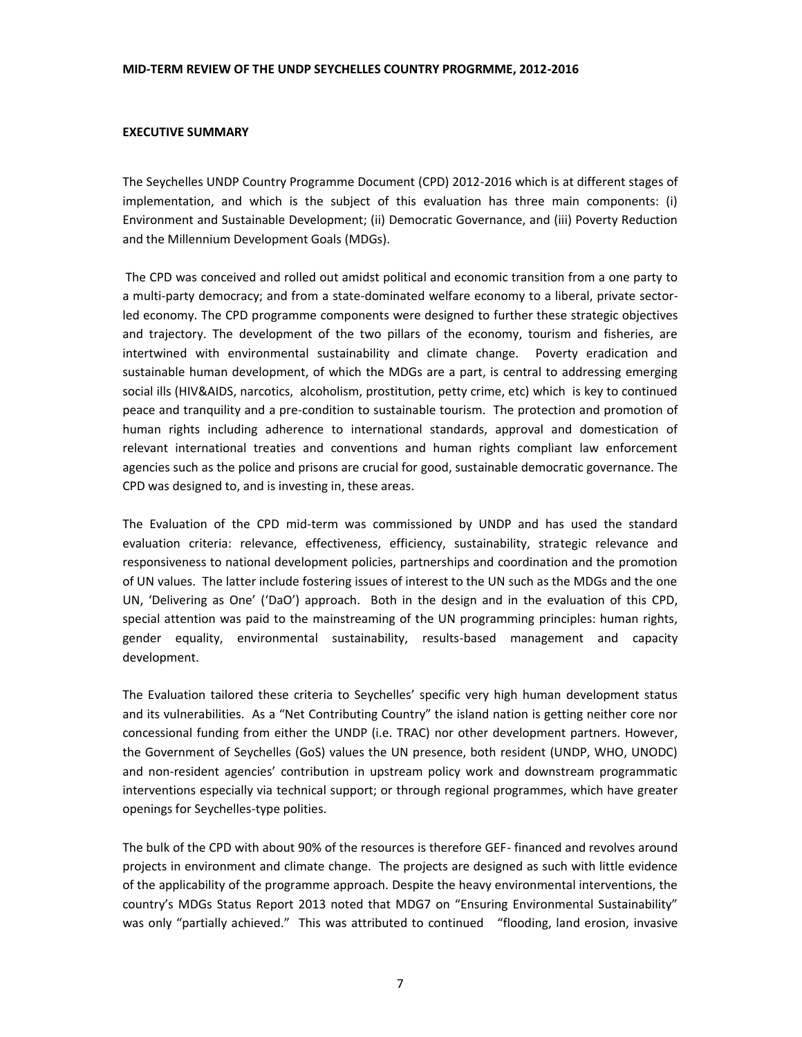**MID-TERM REVIEW OF THE UNDP SEYCHELLES COUNTRY PROGRMME, 2012-2016**

**EXECUTIVE SUMMARY**

The Seychelles UNDP Country Programme Document (CPD) 2012-2016 which is at different stages of implementation, and which is the subject of this evaluation has three main components: (i) Environment and Sustainable Development; (ii) Democratic Governance, and (iii) Poverty Reduction and the Millennium Development Goals (MDGs).

The CPD was conceived and rolled out amidst political and economic transition from a one party to a multi-party democracy; and from a state-dominated welfare economy to a liberal, private sector-led economy. The CPD programme components were designed to further these strategic objectives and trajectory. The development of the two pillars of the economy, tourism and fisheries, are intertwined with environmental sustainability and climate change. Poverty eradication and sustainable human development, of which the MDGs are a part, is central to addressing emerging social ills (HIV&AIDS, narcotics, alcoholism, prostitution, petty crime, etc) which is key to continued peace and tranquility and a pre-condition to sustainable tourism. The protection and promotion of human rights including adherence to international standards, approval and domestication of relevant international treaties and conventions and human rights compliant law enforcement agencies such as the police and prisons are crucial for good, sustainable democratic governance. The CPD was designed to, and is investing in, these areas.

The Evaluation of the CPD mid-term was commissioned by UNDP and has used the standard evaluation criteria: relevance, effectiveness, efficiency, sustainability, strategic relevance and responsiveness to national development policies, partnerships and coordination and the promotion of UN values. The latter include fostering issues of interest to the UN such as the MDGs and the one UN, 'Delivering as One' ('DaO') approach. Both in the design and in the evaluation of this CPD, special attention was paid to the mainstreaming of the UN programming principles: human rights, gender equality, environmental sustainability, results-based management and capacity development.

The Evaluation tailored these criteria to Seychelles' specific very high human development status and its vulnerabilities. As a "Net Contributing Country" the island nation is getting neither core nor concessional funding from either the UNDP (i.e. TRAC) nor other development partners. However, the Government of Seychelles (GoS) values the UN presence, both resident (UNDP, WHO, UNODC) and non-resident agencies' contribution in upstream policy work and downstream programmatic interventions especially via technical support; or through regional programmes, which have greater openings for Seychelles-type polities.

The bulk of the CPD with about 90% of the resources is therefore GEF- financed and revolves around projects in environment and climate change. The projects are designed as such with little evidence of the applicability of the programme approach. Despite the heavy environmental interventions, the country's MDGs Status Report 2013 noted that MDG7 on "Ensuring Environmental Sustainability" was only "partially achieved." This was attributed to continued "flooding, land erosion, invasive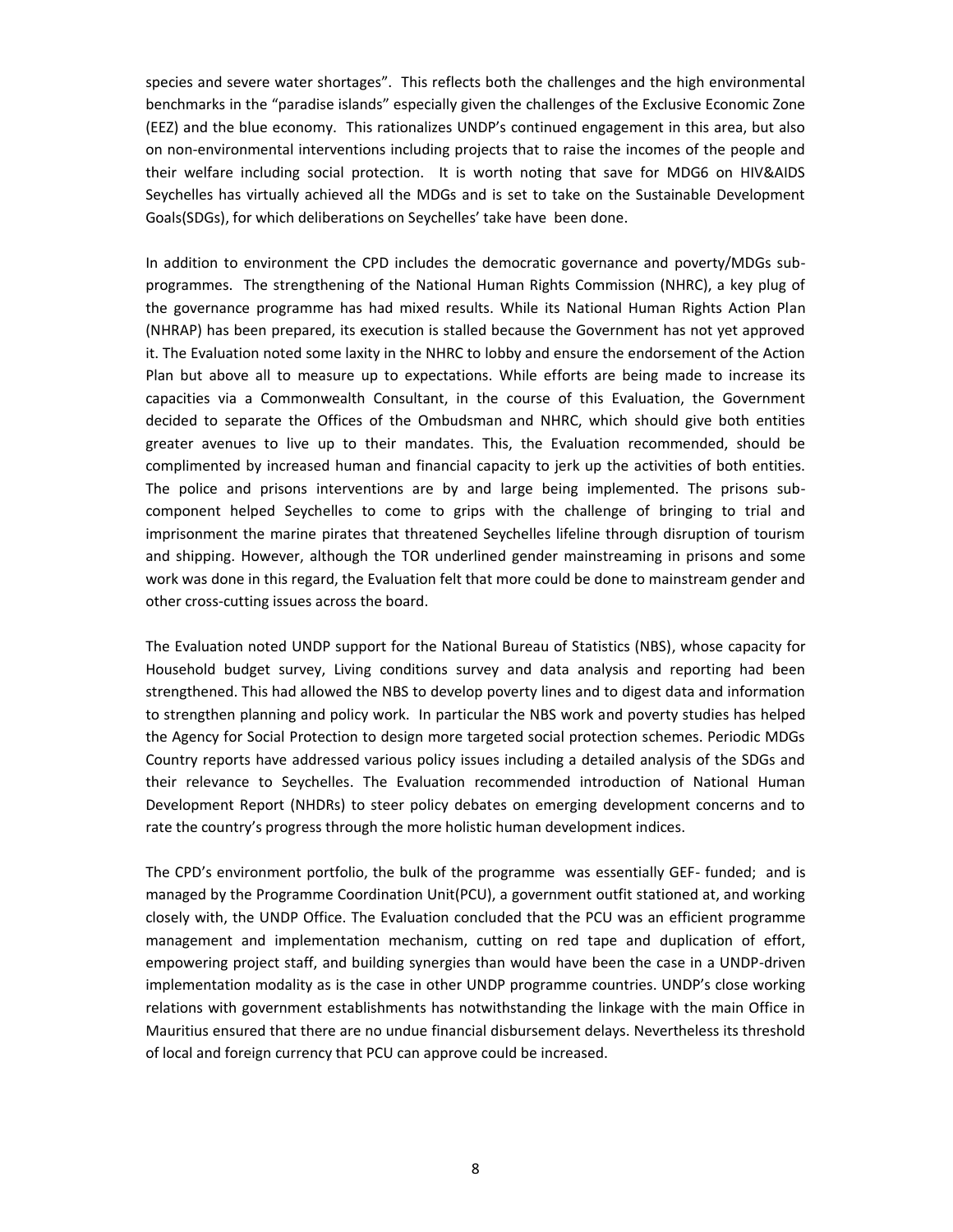species and severe water shortages". This reflects both the challenges and the high environmental benchmarks in the "paradise islands" especially given the challenges of the Exclusive Economic Zone (EEZ) and the blue economy. This rationalizes UNDP's continued engagement in this area, but also on non-environmental interventions including projects that to raise the incomes of the people and their welfare including social protection. It is worth noting that save for MDG6 on HIV&AIDS Seychelles has virtually achieved all the MDGs and is set to take on the Sustainable Development Goals(SDGs), for which deliberations on Seychelles' take have been done.

In addition to environment the CPD includes the democratic governance and poverty/MDGs sub-programmes. The strengthening of the National Human Rights Commission (NHRC), a key plug of the governance programme has had mixed results. While its National Human Rights Action Plan (NHRAP) has been prepared, its execution is stalled because the Government has not yet approved it. The Evaluation noted some laxity in the NHRC to lobby and ensure the endorsement of the Action Plan but above all to measure up to expectations. While efforts are being made to increase its capacities via a Commonwealth Consultant, in the course of this Evaluation, the Government decided to separate the Offices of the Ombudsman and NHRC, which should give both entities greater avenues to live up to their mandates. This, the Evaluation recommended, should be complimented by increased human and financial capacity to jerk up the activities of both entities. The police and prisons interventions are by and large being implemented. The prisons sub-component helped Seychelles to come to grips with the challenge of bringing to trial and imprisonment the marine pirates that threatened Seychelles lifeline through disruption of tourism and shipping. However, although the TOR underlined gender mainstreaming in prisons and some work was done in this regard, the Evaluation felt that more could be done to mainstream gender and other cross-cutting issues across the board.

The Evaluation noted UNDP support for the National Bureau of Statistics (NBS), whose capacity for Household budget survey, Living conditions survey and data analysis and reporting had been strengthened. This had allowed the NBS to develop poverty lines and to digest data and information to strengthen planning and policy work. In particular the NBS work and poverty studies has helped the Agency for Social Protection to design more targeted social protection schemes. Periodic MDGs Country reports have addressed various policy issues including a detailed analysis of the SDGs and their relevance to Seychelles. The Evaluation recommended introduction of National Human Development Report (NHDRs) to steer policy debates on emerging development concerns and to rate the country's progress through the more holistic human development indices.

The CPD's environment portfolio, the bulk of the programme was essentially GEF- funded; and is managed by the Programme Coordination Unit(PCU), a government outfit stationed at, and working closely with, the UNDP Office. The Evaluation concluded that the PCU was an efficient programme management and implementation mechanism, cutting on red tape and duplication of effort, empowering project staff, and building synergies than would have been the case in a UNDP-driven implementation modality as is the case in other UNDP programme countries. UNDP's close working relations with government establishments has notwithstanding the linkage with the main Office in Mauritius ensured that there are no undue financial disbursement delays. Nevertheless its threshold of local and foreign currency that PCU can approve could be increased.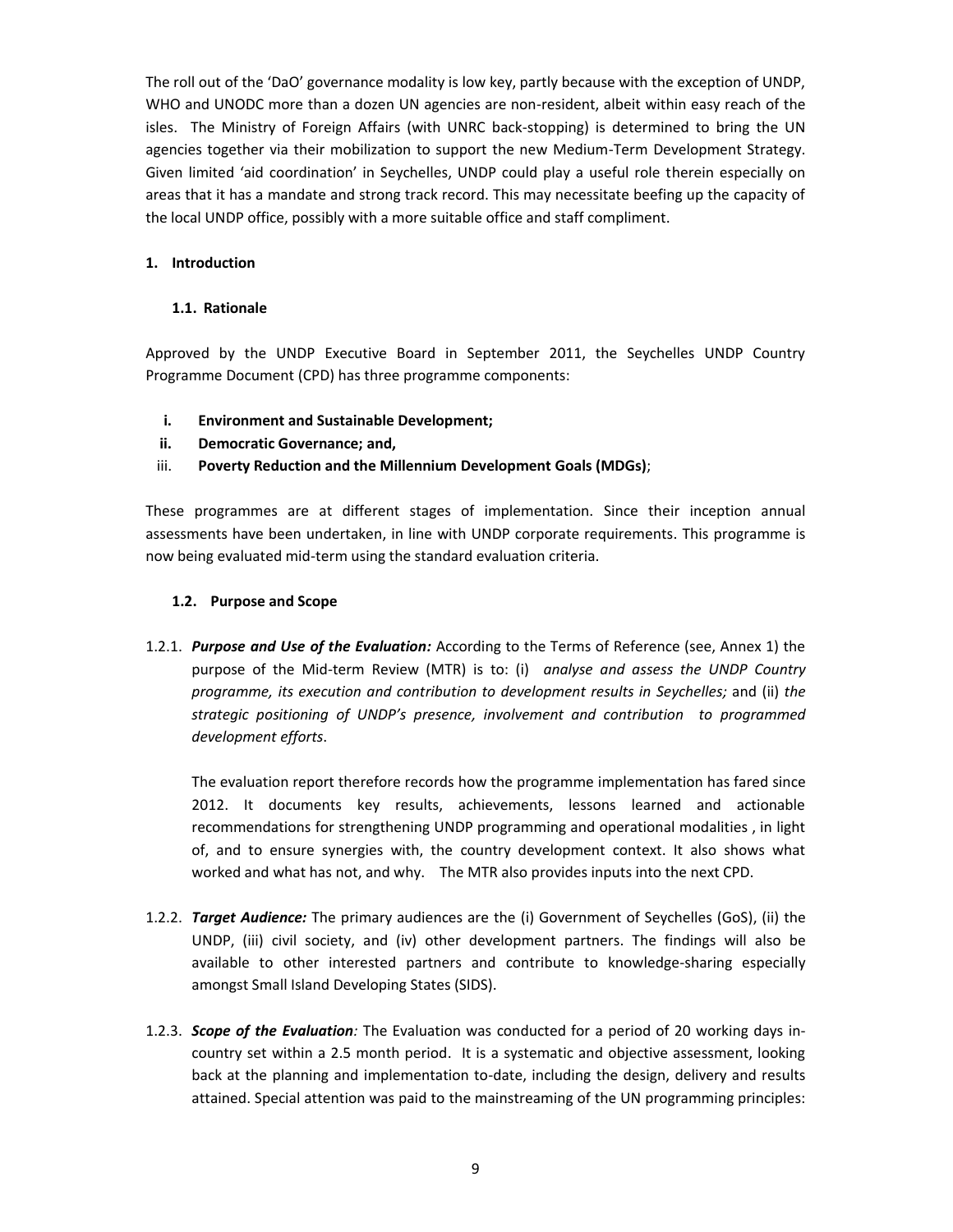The roll out of the 'DaO' governance modality is low key, partly because with the exception of UNDP, WHO and UNODC more than a dozen UN agencies are non-resident, albeit within easy reach of the isles. The Ministry of Foreign Affairs (with UNRC back-stopping) is determined to bring the UN agencies together via their mobilization to support the new Medium-Term Development Strategy. Given limited 'aid coordination' in Seychelles, UNDP could play a useful role therein especially on areas that it has a mandate and strong track record. This may necessitate beefing up the capacity of the local UNDP office, possibly with a more suitable office and staff compliment.

# 1. Introduction

## 1.1. Rationale

Approved by the UNDP Executive Board in September 2011, the Seychelles UNDP Country Programme Document (CPD) has three programme components:

i. **Environment and Sustainable Development;**
ii. **Democratic Governance; and,**
iii. **Poverty Reduction and the Millennium Development Goals (MDGs)**;

These programmes are at different stages of implementation. Since their inception annual assessments have been undertaken, in line with UNDP corporate requirements. This programme is now being evaluated mid-term using the standard evaluation criteria.

## 1.2. Purpose and Scope

1.2.1. ***Purpose and Use of the Evaluation:*** According to the Terms of Reference (see, Annex 1) the purpose of the Mid-term Review (MTR) is to: (i) *analyse and assess the UNDP Country programme, its execution and contribution to development results in Seychelles;* and (ii) *the strategic positioning of UNDP's presence, involvement and contribution to programmed development efforts*.

The evaluation report therefore records how the programme implementation has fared since 2012. It documents key results, achievements, lessons learned and actionable recommendations for strengthening UNDP programming and operational modalities , in light of, and to ensure synergies with, the country development context. It also shows what worked and what has not, and why. The MTR also provides inputs into the next CPD.

1.2.2. ***Target Audience:*** The primary audiences are the (i) Government of Seychelles (GoS), (ii) the UNDP, (iii) civil society, and (iv) other development partners. The findings will also be available to other interested partners and contribute to knowledge-sharing especially amongst Small Island Developing States (SIDS).

1.2.3. ***Scope of the Evaluation:*** The Evaluation was conducted for a period of 20 working days in-country set within a 2.5 month period. It is a systematic and objective assessment, looking back at the planning and implementation to-date, including the design, delivery and results attained. Special attention was paid to the mainstreaming of the UN programming principles: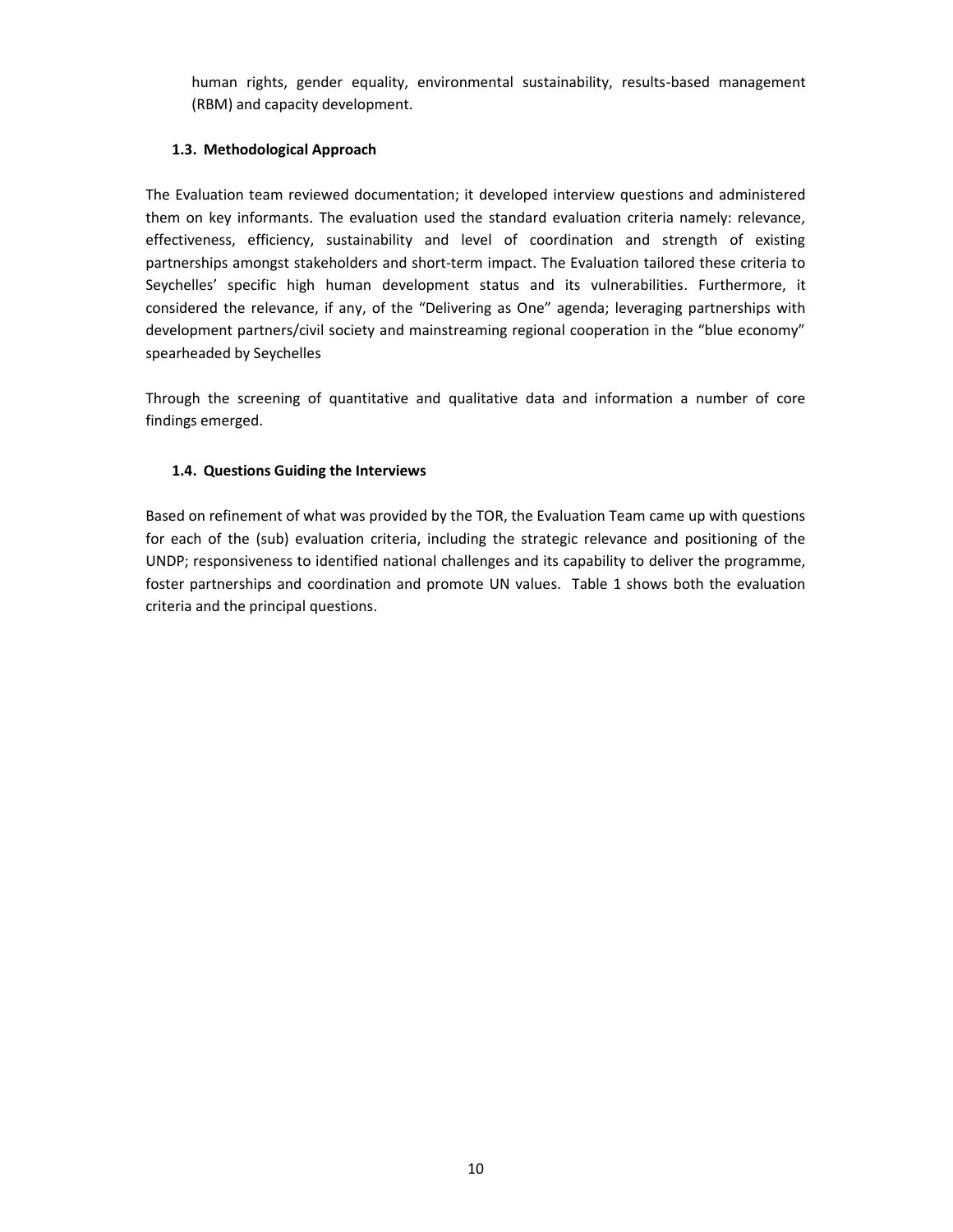human rights, gender equality, environmental sustainability, results-based management (RBM) and capacity development.

### 1.3. Methodological Approach

The Evaluation team reviewed documentation; it developed interview questions and administered them on key informants. The evaluation used the standard evaluation criteria namely: relevance, effectiveness, efficiency, sustainability and level of coordination and strength of existing partnerships amongst stakeholders and short-term impact. The Evaluation tailored these criteria to Seychelles' specific high human development status and its vulnerabilities. Furthermore, it considered the relevance, if any, of the "Delivering as One" agenda; leveraging partnerships with development partners/civil society and mainstreaming regional cooperation in the "blue economy" spearheaded by Seychelles

Through the screening of quantitative and qualitative data and information a number of core findings emerged.

### 1.4. Questions Guiding the Interviews

Based on refinement of what was provided by the TOR, the Evaluation Team came up with questions for each of the (sub) evaluation criteria, including the strategic relevance and positioning of the UNDP; responsiveness to identified national challenges and its capability to deliver the programme, foster partnerships and coordination and promote UN values. Table 1 shows both the evaluation criteria and the principal questions.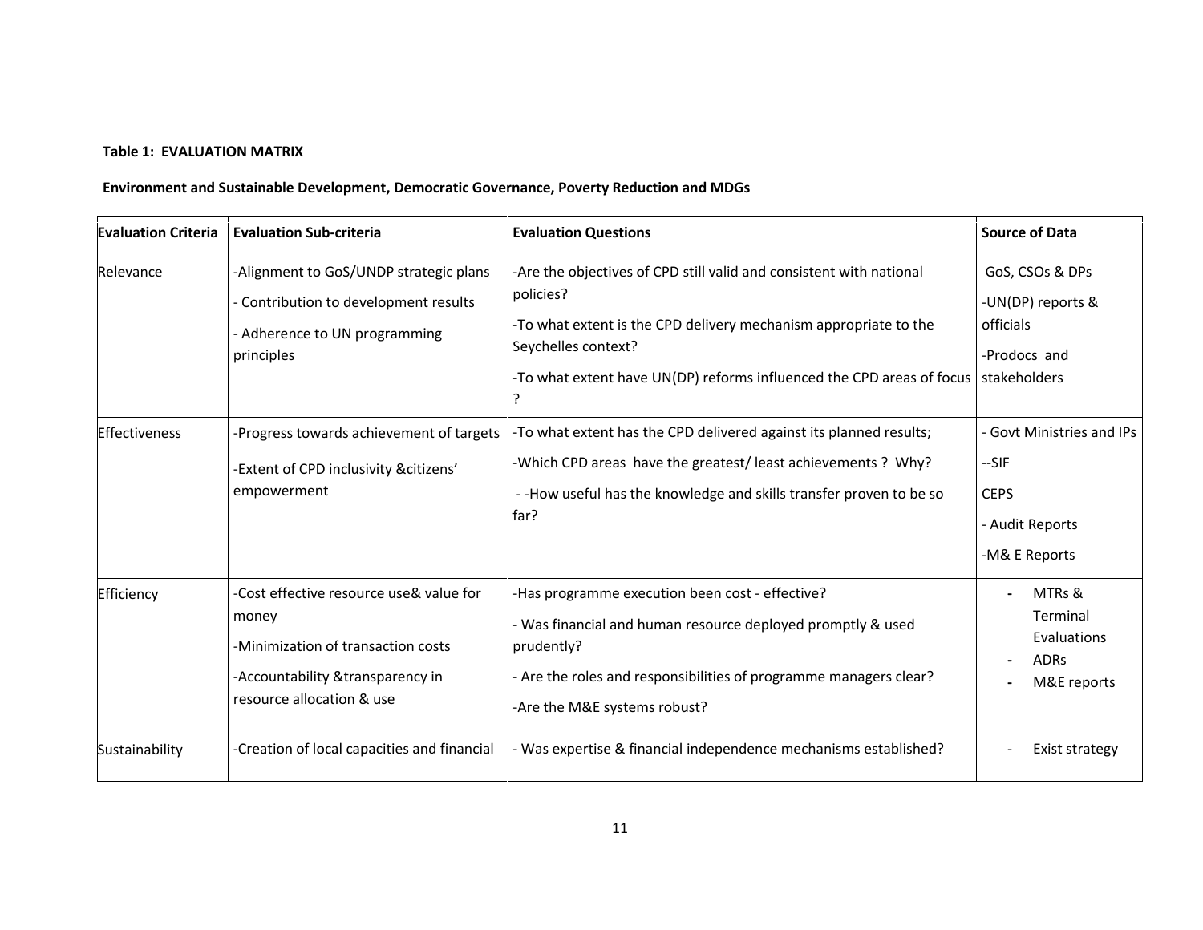**Table 1: EVALUATION MATRIX**

**Environment and Sustainable Development, Democratic Governance, Poverty Reduction and MDGs**

| Evaluation Criteria | Evaluation Sub-criteria | Evaluation Questions | Source of Data |
|---|---|---|---|
| Relevance | -Alignment to GoS/UNDP strategic plans<br>- Contribution to development results<br>- Adherence to UN programming principles | -Are the objectives of CPD still valid and consistent with national policies?<br>-To what extent is the CPD delivery mechanism appropriate to the Seychelles context?<br>-To what extent have UN(DP) reforms influenced the CPD areas of focus ? | GoS, CSOs & DPs<br>-UN(DP) reports & officials<br>-Prodocs and stakeholders |
| Effectiveness | -Progress towards achievement of targets<br>-Extent of CPD inclusivity &citizens' empowerment | -To what extent has the CPD delivered against its planned results;<br>-Which CPD areas have the greatest/ least achievements ? Why?<br>- -How useful has the knowledge and skills transfer proven to be so far? | - Govt Ministries and IPs<br>--SIF<br>CEPS<br>- Audit Reports<br>-M& E Reports |
| Efficiency | -Cost effective resource use& value for money<br>-Minimization of transaction costs<br>-Accountability &transparency in resource allocation & use | -Has programme execution been cost - effective?<br>- Was financial and human resource deployed promptly & used prudently?<br>- Are the roles and responsibilities of programme managers clear?<br>-Are the M&E systems robust? | - MTRs & Terminal Evaluations<br>- ADRs<br>- M&E reports |
| Sustainability | -Creation of local capacities and financial | - Was expertise & financial independence mechanisms established? | - Exist strategy |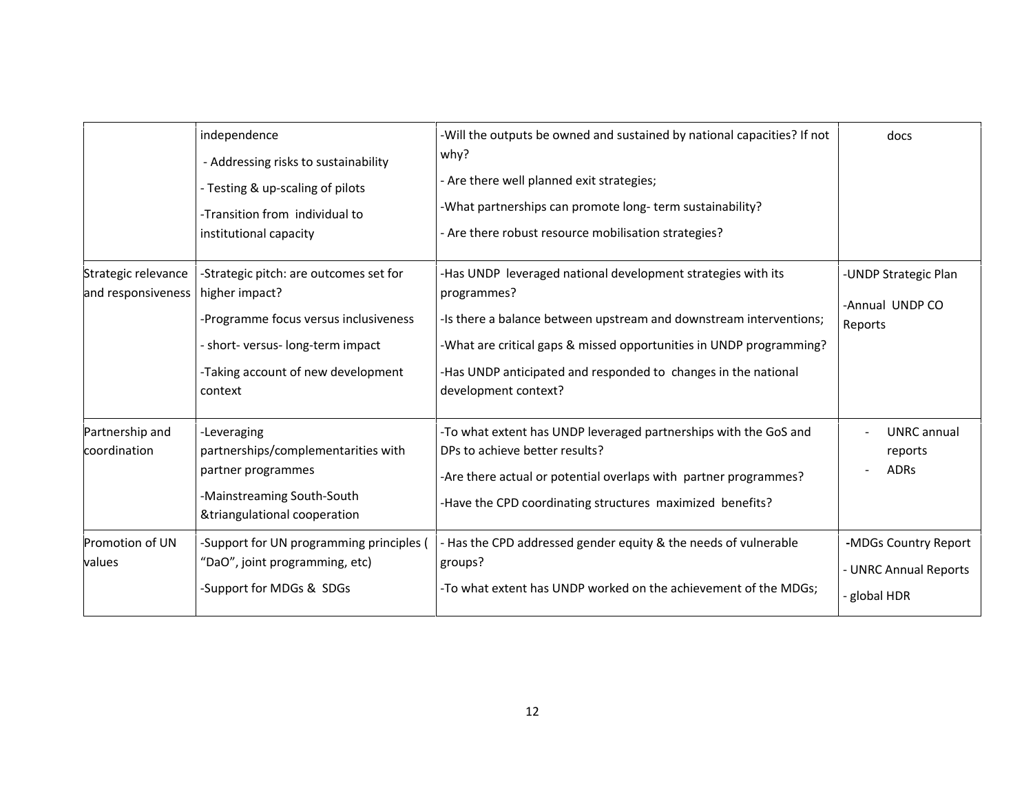| | | | |
|---|---|---|---|
| | independence<br>- Addressing risks to sustainability<br>- Testing & up-scaling of pilots<br>-Transition from individual to institutional capacity | -Will the outputs be owned and sustained by national capacities? If not why?<br>- Are there well planned exit strategies;<br>-What partnerships can promote long- term sustainability?<br>- Are there robust resource mobilisation strategies? | docs |
| Strategic relevance and responsiveness | -Strategic pitch: are outcomes set for higher impact?<br>-Programme focus versus inclusiveness<br>- short- versus- long-term impact<br>-Taking account of new development context | -Has UNDP leveraged national development strategies with its programmes?<br>-Is there a balance between upstream and downstream interventions;<br>-What are critical gaps & missed opportunities in UNDP programming?<br>-Has UNDP anticipated and responded to changes in the national development context? | -UNDP Strategic Plan<br>-Annual UNDP CO Reports |
| Partnership and coordination | -Leveraging partnerships/complementarities with partner programmes<br>-Mainstreaming South-South &triangulational cooperation | -To what extent has UNDP leveraged partnerships with the GoS and DPs to achieve better results?<br>-Are there actual or potential overlaps with partner programmes?<br>-Have the CPD coordinating structures maximized benefits? | - UNRC annual reports<br>- ADRs |
| Promotion of UN values | -Support for UN programming principles ( "DaO", joint programming, etc)<br>-Support for MDGs & SDGs | - Has the CPD addressed gender equity & the needs of vulnerable groups?<br>-To what extent has UNDP worked on the achievement of the MDGs; | -MDGs Country Report<br>- UNRC Annual Reports<br>- global HDR |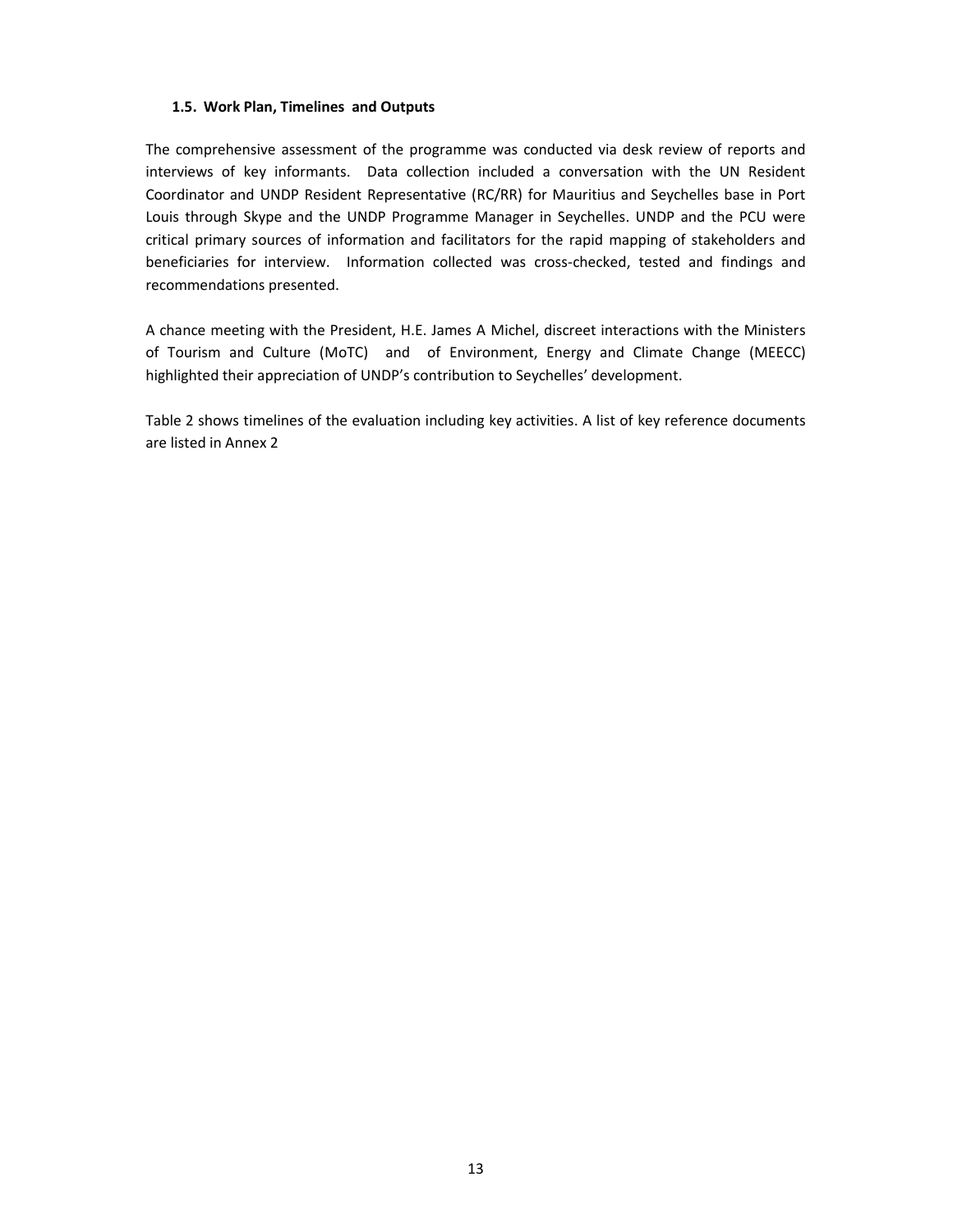### 1.5. Work Plan, Timelines and Outputs

The comprehensive assessment of the programme was conducted via desk review of reports and interviews of key informants. Data collection included a conversation with the UN Resident Coordinator and UNDP Resident Representative (RC/RR) for Mauritius and Seychelles base in Port Louis through Skype and the UNDP Programme Manager in Seychelles. UNDP and the PCU were critical primary sources of information and facilitators for the rapid mapping of stakeholders and beneficiaries for interview. Information collected was cross-checked, tested and findings and recommendations presented.

A chance meeting with the President, H.E. James A Michel, discreet interactions with the Ministers of Tourism and Culture (MoTC) and of Environment, Energy and Climate Change (MEECC) highlighted their appreciation of UNDP's contribution to Seychelles' development.

Table 2 shows timelines of the evaluation including key activities. A list of key reference documents are listed in Annex 2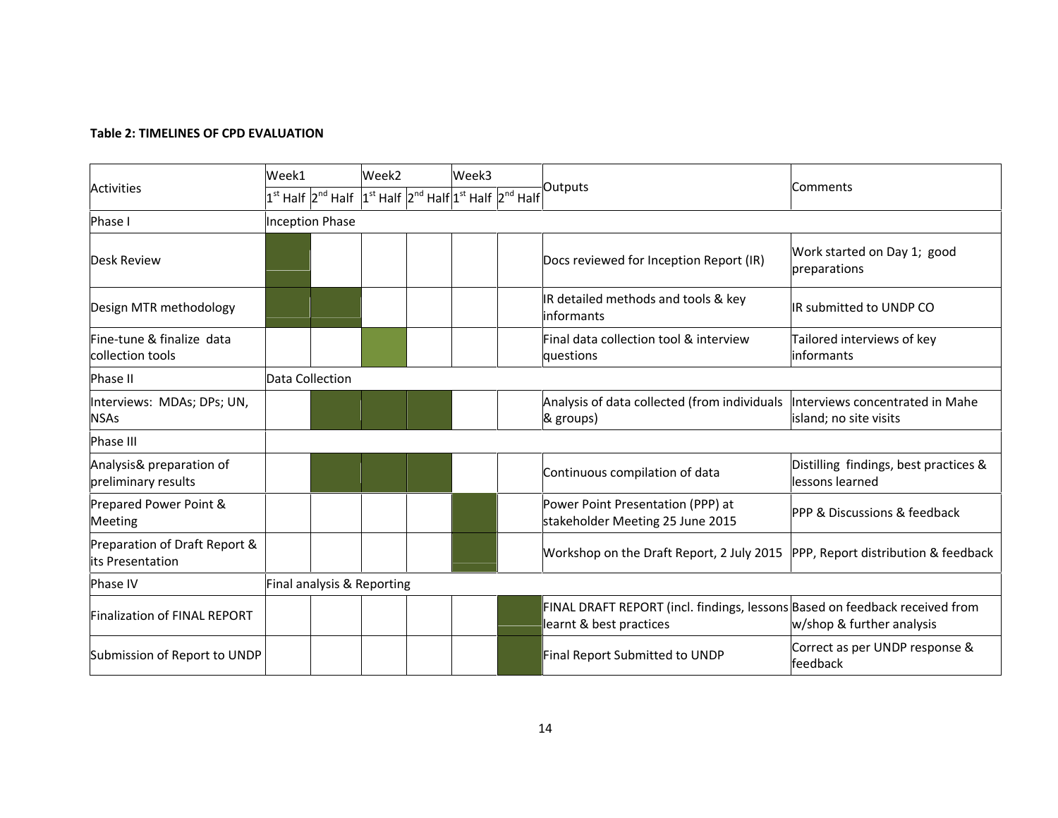**Table 2: TIMELINES OF CPD EVALUATION**

| Activities | Week1 | | Week2 | | Week3 | | Outputs | Comments |
|---|---|---|---|---|---|---|---|---|
| | 1st Half | 2nd Half | 1st Half | 2nd Half | 1st Half | 2nd Half | | |
| Phase I | Inception Phase | | | | | | | |
| Desk Review | ■ | | | | | | Docs reviewed for Inception Report (IR) | Work started on Day 1; good preparations |
| Design MTR methodology | ■ | ■ | | | | | IR detailed methods and tools & key informants | IR submitted to UNDP CO |
| Fine-tune & finalize data collection tools | | | ■ | | | | Final data collection tool & interview questions | Tailored interviews of key informants |
| Phase II | Data Collection | | | | | | | |
| Interviews: MDAs; DPs; UN, NSAs | | ■ | ■ | ■ | | | Analysis of data collected (from individuals & groups) | Interviews concentrated in Mahe island; no site visits |
| Phase III | | | | | | | | |
| Analysis& preparation of preliminary results | | ■ | ■ | ■ | | | Continuous compilation of data | Distilling findings, best practices & lessons learned |
| Prepared Power Point & Meeting | | | | | ■ | | Power Point Presentation (PPP) at stakeholder Meeting 25 June 2015 | PPP & Discussions & feedback |
| Preparation of Draft Report & its Presentation | | | | | ■ | | Workshop on the Draft Report, 2 July 2015 | PPP, Report distribution & feedback |
| Phase IV | Final analysis & Reporting | | | | | | | |
| Finalization of FINAL REPORT | | | | | | ■ | FINAL DRAFT REPORT (incl. findings, lessons learnt & best practices | Based on feedback received from w/shop & further analysis |
| Submission of Report to UNDP | | | | | | ■ | Final Report Submitted to UNDP | Correct as per UNDP response & feedback |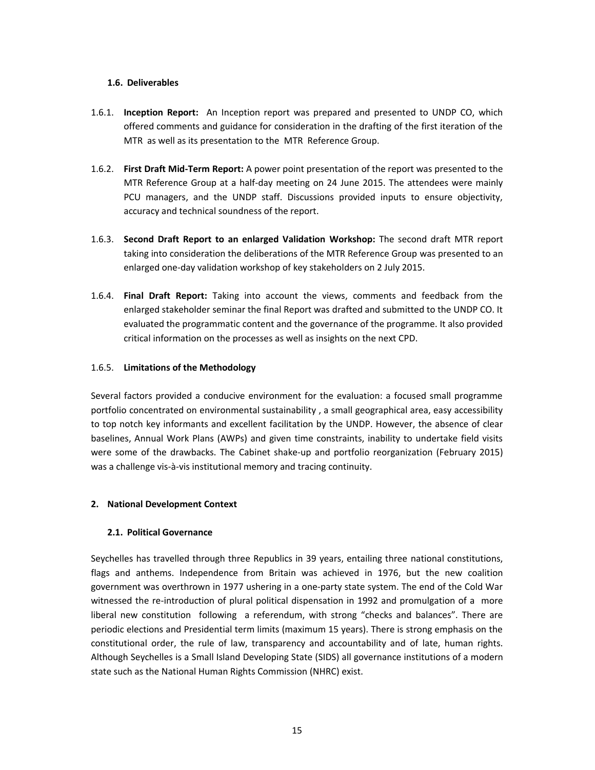### 1.6. Deliverables

1.6.1. **Inception Report:** An Inception report was prepared and presented to UNDP CO, which offered comments and guidance for consideration in the drafting of the first iteration of the MTR as well as its presentation to the MTR Reference Group.

1.6.2. **First Draft Mid-Term Report:** A power point presentation of the report was presented to the MTR Reference Group at a half-day meeting on 24 June 2015. The attendees were mainly PCU managers, and the UNDP staff. Discussions provided inputs to ensure objectivity, accuracy and technical soundness of the report.

1.6.3. **Second Draft Report to an enlarged Validation Workshop:** The second draft MTR report taking into consideration the deliberations of the MTR Reference Group was presented to an enlarged one-day validation workshop of key stakeholders on 2 July 2015.

1.6.4. **Final Draft Report:** Taking into account the views, comments and feedback from the enlarged stakeholder seminar the final Report was drafted and submitted to the UNDP CO. It evaluated the programmatic content and the governance of the programme. It also provided critical information on the processes as well as insights on the next CPD.

1.6.5. **Limitations of the Methodology**

Several factors provided a conducive environment for the evaluation: a focused small programme portfolio concentrated on environmental sustainability , a small geographical area, easy accessibility to top notch key informants and excellent facilitation by the UNDP. However, the absence of clear baselines, Annual Work Plans (AWPs) and given time constraints, inability to undertake field visits were some of the drawbacks. The Cabinet shake-up and portfolio reorganization (February 2015) was a challenge vis-à-vis institutional memory and tracing continuity.

## 2. National Development Context

### 2.1. Political Governance

Seychelles has travelled through three Republics in 39 years, entailing three national constitutions, flags and anthems. Independence from Britain was achieved in 1976, but the new coalition government was overthrown in 1977 ushering in a one-party state system. The end of the Cold War witnessed the re-introduction of plural political dispensation in 1992 and promulgation of a more liberal new constitution following a referendum, with strong "checks and balances". There are periodic elections and Presidential term limits (maximum 15 years). There is strong emphasis on the constitutional order, the rule of law, transparency and accountability and of late, human rights. Although Seychelles is a Small Island Developing State (SIDS) all governance institutions of a modern state such as the National Human Rights Commission (NHRC) exist.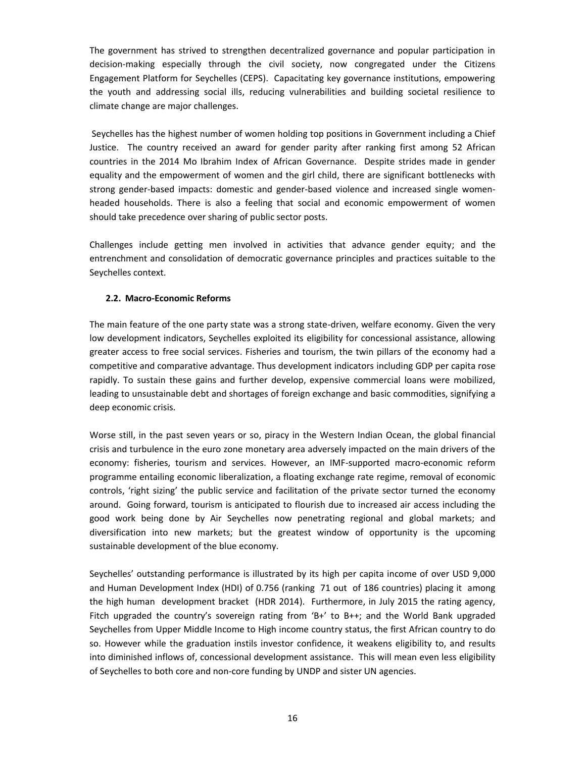The government has strived to strengthen decentralized governance and popular participation in decision-making especially through the civil society, now congregated under the Citizens Engagement Platform for Seychelles (CEPS). Capacitating key governance institutions, empowering the youth and addressing social ills, reducing vulnerabilities and building societal resilience to climate change are major challenges.

Seychelles has the highest number of women holding top positions in Government including a Chief Justice. The country received an award for gender parity after ranking first among 52 African countries in the 2014 Mo Ibrahim Index of African Governance. Despite strides made in gender equality and the empowerment of women and the girl child, there are significant bottlenecks with strong gender-based impacts: domestic and gender-based violence and increased single women-headed households. There is also a feeling that social and economic empowerment of women should take precedence over sharing of public sector posts.

Challenges include getting men involved in activities that advance gender equity; and the entrenchment and consolidation of democratic governance principles and practices suitable to the Seychelles context.

### 2.2. Macro-Economic Reforms

The main feature of the one party state was a strong state-driven, welfare economy. Given the very low development indicators, Seychelles exploited its eligibility for concessional assistance, allowing greater access to free social services. Fisheries and tourism, the twin pillars of the economy had a competitive and comparative advantage. Thus development indicators including GDP per capita rose rapidly. To sustain these gains and further develop, expensive commercial loans were mobilized, leading to unsustainable debt and shortages of foreign exchange and basic commodities, signifying a deep economic crisis.

Worse still, in the past seven years or so, piracy in the Western Indian Ocean, the global financial crisis and turbulence in the euro zone monetary area adversely impacted on the main drivers of the economy: fisheries, tourism and services. However, an IMF-supported macro-economic reform programme entailing economic liberalization, a floating exchange rate regime, removal of economic controls, 'right sizing' the public service and facilitation of the private sector turned the economy around. Going forward, tourism is anticipated to flourish due to increased air access including the good work being done by Air Seychelles now penetrating regional and global markets; and diversification into new markets; but the greatest window of opportunity is the upcoming sustainable development of the blue economy.

Seychelles' outstanding performance is illustrated by its high per capita income of over USD 9,000 and Human Development Index (HDI) of 0.756 (ranking 71 out of 186 countries) placing it among the high human development bracket (HDR 2014). Furthermore, in July 2015 the rating agency, Fitch upgraded the country's sovereign rating from 'B+' to B++; and the World Bank upgraded Seychelles from Upper Middle Income to High income country status, the first African country to do so. However while the graduation instils investor confidence, it weakens eligibility to, and results into diminished inflows of, concessional development assistance. This will mean even less eligibility of Seychelles to both core and non-core funding by UNDP and sister UN agencies.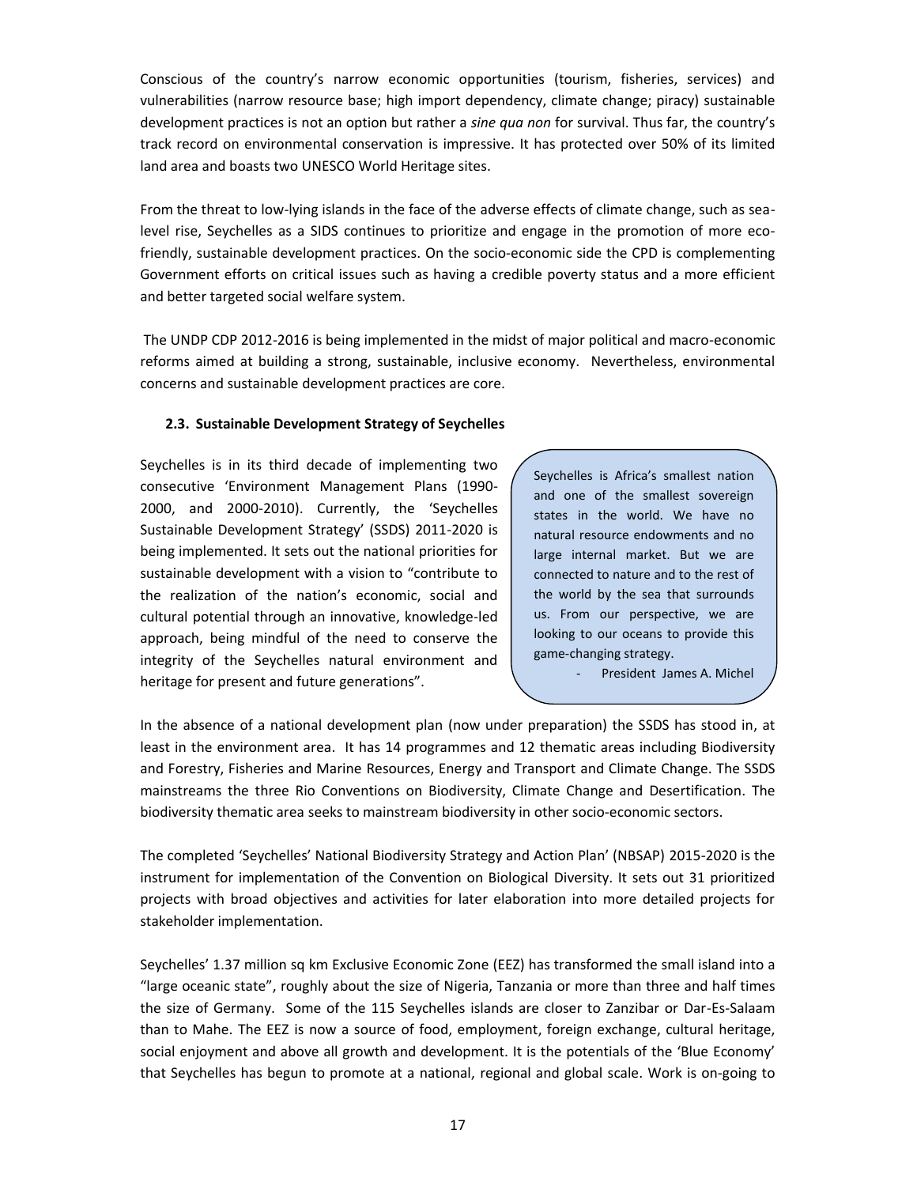Conscious of the country's narrow economic opportunities (tourism, fisheries, services) and vulnerabilities (narrow resource base; high import dependency, climate change; piracy) sustainable development practices is not an option but rather a *sine qua non* for survival. Thus far, the country's track record on environmental conservation is impressive. It has protected over 50% of its limited land area and boasts two UNESCO World Heritage sites.

From the threat to low-lying islands in the face of the adverse effects of climate change, such as sea-level rise, Seychelles as a SIDS continues to prioritize and engage in the promotion of more eco-friendly, sustainable development practices. On the socio-economic side the CPD is complementing Government efforts on critical issues such as having a credible poverty status and a more efficient and better targeted social welfare system.

The UNDP CDP 2012-2016 is being implemented in the midst of major political and macro-economic reforms aimed at building a strong, sustainable, inclusive economy. Nevertheless, environmental concerns and sustainable development practices are core.

### 2.3. Sustainable Development Strategy of Seychelles

Seychelles is in its third decade of implementing two consecutive 'Environment Management Plans (1990-2000, and 2000-2010). Currently, the 'Seychelles Sustainable Development Strategy' (SSDS) 2011-2020 is being implemented. It sets out the national priorities for sustainable development with a vision to "contribute to the realization of the nation's economic, social and cultural potential through an innovative, knowledge-led approach, being mindful of the need to conserve the integrity of the Seychelles natural environment and heritage for present and future generations".

> Seychelles is Africa's smallest nation and one of the smallest sovereign states in the world. We have no natural resource endowments and no large internal market. But we are connected to nature and to the rest of the world by the sea that surrounds us. From our perspective, we are looking to our oceans to provide this game-changing strategy.
>
> - President James A. Michel

In the absence of a national development plan (now under preparation) the SSDS has stood in, at least in the environment area. It has 14 programmes and 12 thematic areas including Biodiversity and Forestry, Fisheries and Marine Resources, Energy and Transport and Climate Change. The SSDS mainstreams the three Rio Conventions on Biodiversity, Climate Change and Desertification. The biodiversity thematic area seeks to mainstream biodiversity in other socio-economic sectors.

The completed 'Seychelles' National Biodiversity Strategy and Action Plan' (NBSAP) 2015-2020 is the instrument for implementation of the Convention on Biological Diversity. It sets out 31 prioritized projects with broad objectives and activities for later elaboration into more detailed projects for stakeholder implementation.

Seychelles' 1.37 million sq km Exclusive Economic Zone (EEZ) has transformed the small island into a "large oceanic state", roughly about the size of Nigeria, Tanzania or more than three and half times the size of Germany. Some of the 115 Seychelles islands are closer to Zanzibar or Dar-Es-Salaam than to Mahe. The EEZ is now a source of food, employment, foreign exchange, cultural heritage, social enjoyment and above all growth and development. It is the potentials of the 'Blue Economy' that Seychelles has begun to promote at a national, regional and global scale. Work is on-going to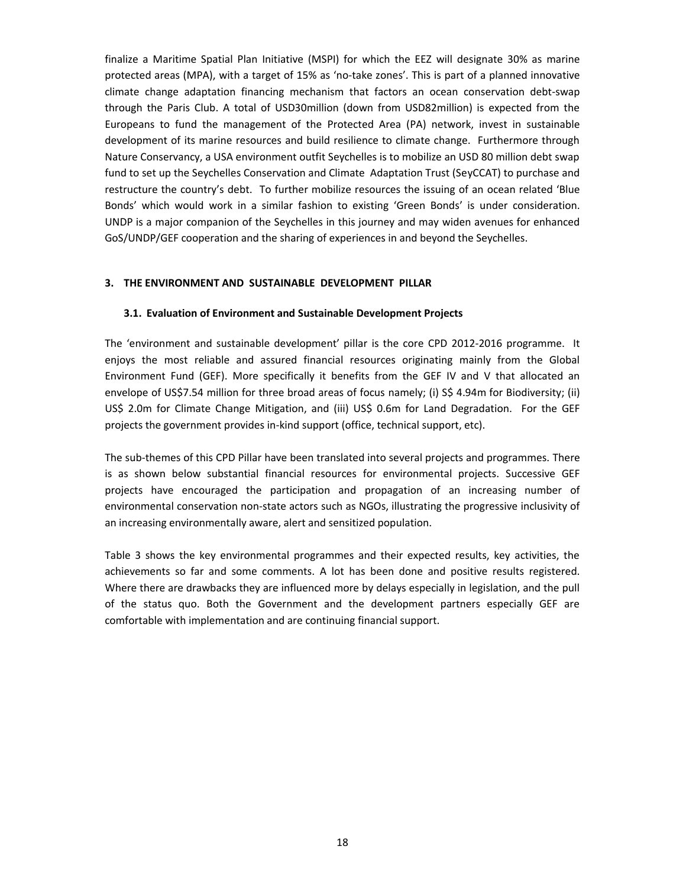finalize a Maritime Spatial Plan Initiative (MSPI) for which the EEZ will designate 30% as marine protected areas (MPA), with a target of 15% as 'no-take zones'. This is part of a planned innovative climate change adaptation financing mechanism that factors an ocean conservation debt-swap through the Paris Club. A total of USD30million (down from USD82million) is expected from the Europeans to fund the management of the Protected Area (PA) network, invest in sustainable development of its marine resources and build resilience to climate change. Furthermore through Nature Conservancy, a USA environment outfit Seychelles is to mobilize an USD 80 million debt swap fund to set up the Seychelles Conservation and Climate Adaptation Trust (SeyCCAT) to purchase and restructure the country's debt. To further mobilize resources the issuing of an ocean related 'Blue Bonds' which would work in a similar fashion to existing 'Green Bonds' is under consideration. UNDP is a major companion of the Seychelles in this journey and may widen avenues for enhanced GoS/UNDP/GEF cooperation and the sharing of experiences in and beyond the Seychelles.

## 3. THE ENVIRONMENT AND SUSTAINABLE DEVELOPMENT PILLAR

### 3.1. Evaluation of Environment and Sustainable Development Projects

The 'environment and sustainable development' pillar is the core CPD 2012-2016 programme. It enjoys the most reliable and assured financial resources originating mainly from the Global Environment Fund (GEF). More specifically it benefits from the GEF IV and V that allocated an envelope of US$7.54 million for three broad areas of focus namely; (i) S$ 4.94m for Biodiversity; (ii) US$ 2.0m for Climate Change Mitigation, and (iii) US$ 0.6m for Land Degradation. For the GEF projects the government provides in-kind support (office, technical support, etc).

The sub-themes of this CPD Pillar have been translated into several projects and programmes. There is as shown below substantial financial resources for environmental projects. Successive GEF projects have encouraged the participation and propagation of an increasing number of environmental conservation non-state actors such as NGOs, illustrating the progressive inclusivity of an increasing environmentally aware, alert and sensitized population.

Table 3 shows the key environmental programmes and their expected results, key activities, the achievements so far and some comments. A lot has been done and positive results registered. Where there are drawbacks they are influenced more by delays especially in legislation, and the pull of the status quo. Both the Government and the development partners especially GEF are comfortable with implementation and are continuing financial support.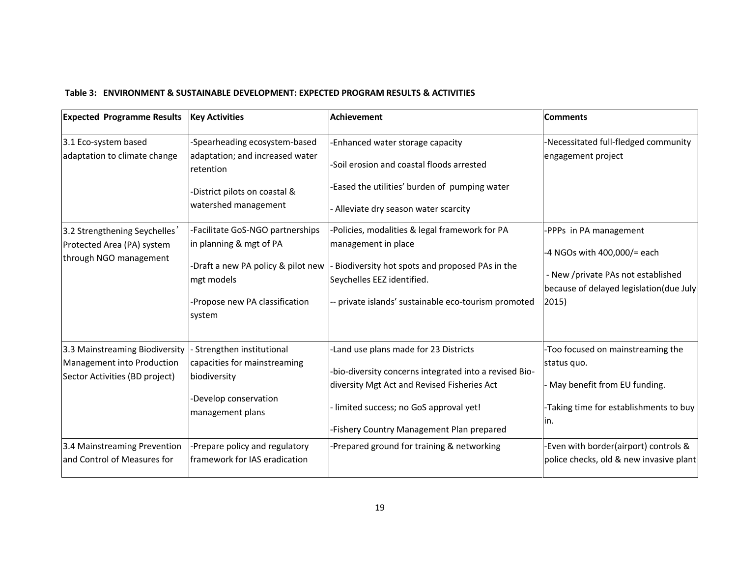**Table 3: ENVIRONMENT & SUSTAINABLE DEVELOPMENT: EXPECTED PROGRAM RESULTS & ACTIVITIES**

| Expected Programme Results | Key Activities | Achievement | Comments |
|---|---|---|---|
| 3.1 Eco-system based adaptation to climate change | -Spearheading ecosystem-based adaptation; and increased water retention<br>-District pilots on coastal & watershed management | -Enhanced water storage capacity<br>-Soil erosion and coastal floods arrested<br>-Eased the utilities' burden of pumping water<br>- Alleviate dry season water scarcity | -Necessitated full-fledged community engagement project |
| 3.2 Strengthening Seychelles' Protected Area (PA) system through NGO management | -Facilitate GoS-NGO partnerships in planning & mgt of PA<br>-Draft a new PA policy & pilot new mgt models<br>-Propose new PA classification system | -Policies, modalities & legal framework for PA management in place<br>- Biodiversity hot spots and proposed PAs in the Seychelles EEZ identified.<br>-- private islands' sustainable eco-tourism promoted | -PPPs in PA management<br>-4 NGOs with 400,000/= each<br>- New /private PAs not established because of delayed legislation(due July 2015) |
| 3.3 Mainstreaming Biodiversity Management into Production Sector Activities (BD project) | - Strengthen institutional capacities for mainstreaming biodiversity<br>-Develop conservation management plans | -Land use plans made for 23 Districts<br>-bio-diversity concerns integrated into a revised Bio-diversity Mgt Act and Revised Fisheries Act<br>- limited success; no GoS approval yet!<br>-Fishery Country Management Plan prepared | -Too focused on mainstreaming the status quo.<br>- May benefit from EU funding.<br>-Taking time for establishments to buy in. |
| 3.4 Mainstreaming Prevention and Control of Measures for | -Prepare policy and regulatory framework for IAS eradication | -Prepared ground for training & networking | -Even with border(airport) controls & police checks, old & new invasive plant |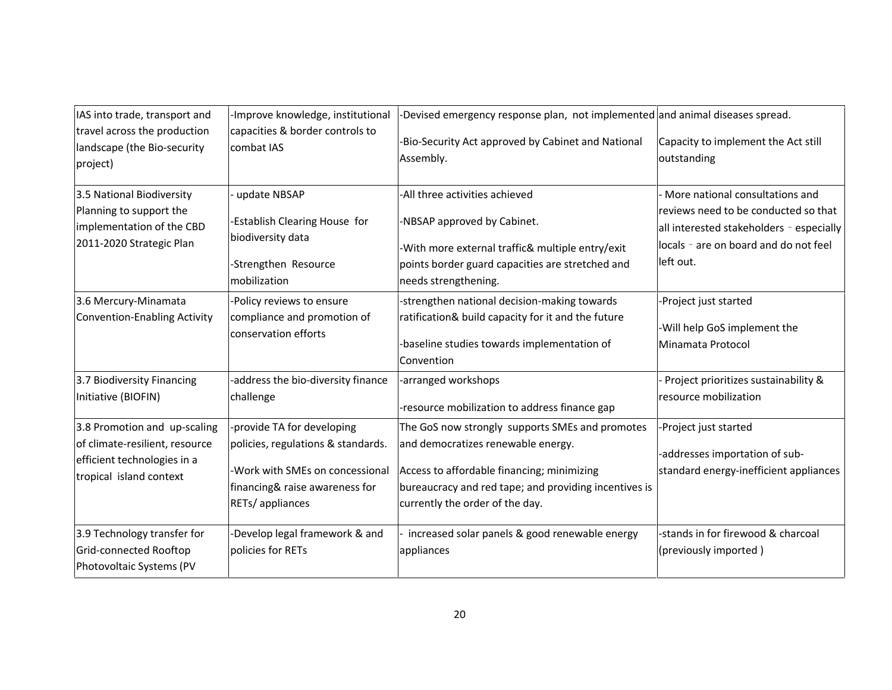| IAS into trade, transport and travel across the production landscape (the Bio-security project) | -Improve knowledge, institutional capacities & border controls to combat IAS | -Devised emergency response plan, not implemented and animal diseases spread.<br><br>-Bio-Security Act approved by Cabinet and National Assembly. | Capacity to implement the Act still outstanding |
|---|---|---|---|
| 3.5 National Biodiversity Planning to support the implementation of the CBD 2011-2020 Strategic Plan | - update NBSAP<br><br>-Establish Clearing House for biodiversity data<br><br>-Strengthen Resource mobilization | -All three activities achieved<br><br>-NBSAP approved by Cabinet.<br><br>-With more external traffic& multiple entry/exit points border guard capacities are stretched and needs strengthening. | - More national consultations and reviews need to be conducted so that all interested stakeholders – especially locals – are on board and do not feel left out. |
| 3.6 Mercury-Minamata Convention-Enabling Activity | -Policy reviews to ensure compliance and promotion of conservation efforts | -strengthen national decision-making towards ratification& build capacity for it and the future<br><br>-baseline studies towards implementation of Convention | -Project just started<br><br>-Will help GoS implement the Minamata Protocol |
| 3.7 Biodiversity Financing Initiative (BIOFIN) | -address the bio-diversity finance challenge | -arranged workshops<br><br>-resource mobilization to address finance gap | - Project prioritizes sustainability & resource mobilization |
| 3.8 Promotion and up-scaling of climate-resilient, resource efficient technologies in a tropical island context | -provide TA for developing policies, regulations & standards.<br><br>-Work with SMEs on concessional financing& raise awareness for RETs/ appliances | The GoS now strongly supports SMEs and promotes and democratizes renewable energy.<br><br>Access to affordable financing; minimizing bureaucracy and red tape; and providing incentives is currently the order of the day. | -Project just started<br><br>-addresses importation of sub-standard energy-inefficient appliances |
| 3.9 Technology transfer for Grid-connected Rooftop Photovoltaic Systems (PV | -Develop legal framework & and policies for RETs | - increased solar panels & good renewable energy appliances | -stands in for firewood & charcoal (previously imported ) |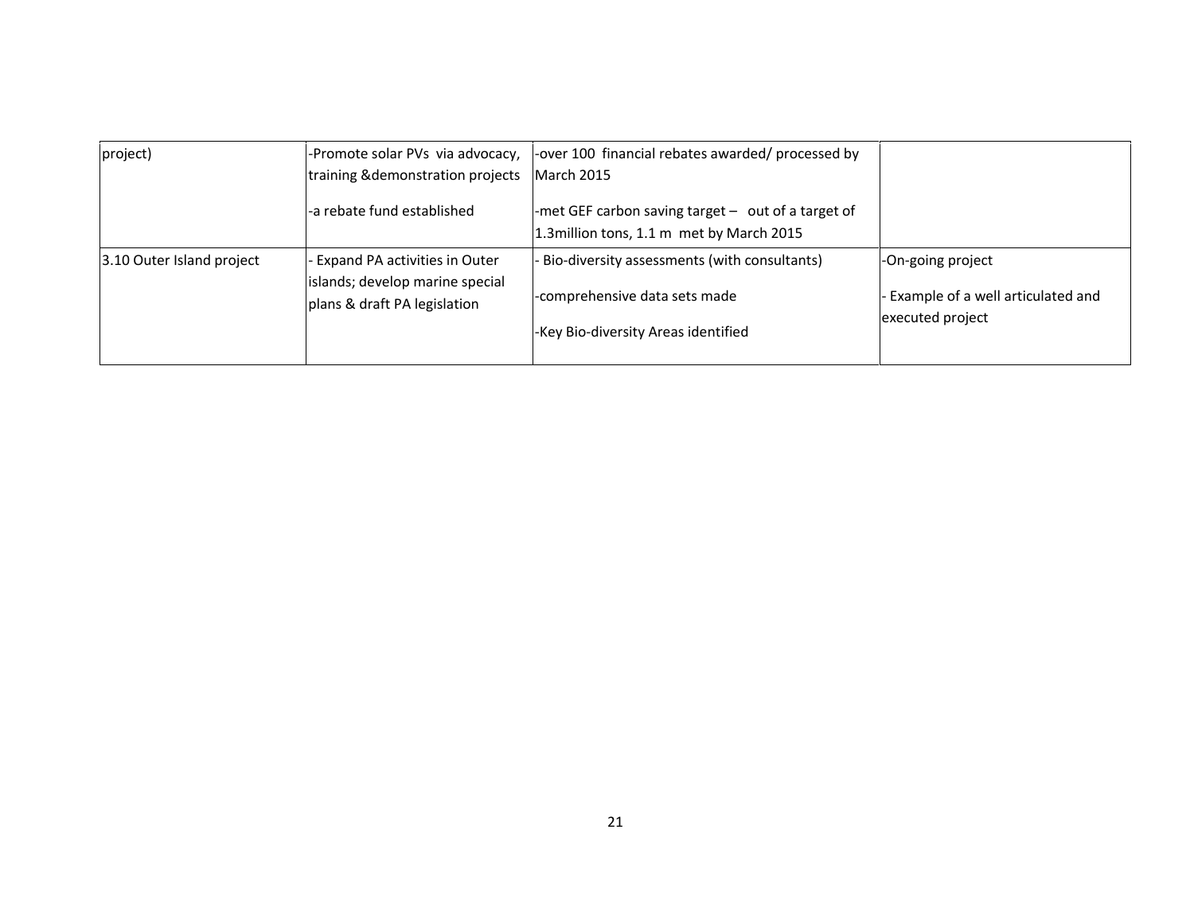| | | | |
|---|---|---|---|
| project) | -Promote solar PVs via advocacy, training &demonstration projects<br><br>-a rebate fund established | -over 100 financial rebates awarded/ processed by March 2015<br><br>-met GEF carbon saving target – out of a target of 1.3million tons, 1.1 m met by March 2015 | |
| 3.10 Outer Island project | - Expand PA activities in Outer islands; develop marine special plans & draft PA legislation | - Bio-diversity assessments (with consultants)<br><br>-comprehensive data sets made<br><br>-Key Bio-diversity Areas identified | -On-going project<br><br>- Example of a well articulated and executed project |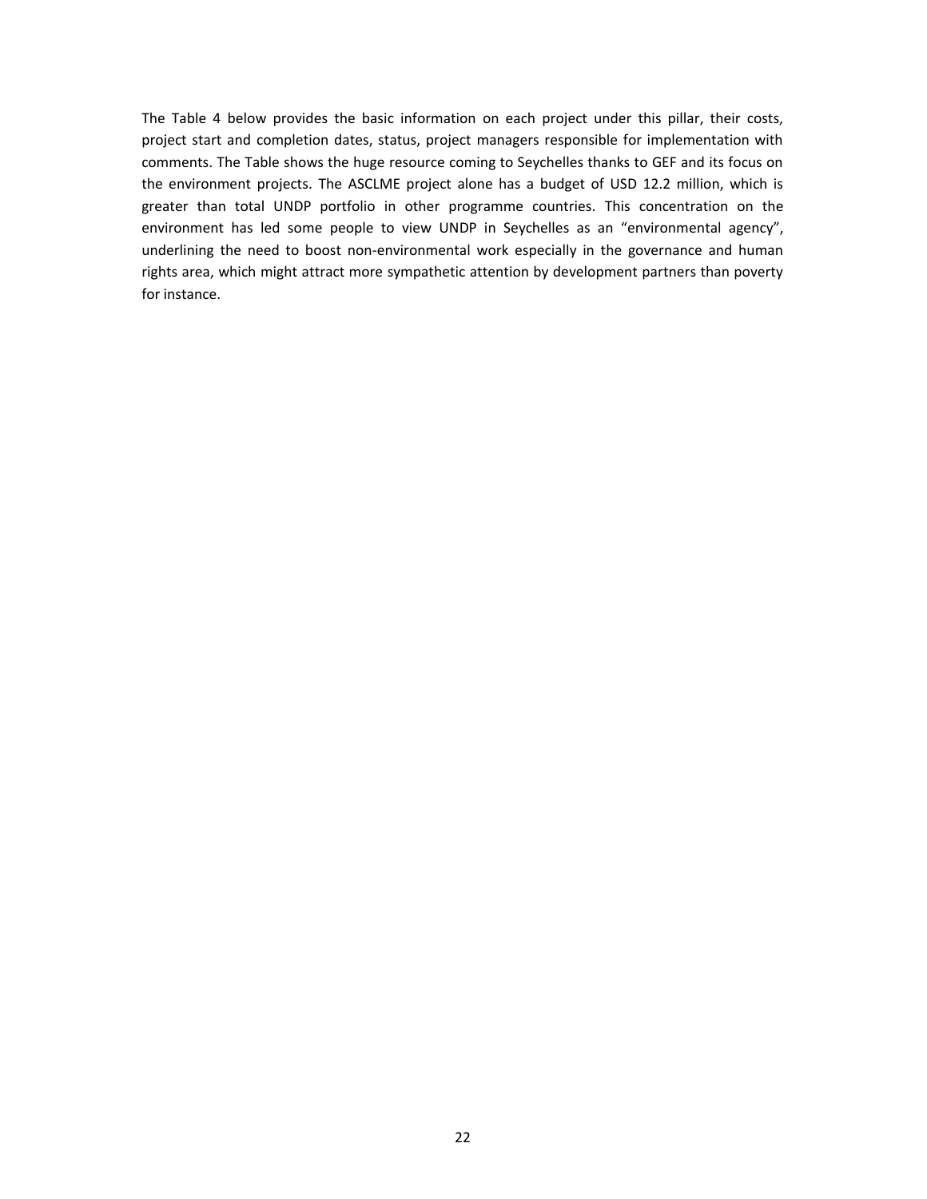The Table 4 below provides the basic information on each project under this pillar, their costs, project start and completion dates, status, project managers responsible for implementation with comments. The Table shows the huge resource coming to Seychelles thanks to GEF and its focus on the environment projects. The ASCLME project alone has a budget of USD 12.2 million, which is greater than total UNDP portfolio in other programme countries. This concentration on the environment has led some people to view UNDP in Seychelles as an "environmental agency", underlining the need to boost non-environmental work especially in the governance and human rights area, which might attract more sympathetic attention by development partners than poverty for instance.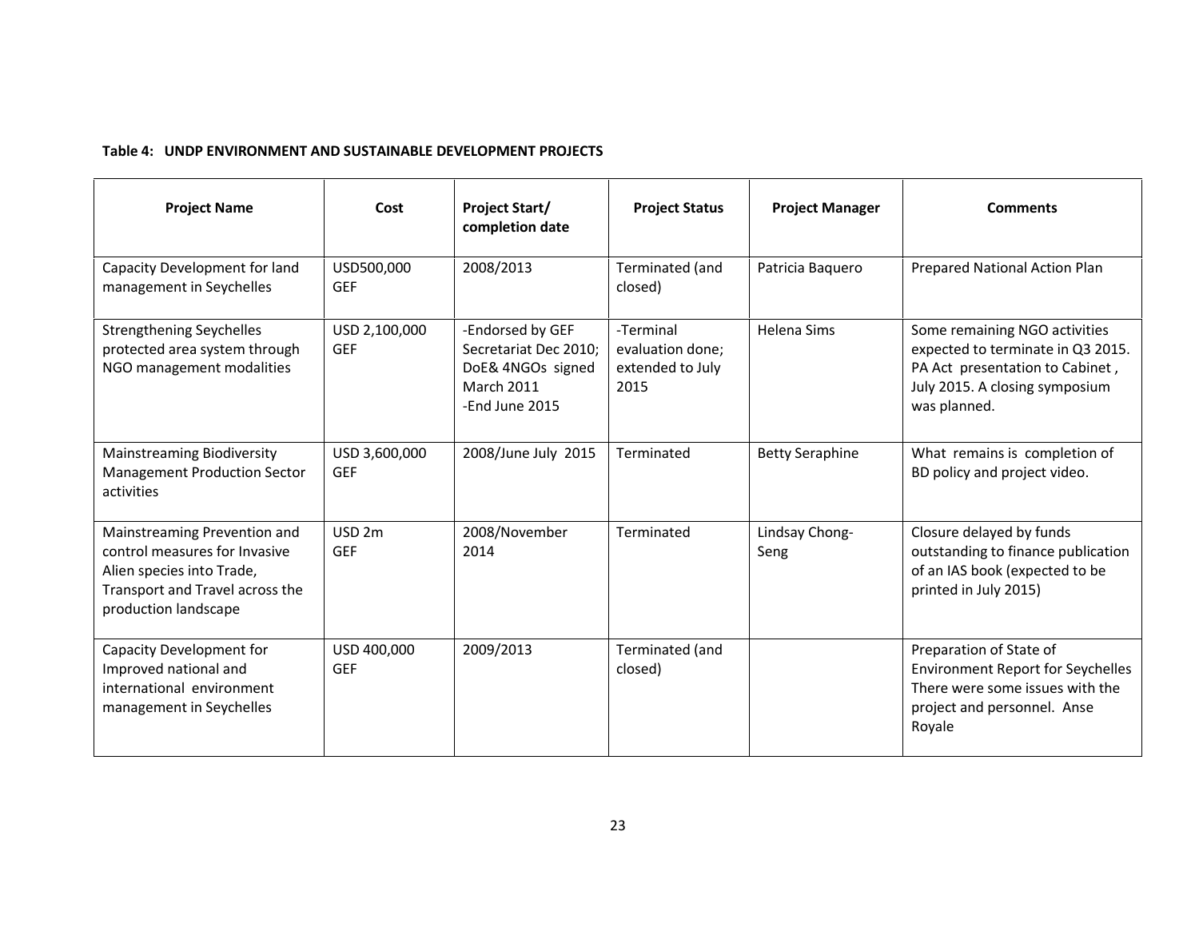**Table 4: UNDP ENVIRONMENT AND SUSTAINABLE DEVELOPMENT PROJECTS**

| Project Name | Cost | Project Start/ completion date | Project Status | Project Manager | Comments |
|---|---|---|---|---|---|
| Capacity Development for land management in Seychelles | USD500,000 GEF | 2008/2013 | Terminated (and closed) | Patricia Baquero | Prepared National Action Plan |
| Strengthening Seychelles protected area system through NGO management modalities | USD 2,100,000 GEF | -Endorsed by GEF Secretariat Dec 2010; DoE& 4NGOs signed March 2011 -End June 2015 | -Terminal evaluation done; extended to July 2015 | Helena Sims | Some remaining NGO activities expected to terminate in Q3 2015. PA Act presentation to Cabinet , July 2015. A closing symposium was planned. |
| Mainstreaming Biodiversity Management Production Sector activities | USD 3,600,000 GEF | 2008/June July 2015 | Terminated | Betty Seraphine | What remains is completion of BD policy and project video. |
| Mainstreaming Prevention and control measures for Invasive Alien species into Trade, Transport and Travel across the production landscape | USD 2m GEF | 2008/November 2014 | Terminated | Lindsay Chong-Seng | Closure delayed by funds outstanding to finance publication of an IAS book (expected to be printed in July 2015) |
| Capacity Development for Improved national and international environment management in Seychelles | USD 400,000 GEF | 2009/2013 | Terminated (and closed) | | Preparation of State of Environment Report for Seychelles There were some issues with the project and personnel. Anse Royale |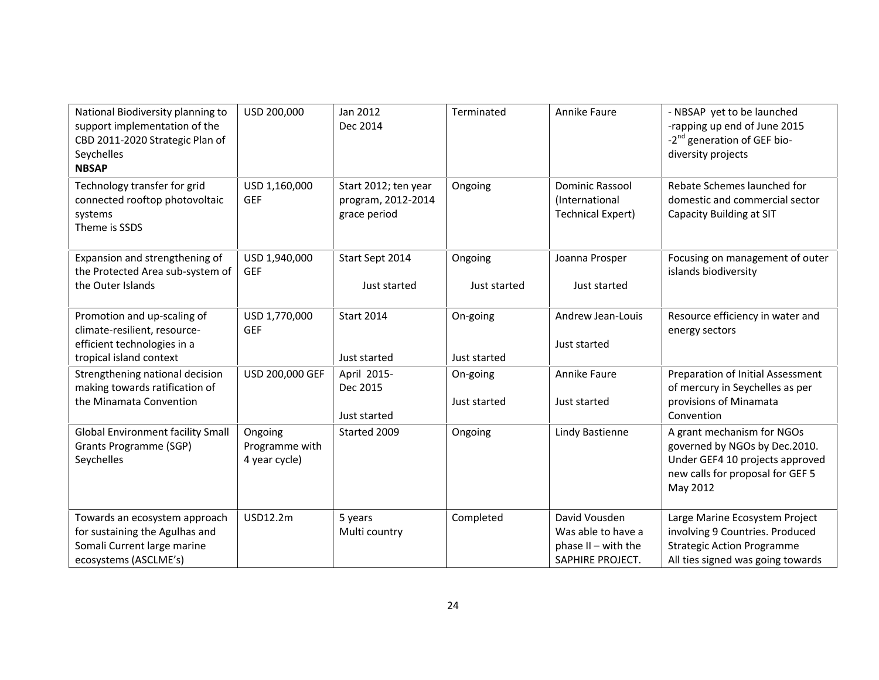| National Biodiversity planning to support implementation of the CBD 2011-2020 Strategic Plan of Seychelles **NBSAP** | USD 200,000 | Jan 2012 Dec 2014 | Terminated | Annike Faure | - NBSAP yet to be launched -rapping up end of June 2015 -2nd generation of GEF bio-diversity projects |
|---|---|---|---|---|---|
| Technology transfer for grid connected rooftop photovoltaic systems Theme is SSDS | USD 1,160,000 GEF | Start 2012; ten year program, 2012-2014 grace period | Ongoing | Dominic Rassool (International Technical Expert) | Rebate Schemes launched for domestic and commercial sector Capacity Building at SIT |
| Expansion and strengthening of the Protected Area sub-system of the Outer Islands | USD 1,940,000 GEF | Start Sept 2014 Just started | Ongoing Just started | Joanna Prosper Just started | Focusing on management of outer islands biodiversity |
| Promotion and up-scaling of climate-resilient, resource-efficient technologies in a tropical island context | USD 1,770,000 GEF | Start 2014 Just started | On-going Just started | Andrew Jean-Louis Just started | Resource efficiency in water and energy sectors |
| Strengthening national decision making towards ratification of the Minamata Convention | USD 200,000 GEF | April 2015- Dec 2015 Just started | On-going Just started | Annike Faure Just started | Preparation of Initial Assessment of mercury in Seychelles as per provisions of Minamata Convention |
| Global Environment facility Small Grants Programme (SGP) Seychelles | Ongoing Programme with 4 year cycle) | Started 2009 | Ongoing | Lindy Bastienne | A grant mechanism for NGOs governed by NGOs by Dec.2010. Under GEF4 10 projects approved new calls for proposal for GEF 5 May 2012 |
| Towards an ecosystem approach for sustaining the Agulhas and Somali Current large marine ecosystems (ASCLME's) | USD12.2m | 5 years Multi country | Completed | David Vousden Was able to have a phase II – with the SAPHIRE PROJECT. | Large Marine Ecosystem Project involving 9 Countries. Produced Strategic Action Programme All ties signed was going towards |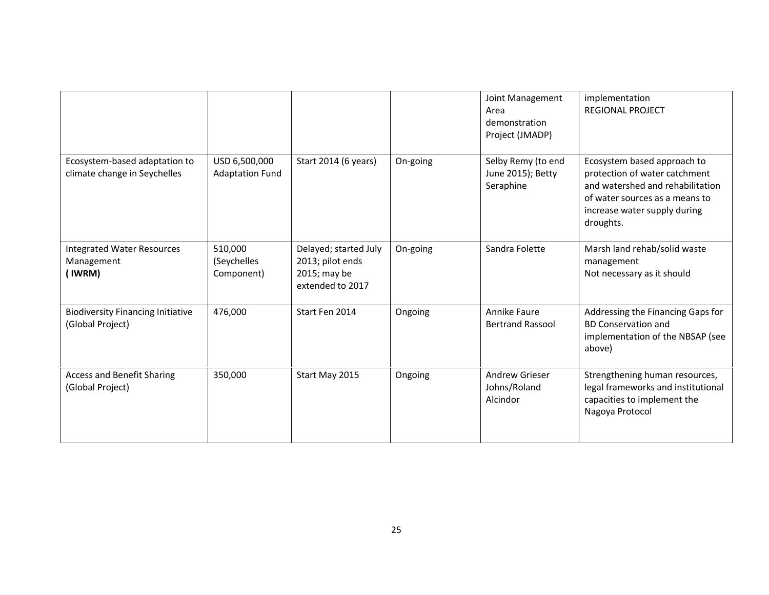| | | | | | |
|---|---|---|---|---|---|
| | | | | Joint Management Area demonstration Project (JMADP) | implementation<br>REGIONAL PROJECT |
| Ecosystem-based adaptation to climate change in Seychelles | USD 6,500,000 Adaptation Fund | Start 2014 (6 years) | On-going | Selby Remy (to end June 2015); Betty Seraphine | Ecosystem based approach to protection of water catchment and watershed and rehabilitation of water sources as a means to increase water supply during droughts. |
| Integrated Water Resources Management **( IWRM)** | 510,000 (Seychelles Component) | Delayed; started July 2013; pilot ends 2015; may be extended to 2017 | On-going | Sandra Folette | Marsh land rehab/solid waste management<br>Not necessary as it should |
| Biodiversity Financing Initiative (Global Project) | 476,000 | Start Fen 2014 | Ongoing | Annike Faure<br>Bertrand Rassool | Addressing the Financing Gaps for BD Conservation and implementation of the NBSAP (see above) |
| Access and Benefit Sharing (Global Project) | 350,000 | Start May 2015 | Ongoing | Andrew Grieser Johns/Roland Alcindor | Strengthening human resources, legal frameworks and institutional capacities to implement the Nagoya Protocol |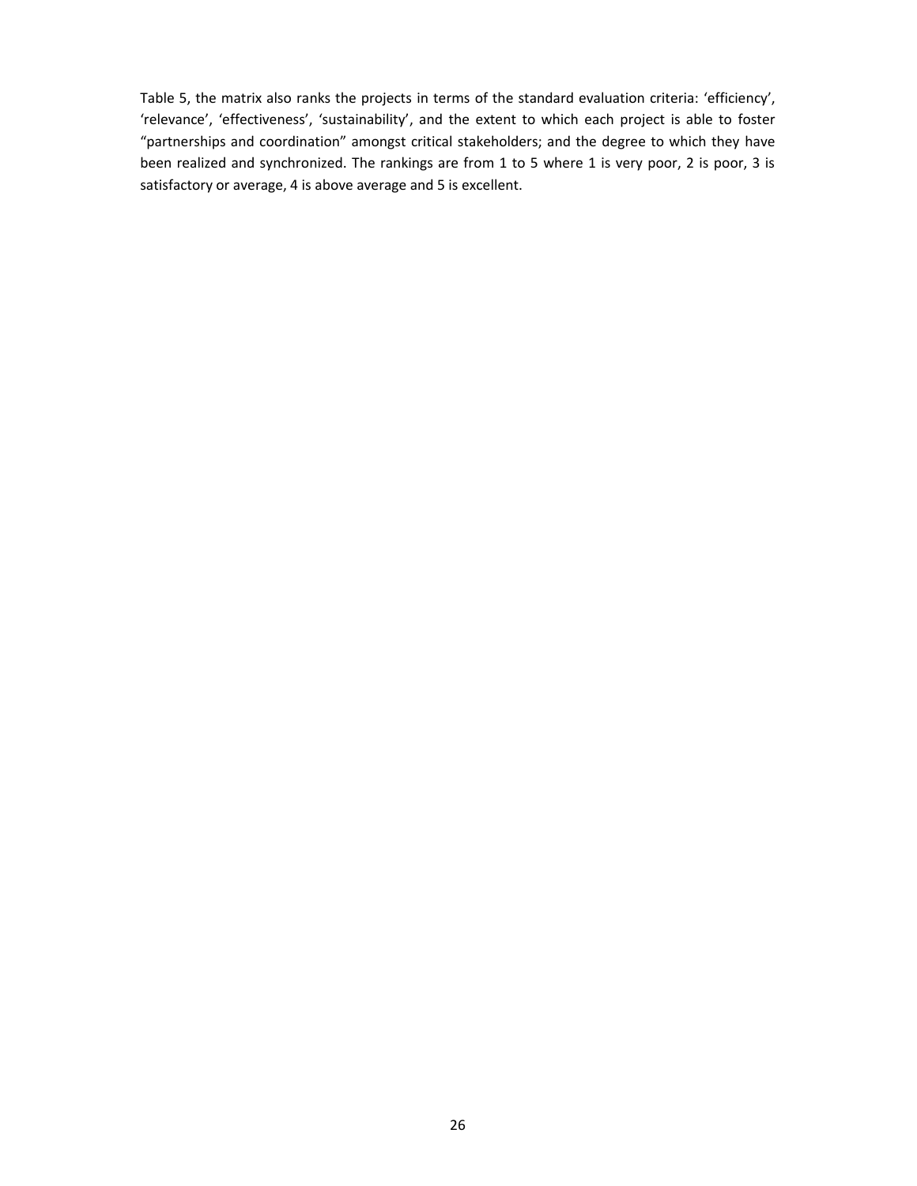Table 5, the matrix also ranks the projects in terms of the standard evaluation criteria: 'efficiency', 'relevance', 'effectiveness', 'sustainability', and the extent to which each project is able to foster "partnerships and coordination" amongst critical stakeholders; and the degree to which they have been realized and synchronized. The rankings are from 1 to 5 where 1 is very poor, 2 is poor, 3 is satisfactory or average, 4 is above average and 5 is excellent.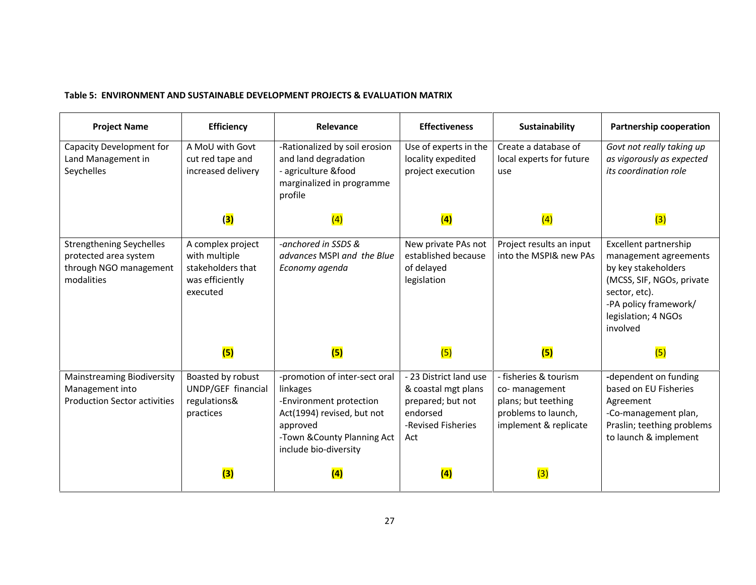**Table 5: ENVIRONMENT AND SUSTAINABLE DEVELOPMENT PROJECTS & EVALUATION MATRIX**

| Project Name | Efficiency | Relevance | Effectiveness | Sustainability | Partnership cooperation |
|---|---|---|---|---|---|
| Capacity Development for Land Management in Seychelles | A MoU with Govt cut red tape and increased delivery<br><br>**(3)** | -Rationalized by soil erosion and land degradation<br>- agriculture &food marginalized in programme profile<br><br>(4) | Use of experts in the locality expedited project execution<br><br>**(4)** | Create a database of local experts for future use<br><br>(4) | *Govt not really taking up as vigorously as expected its coordination role*<br><br>(3) |
| Strengthening Seychelles protected area system through NGO management modalities | A complex project with multiple stakeholders that was efficiently executed<br><br>**(5)** | *-anchored in SSDS & advances* MSPI *and the Blue Economy agenda*<br><br>**(5)** | New private PAs not established because of delayed legislation<br><br>(5) | Project results an input into the MSPI& new PAs<br><br>**(5)** | Excellent partnership management agreements by key stakeholders (MCSS, SIF, NGOs, private sector, etc).<br>-PA policy framework/ legislation; 4 NGOs involved<br><br>(5) |
| Mainstreaming Biodiversity Management into Production Sector activities | Boasted by robust UNDP/GEF financial regulations& practices<br><br>**(3)** | -promotion of inter-sect oral linkages<br>-Environment protection Act(1994) revised, but not approved<br>-Town &County Planning Act include bio-diversity<br><br>**(4)** | - 23 District land use & coastal mgt plans prepared; but not endorsed<br>-Revised Fisheries Act<br><br>**(4)** | - fisheries & tourism co- management plans; but teething problems to launch, implement & replicate<br><br>(3) | -dependent on funding based on EU Fisheries Agreement<br>-Co-management plan, Praslin; teething problems to launch & implement |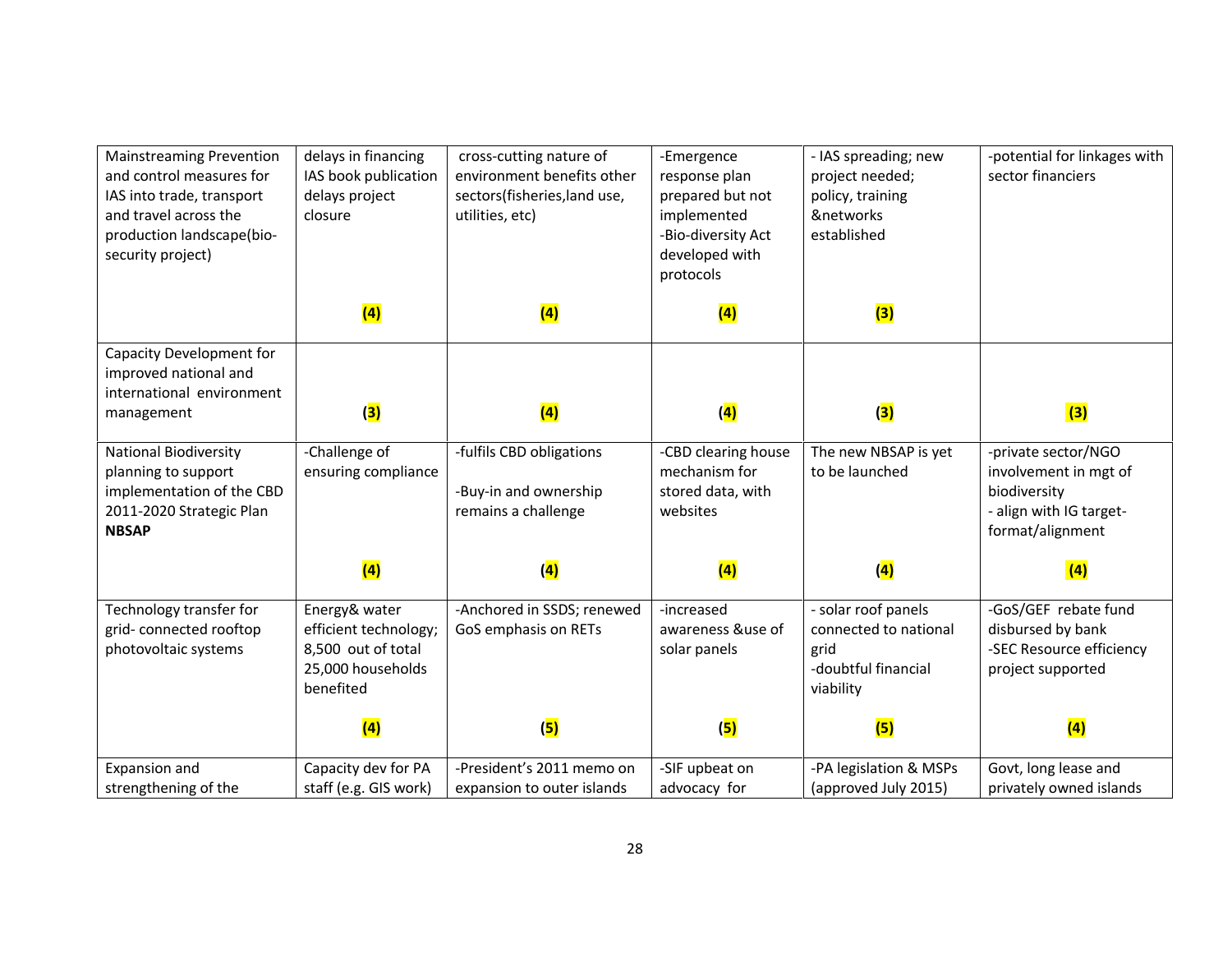| | | | | | |
|---|---|---|---|---|---|
| Mainstreaming Prevention and control measures for IAS into trade, transport and travel across the production landscape(bio-security project) | delays in financing IAS book publication delays project closure<br><br>**(4)** | cross-cutting nature of environment benefits other sectors(fisheries,land use, utilities, etc)<br><br>**(4)** | -Emergence response plan prepared but not implemented<br>-Bio-diversity Act developed with protocols<br><br>**(4)** | - IAS spreading; new project needed; policy, training &networks established<br><br>**(3)** | -potential for linkages with sector financiers |
| Capacity Development for improved national and international environment management | **(3)** | **(4)** | **(4)** | **(3)** | **(3)** |
| National Biodiversity planning to support implementation of the CBD 2011-2020 Strategic Plan **NBSAP** | -Challenge of ensuring compliance<br><br>**(4)** | -fulfils CBD obligations<br><br>-Buy-in and ownership remains a challenge<br><br>**(4)** | -CBD clearing house mechanism for stored data, with websites<br><br>**(4)** | The new NBSAP is yet to be launched<br><br>**(4)** | -private sector/NGO involvement in mgt of biodiversity<br>- align with IG target-format/alignment<br><br>**(4)** |
| Technology transfer for grid- connected rooftop photovoltaic systems | Energy& water efficient technology; 8,500 out of total 25,000 households benefited<br><br>**(4)** | -Anchored in SSDS; renewed GoS emphasis on RETs<br><br>**(5)** | -increased awareness &use of solar panels<br><br>**(5)** | - solar roof panels connected to national grid<br>-doubtful financial viability<br><br>**(5)** | -GoS/GEF rebate fund disbursed by bank<br>-SEC Resource efficiency project supported<br><br>**(4)** |
| Expansion and strengthening of the | Capacity dev for PA staff (e.g. GIS work) | -President's 2011 memo on expansion to outer islands | -SIF upbeat on advocacy for | -PA legislation & MSPs (approved July 2015) | Govt, long lease and privately owned islands |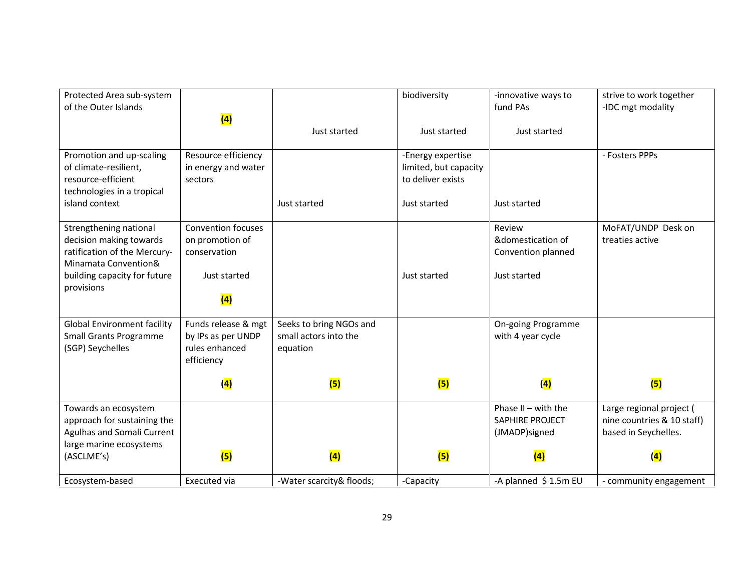| | | | | | |
|---|---|---|---|---|---|
| Protected Area sub-system of the Outer Islands | **(4)** | Just started | biodiversity<br><br>Just started | -innovative ways to fund PAs<br><br>Just started | strive to work together<br>-IDC mgt modality |
| Promotion and up-scaling of climate-resilient, resource-efficient technologies in a tropical island context | Resource efficiency in energy and water sectors | Just started | -Energy expertise limited, but capacity to deliver exists<br><br>Just started | Just started | - Fosters PPPs |
| Strengthening national decision making towards ratification of the Mercury-Minamata Convention& building capacity for future provisions | Convention focuses on promotion of conservation<br><br>Just started<br><br>**(4)** | | Just started | Review &domestication of Convention planned<br><br>Just started | MoFAT/UNDP Desk on treaties active |
| Global Environment facility Small Grants Programme (SGP) Seychelles | Funds release & mgt by IPs as per UNDP rules enhanced efficiency<br><br>**(4)** | Seeks to bring NGOs and small actors into the equation<br><br>**(5)** | **(5)** | On-going Programme with 4 year cycle<br><br>**(4)** | **(5)** |
| Towards an ecosystem approach for sustaining the Agulhas and Somali Current large marine ecosystems (ASCLME's) | **(5)** | **(4)** | **(5)** | Phase II – with the SAPHIRE PROJECT (JMADP)signed<br><br>**(4)** | Large regional project ( nine countries & 10 staff) based in Seychelles.<br><br>**(4)** |
| Ecosystem-based | Executed via | -Water scarcity& floods; | -Capacity | -A planned $ 1.5m EU | - community engagement |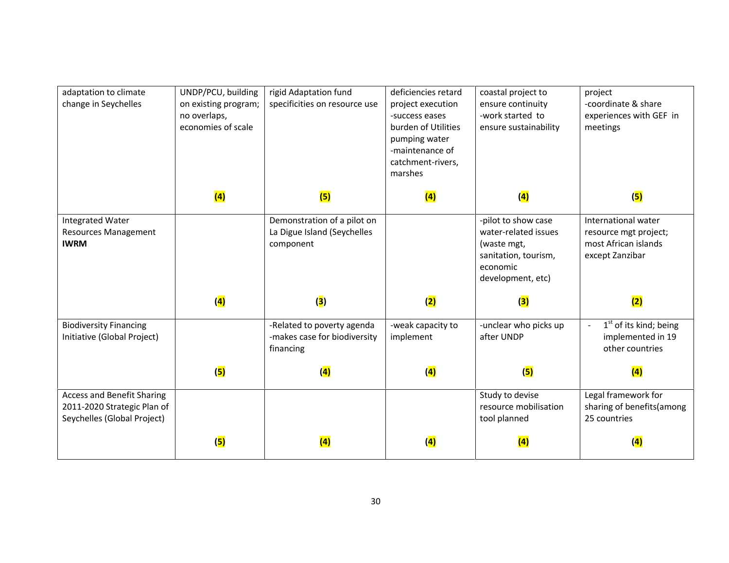| | | | | | |
|---|---|---|---|---|---|
| adaptation to climate change in Seychelles | UNDP/PCU, building on existing program; no overlaps, economies of scale (4) | rigid Adaptation fund specificities on resource use (5) | deficiencies retard project execution -success eases burden of Utilities pumping water -maintenance of catchment-rivers, marshes (4) | coastal project to ensure continuity -work started to ensure sustainability (4) | project -coordinate & share experiences with GEF in meetings (5) |
| Integrated Water Resources Management **IWRM** | (4) | Demonstration of a pilot on La Digue Island (Seychelles component (3) | (2) | -pilot to show case water-related issues (waste mgt, sanitation, tourism, economic development, etc) (3) | International water resource mgt project; most African islands except Zanzibar (2) |
| Biodiversity Financing Initiative (Global Project) | (5) | -Related to poverty agenda -makes case for biodiversity financing (4) | -weak capacity to implement (4) | -unclear who picks up after UNDP (5) | - 1st of its kind; being implemented in 19 other countries (4) |
| Access and Benefit Sharing 2011-2020 Strategic Plan of Seychelles (Global Project) | (5) | (4) | (4) | Study to devise resource mobilisation tool planned (4) | Legal framework for sharing of benefits(among 25 countries (4) |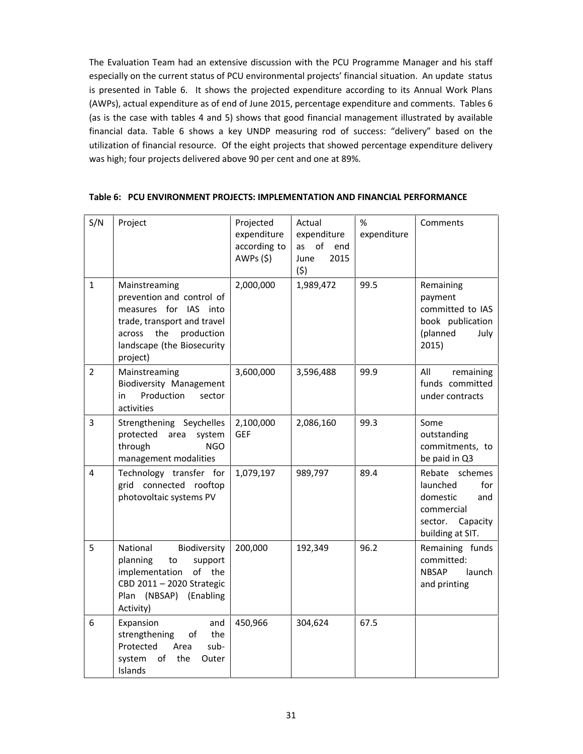The Evaluation Team had an extensive discussion with the PCU Programme Manager and his staff especially on the current status of PCU environmental projects' financial situation. An update status is presented in Table 6. It shows the projected expenditure according to its Annual Work Plans (AWPs), actual expenditure as of end of June 2015, percentage expenditure and comments. Tables 6 (as is the case with tables 4 and 5) shows that good financial management illustrated by available financial data. Table 6 shows a key UNDP measuring rod of success: "delivery" based on the utilization of financial resource. Of the eight projects that showed percentage expenditure delivery was high; four projects delivered above 90 per cent and one at 89%.

**Table 6: PCU ENVIRONMENT PROJECTS: IMPLEMENTATION AND FINANCIAL PERFORMANCE**

| S/N | Project | Projected expenditure according to AWPs ($) | Actual expenditure as of end June 2015 ($) | % expenditure | Comments |
|---|---|---|---|---|---|
| 1 | Mainstreaming prevention and control of measures for IAS into trade, transport and travel across the production landscape (the Biosecurity project) | 2,000,000 | 1,989,472 | 99.5 | Remaining payment committed to IAS book publication (planned July 2015) |
| 2 | Mainstreaming Biodiversity Management in Production sector activities | 3,600,000 | 3,596,488 | 99.9 | All remaining funds committed under contracts |
| 3 | Strengthening Seychelles protected area system through NGO management modalities | 2,100,000 GEF | 2,086,160 | 99.3 | Some outstanding commitments, to be paid in Q3 |
| 4 | Technology transfer for grid connected rooftop photovoltaic systems PV | 1,079,197 | 989,797 | 89.4 | Rebate schemes launched for domestic and commercial sector. Capacity building at SIT. |
| 5 | National Biodiversity planning to support implementation of the CBD 2011 – 2020 Strategic Plan (NBSAP) (Enabling Activity) | 200,000 | 192,349 | 96.2 | Remaining funds committed: NBSAP launch and printing |
| 6 | Expansion and strengthening of the Protected Area sub-system of the Outer Islands | 450,966 | 304,624 | 67.5 | |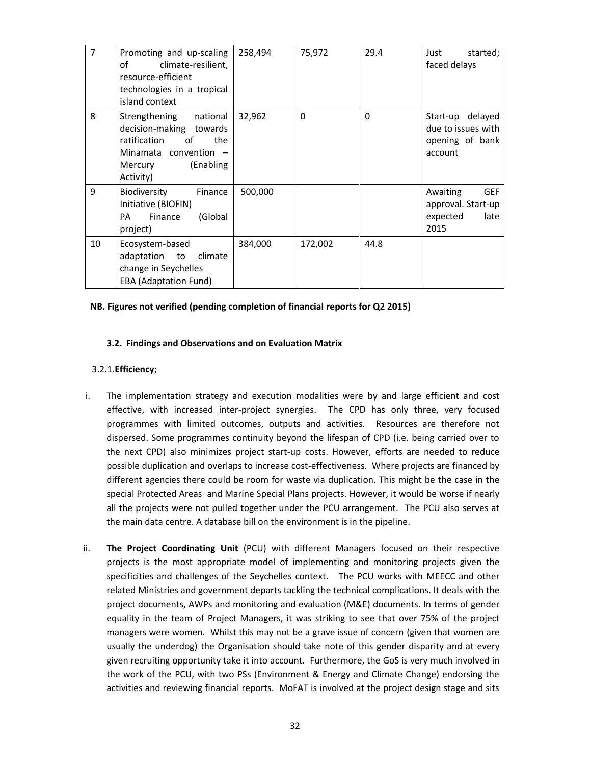| 7 | Promoting and up-scaling of climate-resilient, resource-efficient technologies in a tropical island context | 258,494 | 75,972 | 29.4 | Just started; faced delays |
|---|---|---|---|---|---|
| 8 | Strengthening national decision-making towards ratification of the Minamata convention – Mercury (Enabling Activity) | 32,962 | 0 | 0 | Start-up delayed due to issues with opening of bank account |
| 9 | Biodiversity Finance Initiative (BIOFIN) PA Finance (Global project) | 500,000 | | | Awaiting GEF approval. Start-up expected late 2015 |
| 10 | Ecosystem-based adaptation to climate change in Seychelles EBA (Adaptation Fund) | 384,000 | 172,002 | 44.8 | |

**NB. Figures not verified (pending completion of financial reports for Q2 2015)**

### 3.2. Findings and Observations and on Evaluation Matrix

#### 3.2.1. **Efficiency**;

i. The implementation strategy and execution modalities were by and large efficient and cost effective, with increased inter-project synergies. The CPD has only three, very focused programmes with limited outcomes, outputs and activities. Resources are therefore not dispersed. Some programmes continuity beyond the lifespan of CPD (i.e. being carried over to the next CPD) also minimizes project start-up costs. However, efforts are needed to reduce possible duplication and overlaps to increase cost-effectiveness. Where projects are financed by different agencies there could be room for waste via duplication. This might be the case in the special Protected Areas and Marine Special Plans projects. However, it would be worse if nearly all the projects were not pulled together under the PCU arrangement. The PCU also serves at the main data centre. A database bill on the environment is in the pipeline.

ii. **The Project Coordinating Unit** (PCU) with different Managers focused on their respective projects is the most appropriate model of implementing and monitoring projects given the specificities and challenges of the Seychelles context. The PCU works with MEECC and other related Ministries and government departs tackling the technical complications. It deals with the project documents, AWPs and monitoring and evaluation (M&E) documents. In terms of gender equality in the team of Project Managers, it was striking to see that over 75% of the project managers were women. Whilst this may not be a grave issue of concern (given that women are usually the underdog) the Organisation should take note of this gender disparity and at every given recruiting opportunity take it into account. Furthermore, the GoS is very much involved in the work of the PCU, with two PSs (Environment & Energy and Climate Change) endorsing the activities and reviewing financial reports. MoFAT is involved at the project design stage and sits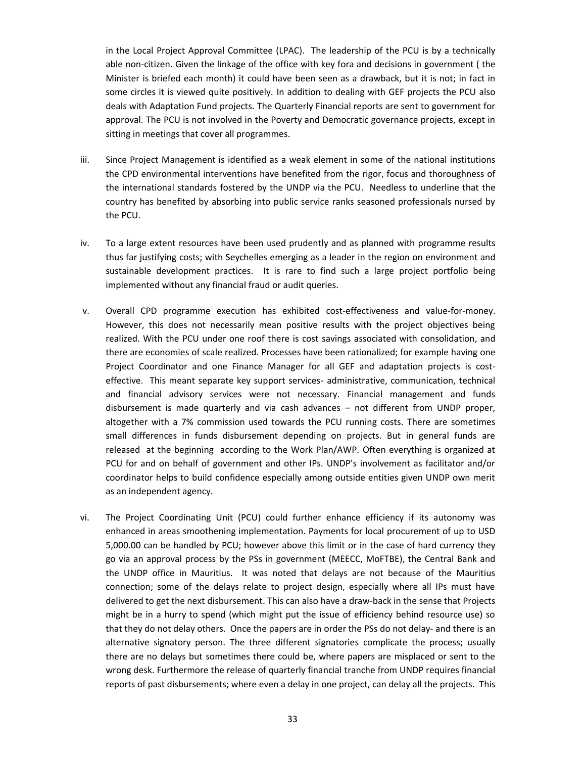in the Local Project Approval Committee (LPAC). The leadership of the PCU is by a technically able non-citizen. Given the linkage of the office with key fora and decisions in government ( the Minister is briefed each month) it could have been seen as a drawback, but it is not; in fact in some circles it is viewed quite positively. In addition to dealing with GEF projects the PCU also deals with Adaptation Fund projects. The Quarterly Financial reports are sent to government for approval. The PCU is not involved in the Poverty and Democratic governance projects, except in sitting in meetings that cover all programmes.

iii. Since Project Management is identified as a weak element in some of the national institutions the CPD environmental interventions have benefited from the rigor, focus and thoroughness of the international standards fostered by the UNDP via the PCU. Needless to underline that the country has benefited by absorbing into public service ranks seasoned professionals nursed by the PCU.

iv. To a large extent resources have been used prudently and as planned with programme results thus far justifying costs; with Seychelles emerging as a leader in the region on environment and sustainable development practices. It is rare to find such a large project portfolio being implemented without any financial fraud or audit queries.

v. Overall CPD programme execution has exhibited cost-effectiveness and value-for-money. However, this does not necessarily mean positive results with the project objectives being realized. With the PCU under one roof there is cost savings associated with consolidation, and there are economies of scale realized. Processes have been rationalized; for example having one Project Coordinator and one Finance Manager for all GEF and adaptation projects is cost-effective. This meant separate key support services- administrative, communication, technical and financial advisory services were not necessary. Financial management and funds disbursement is made quarterly and via cash advances – not different from UNDP proper, altogether with a 7% commission used towards the PCU running costs. There are sometimes small differences in funds disbursement depending on projects. But in general funds are released at the beginning according to the Work Plan/AWP. Often everything is organized at PCU for and on behalf of government and other IPs. UNDP's involvement as facilitator and/or coordinator helps to build confidence especially among outside entities given UNDP own merit as an independent agency.

vi. The Project Coordinating Unit (PCU) could further enhance efficiency if its autonomy was enhanced in areas smoothening implementation. Payments for local procurement of up to USD 5,000.00 can be handled by PCU; however above this limit or in the case of hard currency they go via an approval process by the PSs in government (MEECC, MoFTBE), the Central Bank and the UNDP office in Mauritius. It was noted that delays are not because of the Mauritius connection; some of the delays relate to project design, especially where all IPs must have delivered to get the next disbursement. This can also have a draw-back in the sense that Projects might be in a hurry to spend (which might put the issue of efficiency behind resource use) so that they do not delay others. Once the papers are in order the PSs do not delay- and there is an alternative signatory person. The three different signatories complicate the process; usually there are no delays but sometimes there could be, where papers are misplaced or sent to the wrong desk. Furthermore the release of quarterly financial tranche from UNDP requires financial reports of past disbursements; where even a delay in one project, can delay all the projects. This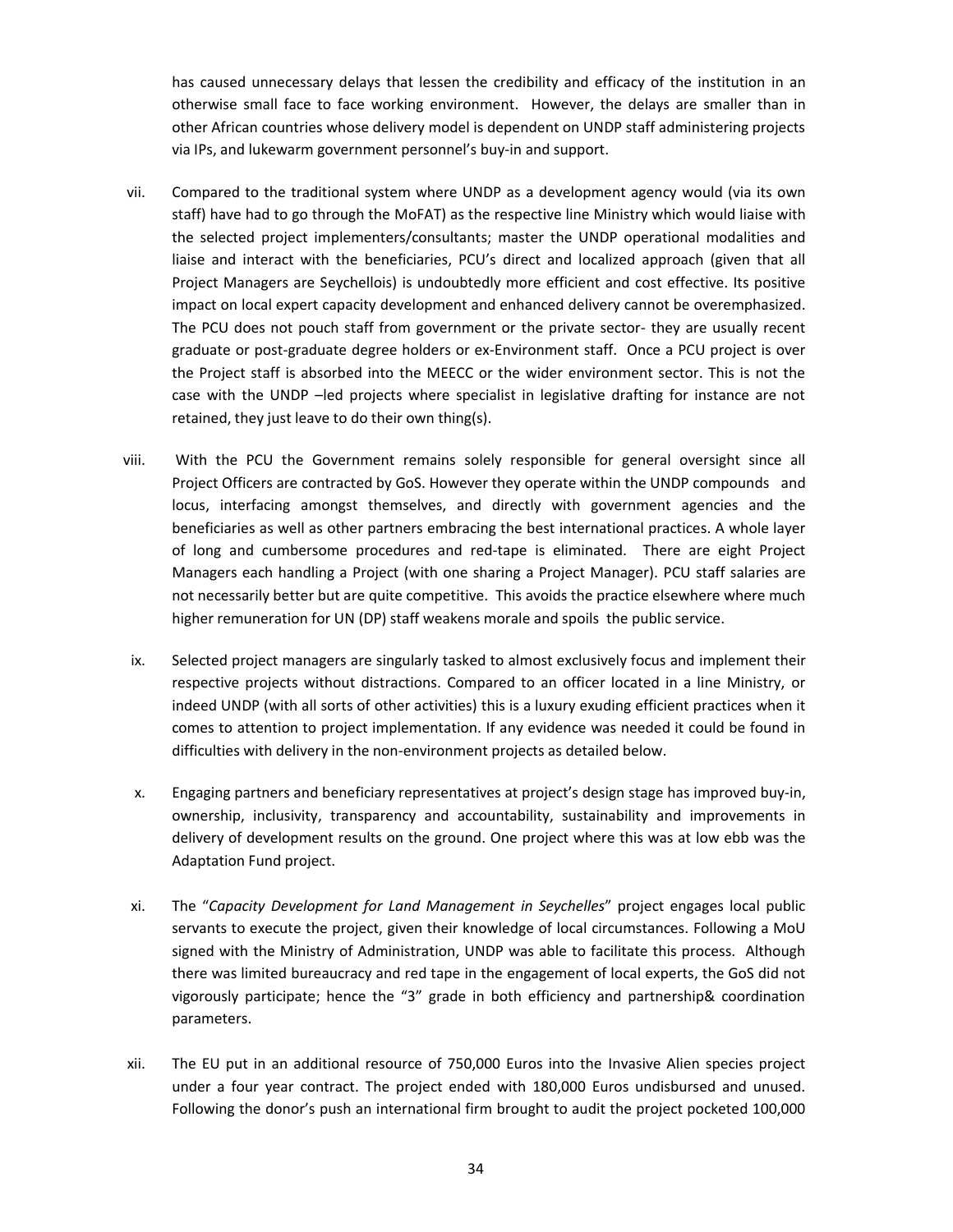has caused unnecessary delays that lessen the credibility and efficacy of the institution in an otherwise small face to face working environment. However, the delays are smaller than in other African countries whose delivery model is dependent on UNDP staff administering projects via IPs, and lukewarm government personnel's buy-in and support.

vii. Compared to the traditional system where UNDP as a development agency would (via its own staff) have had to go through the MoFAT) as the respective line Ministry which would liaise with the selected project implementers/consultants; master the UNDP operational modalities and liaise and interact with the beneficiaries, PCU's direct and localized approach (given that all Project Managers are Seychellois) is undoubtedly more efficient and cost effective. Its positive impact on local expert capacity development and enhanced delivery cannot be overemphasized. The PCU does not pouch staff from government or the private sector- they are usually recent graduate or post-graduate degree holders or ex-Environment staff. Once a PCU project is over the Project staff is absorbed into the MEECC or the wider environment sector. This is not the case with the UNDP –led projects where specialist in legislative drafting for instance are not retained, they just leave to do their own thing(s).

viii. With the PCU the Government remains solely responsible for general oversight since all Project Officers are contracted by GoS. However they operate within the UNDP compounds and locus, interfacing amongst themselves, and directly with government agencies and the beneficiaries as well as other partners embracing the best international practices. A whole layer of long and cumbersome procedures and red-tape is eliminated. There are eight Project Managers each handling a Project (with one sharing a Project Manager). PCU staff salaries are not necessarily better but are quite competitive. This avoids the practice elsewhere where much higher remuneration for UN (DP) staff weakens morale and spoils the public service.

ix. Selected project managers are singularly tasked to almost exclusively focus and implement their respective projects without distractions. Compared to an officer located in a line Ministry, or indeed UNDP (with all sorts of other activities) this is a luxury exuding efficient practices when it comes to attention to project implementation. If any evidence was needed it could be found in difficulties with delivery in the non-environment projects as detailed below.

x. Engaging partners and beneficiary representatives at project's design stage has improved buy-in, ownership, inclusivity, transparency and accountability, sustainability and improvements in delivery of development results on the ground. One project where this was at low ebb was the Adaptation Fund project.

xi. The "*Capacity Development for Land Management in Seychelles*" project engages local public servants to execute the project, given their knowledge of local circumstances. Following a MoU signed with the Ministry of Administration, UNDP was able to facilitate this process. Although there was limited bureaucracy and red tape in the engagement of local experts, the GoS did not vigorously participate; hence the "3" grade in both efficiency and partnership& coordination parameters.

xii. The EU put in an additional resource of 750,000 Euros into the Invasive Alien species project under a four year contract. The project ended with 180,000 Euros undisbursed and unused. Following the donor's push an international firm brought to audit the project pocketed 100,000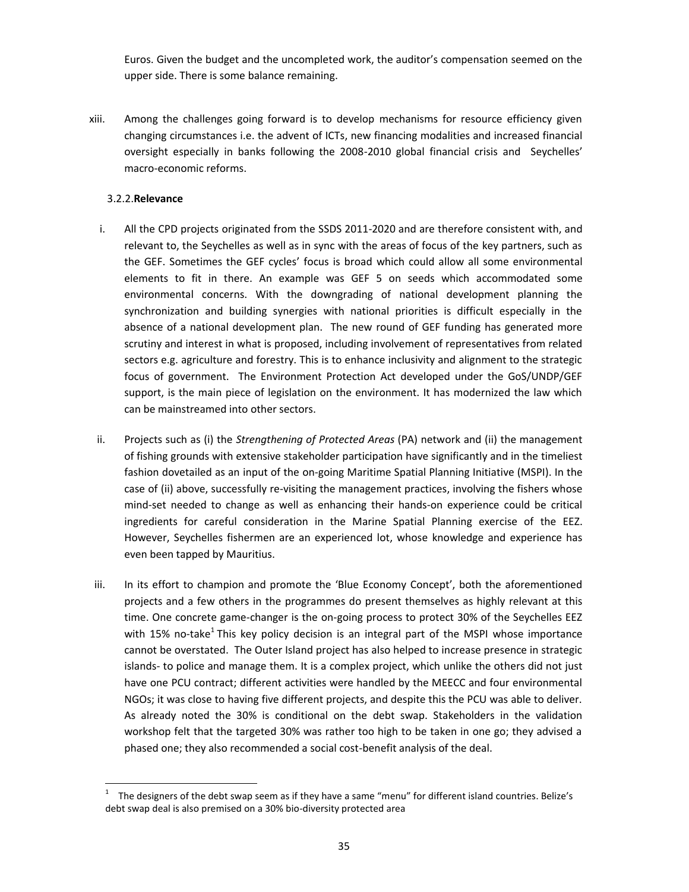Euros. Given the budget and the uncompleted work, the auditor's compensation seemed on the upper side. There is some balance remaining.

xiii. Among the challenges going forward is to develop mechanisms for resource efficiency given changing circumstances i.e. the advent of ICTs, new financing modalities and increased financial oversight especially in banks following the 2008-2010 global financial crisis and Seychelles' macro-economic reforms.

### 3.2.2. Relevance

i. All the CPD projects originated from the SSDS 2011-2020 and are therefore consistent with, and relevant to, the Seychelles as well as in sync with the areas of focus of the key partners, such as the GEF. Sometimes the GEF cycles' focus is broad which could allow all some environmental elements to fit in there. An example was GEF 5 on seeds which accommodated some environmental concerns. With the downgrading of national development planning the synchronization and building synergies with national priorities is difficult especially in the absence of a national development plan. The new round of GEF funding has generated more scrutiny and interest in what is proposed, including involvement of representatives from related sectors e.g. agriculture and forestry. This is to enhance inclusivity and alignment to the strategic focus of government. The Environment Protection Act developed under the GoS/UNDP/GEF support, is the main piece of legislation on the environment. It has modernized the law which can be mainstreamed into other sectors.

ii. Projects such as (i) the *Strengthening of Protected Areas* (PA) network and (ii) the management of fishing grounds with extensive stakeholder participation have significantly and in the timeliest fashion dovetailed as an input of the on-going Maritime Spatial Planning Initiative (MSPI). In the case of (ii) above, successfully re-visiting the management practices, involving the fishers whose mind-set needed to change as well as enhancing their hands-on experience could be critical ingredients for careful consideration in the Marine Spatial Planning exercise of the EEZ. However, Seychelles fishermen are an experienced lot, whose knowledge and experience has even been tapped by Mauritius.

iii. In its effort to champion and promote the 'Blue Economy Concept', both the aforementioned projects and a few others in the programmes do present themselves as highly relevant at this time. One concrete game-changer is the on-going process to protect 30% of the Seychelles EEZ with 15% no-take[1] This key policy decision is an integral part of the MSPI whose importance cannot be overstated. The Outer Island project has also helped to increase presence in strategic islands- to police and manage them. It is a complex project, which unlike the others did not just have one PCU contract; different activities were handled by the MEECC and four environmental NGOs; it was close to having five different projects, and despite this the PCU was able to deliver. As already noted the 30% is conditional on the debt swap. Stakeholders in the validation workshop felt that the targeted 30% was rather too high to be taken in one go; they advised a phased one; they also recommended a social cost-benefit analysis of the deal.

---

[1] The designers of the debt swap seem as if they have a same "menu" for different island countries. Belize's debt swap deal is also premised on a 30% bio-diversity protected area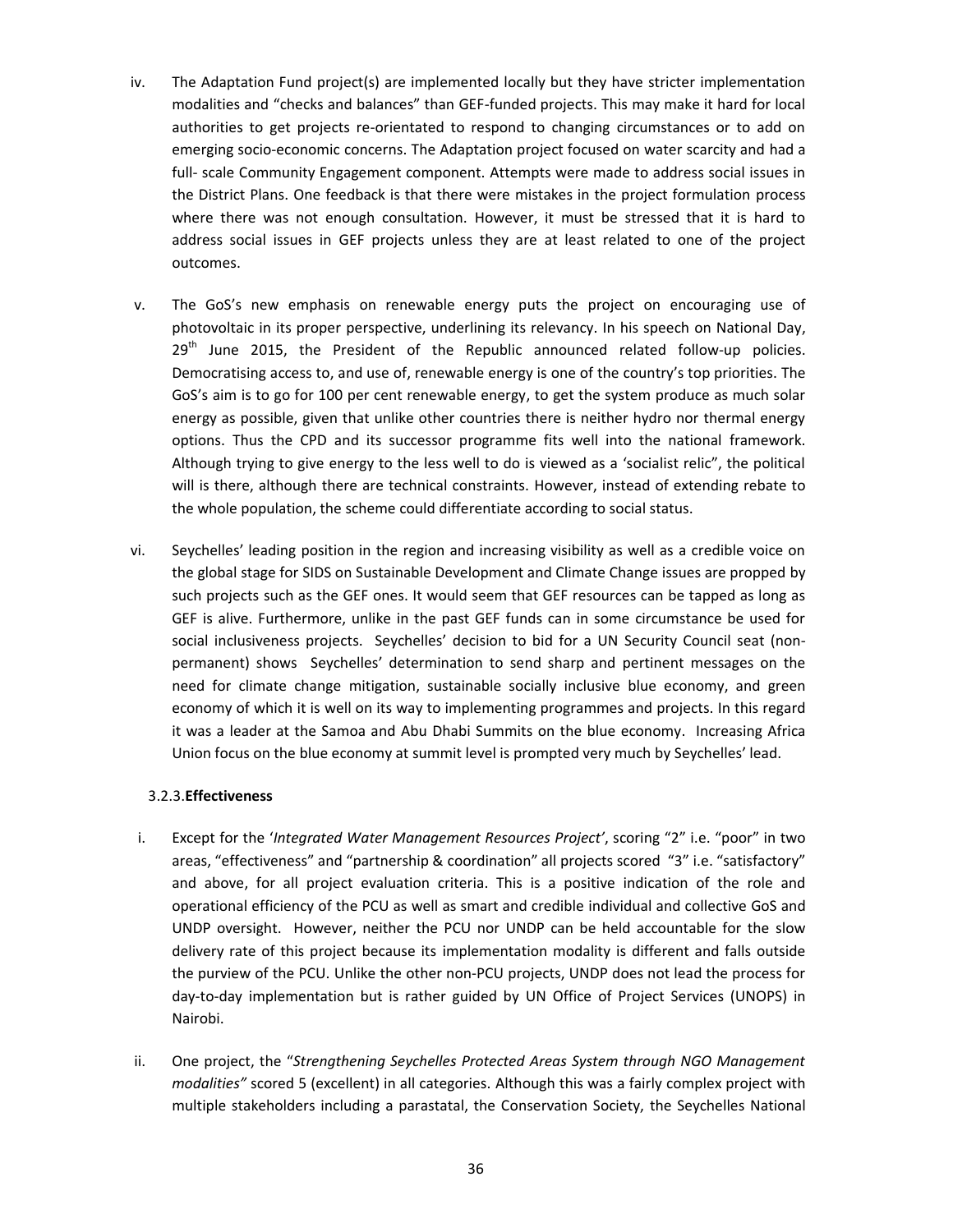iv. The Adaptation Fund project(s) are implemented locally but they have stricter implementation modalities and "checks and balances" than GEF-funded projects. This may make it hard for local authorities to get projects re-orientated to respond to changing circumstances or to add on emerging socio-economic concerns. The Adaptation project focused on water scarcity and had a full- scale Community Engagement component. Attempts were made to address social issues in the District Plans. One feedback is that there were mistakes in the project formulation process where there was not enough consultation. However, it must be stressed that it is hard to address social issues in GEF projects unless they are at least related to one of the project outcomes.

v. The GoS's new emphasis on renewable energy puts the project on encouraging use of photovoltaic in its proper perspective, underlining its relevancy. In his speech on National Day, 29th June 2015, the President of the Republic announced related follow-up policies. Democratising access to, and use of, renewable energy is one of the country's top priorities. The GoS's aim is to go for 100 per cent renewable energy, to get the system produce as much solar energy as possible, given that unlike other countries there is neither hydro nor thermal energy options. Thus the CPD and its successor programme fits well into the national framework. Although trying to give energy to the less well to do is viewed as a 'socialist relic", the political will is there, although there are technical constraints. However, instead of extending rebate to the whole population, the scheme could differentiate according to social status.

vi. Seychelles' leading position in the region and increasing visibility as well as a credible voice on the global stage for SIDS on Sustainable Development and Climate Change issues are propped by such projects such as the GEF ones. It would seem that GEF resources can be tapped as long as GEF is alive. Furthermore, unlike in the past GEF funds can in some circumstance be used for social inclusiveness projects. Seychelles' decision to bid for a UN Security Council seat (non-permanent) shows Seychelles' determination to send sharp and pertinent messages on the need for climate change mitigation, sustainable socially inclusive blue economy, and green economy of which it is well on its way to implementing programmes and projects. In this regard it was a leader at the Samoa and Abu Dhabi Summits on the blue economy. Increasing Africa Union focus on the blue economy at summit level is prompted very much by Seychelles' lead.

### 3.2.3. **Effectiveness**

i. Except for the '*Integrated Water Management Resources Project'*, scoring "2" i.e. "poor" in two areas, "effectiveness" and "partnership & coordination" all projects scored "3" i.e. "satisfactory" and above, for all project evaluation criteria. This is a positive indication of the role and operational efficiency of the PCU as well as smart and credible individual and collective GoS and UNDP oversight. However, neither the PCU nor UNDP can be held accountable for the slow delivery rate of this project because its implementation modality is different and falls outside the purview of the PCU. Unlike the other non-PCU projects, UNDP does not lead the process for day-to-day implementation but is rather guided by UN Office of Project Services (UNOPS) in Nairobi.

ii. One project, the "*Strengthening Seychelles Protected Areas System through NGO Management modalities"* scored 5 (excellent) in all categories. Although this was a fairly complex project with multiple stakeholders including a parastatal, the Conservation Society, the Seychelles National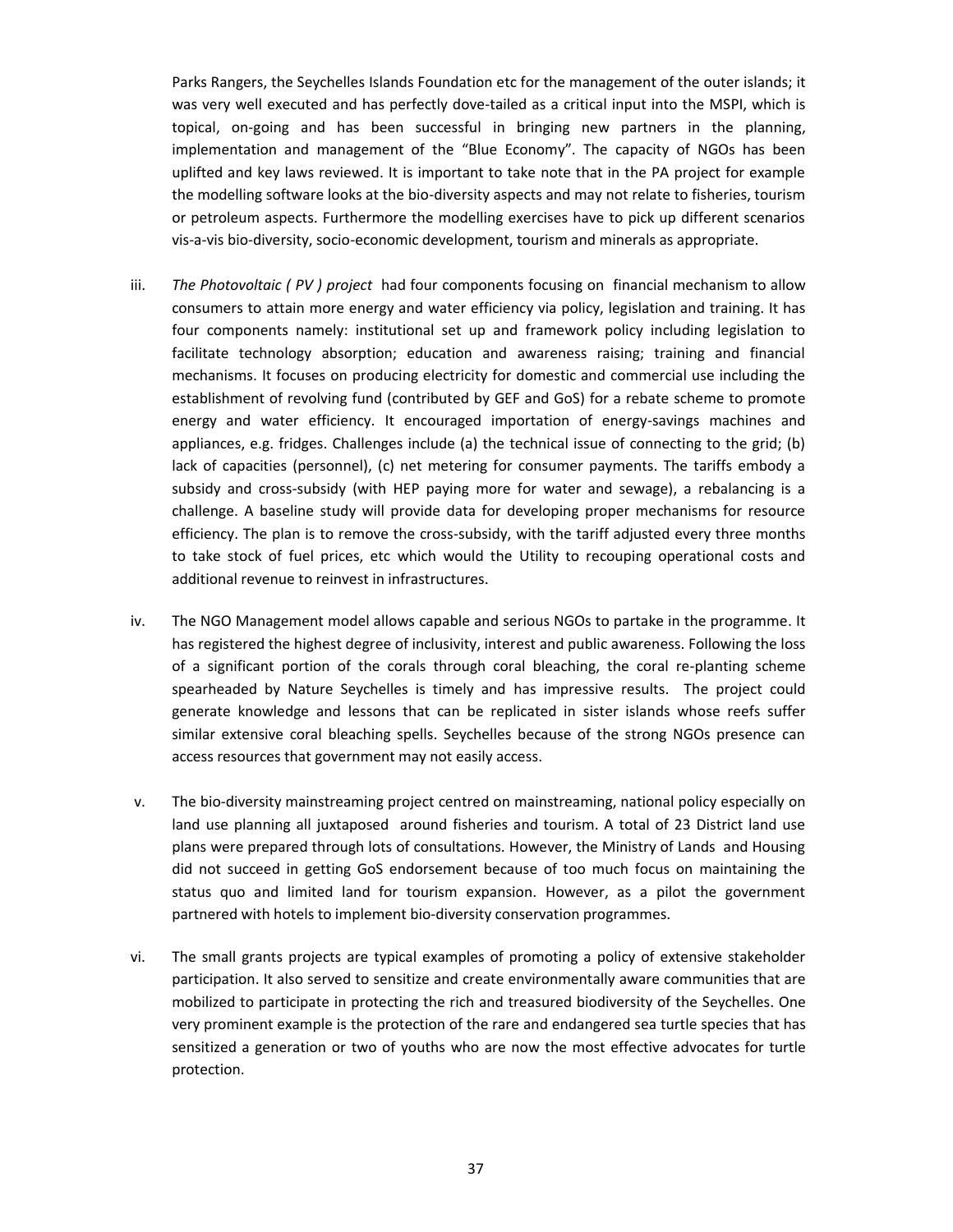Parks Rangers, the Seychelles Islands Foundation etc for the management of the outer islands; it was very well executed and has perfectly dove-tailed as a critical input into the MSPI, which is topical, on-going and has been successful in bringing new partners in the planning, implementation and management of the "Blue Economy". The capacity of NGOs has been uplifted and key laws reviewed. It is important to take note that in the PA project for example the modelling software looks at the bio-diversity aspects and may not relate to fisheries, tourism or petroleum aspects. Furthermore the modelling exercises have to pick up different scenarios vis-a-vis bio-diversity, socio-economic development, tourism and minerals as appropriate.

iii. *The Photovoltaic ( PV ) project* had four components focusing on financial mechanism to allow consumers to attain more energy and water efficiency via policy, legislation and training. It has four components namely: institutional set up and framework policy including legislation to facilitate technology absorption; education and awareness raising; training and financial mechanisms. It focuses on producing electricity for domestic and commercial use including the establishment of revolving fund (contributed by GEF and GoS) for a rebate scheme to promote energy and water efficiency. It encouraged importation of energy-savings machines and appliances, e.g. fridges. Challenges include (a) the technical issue of connecting to the grid; (b) lack of capacities (personnel), (c) net metering for consumer payments. The tariffs embody a subsidy and cross-subsidy (with HEP paying more for water and sewage), a rebalancing is a challenge. A baseline study will provide data for developing proper mechanisms for resource efficiency. The plan is to remove the cross-subsidy, with the tariff adjusted every three months to take stock of fuel prices, etc which would the Utility to recouping operational costs and additional revenue to reinvest in infrastructures.

iv. The NGO Management model allows capable and serious NGOs to partake in the programme. It has registered the highest degree of inclusivity, interest and public awareness. Following the loss of a significant portion of the corals through coral bleaching, the coral re-planting scheme spearheaded by Nature Seychelles is timely and has impressive results. The project could generate knowledge and lessons that can be replicated in sister islands whose reefs suffer similar extensive coral bleaching spells. Seychelles because of the strong NGOs presence can access resources that government may not easily access.

v. The bio-diversity mainstreaming project centred on mainstreaming, national policy especially on land use planning all juxtaposed around fisheries and tourism. A total of 23 District land use plans were prepared through lots of consultations. However, the Ministry of Lands and Housing did not succeed in getting GoS endorsement because of too much focus on maintaining the status quo and limited land for tourism expansion. However, as a pilot the government partnered with hotels to implement bio-diversity conservation programmes.

vi. The small grants projects are typical examples of promoting a policy of extensive stakeholder participation. It also served to sensitize and create environmentally aware communities that are mobilized to participate in protecting the rich and treasured biodiversity of the Seychelles. One very prominent example is the protection of the rare and endangered sea turtle species that has sensitized a generation or two of youths who are now the most effective advocates for turtle protection.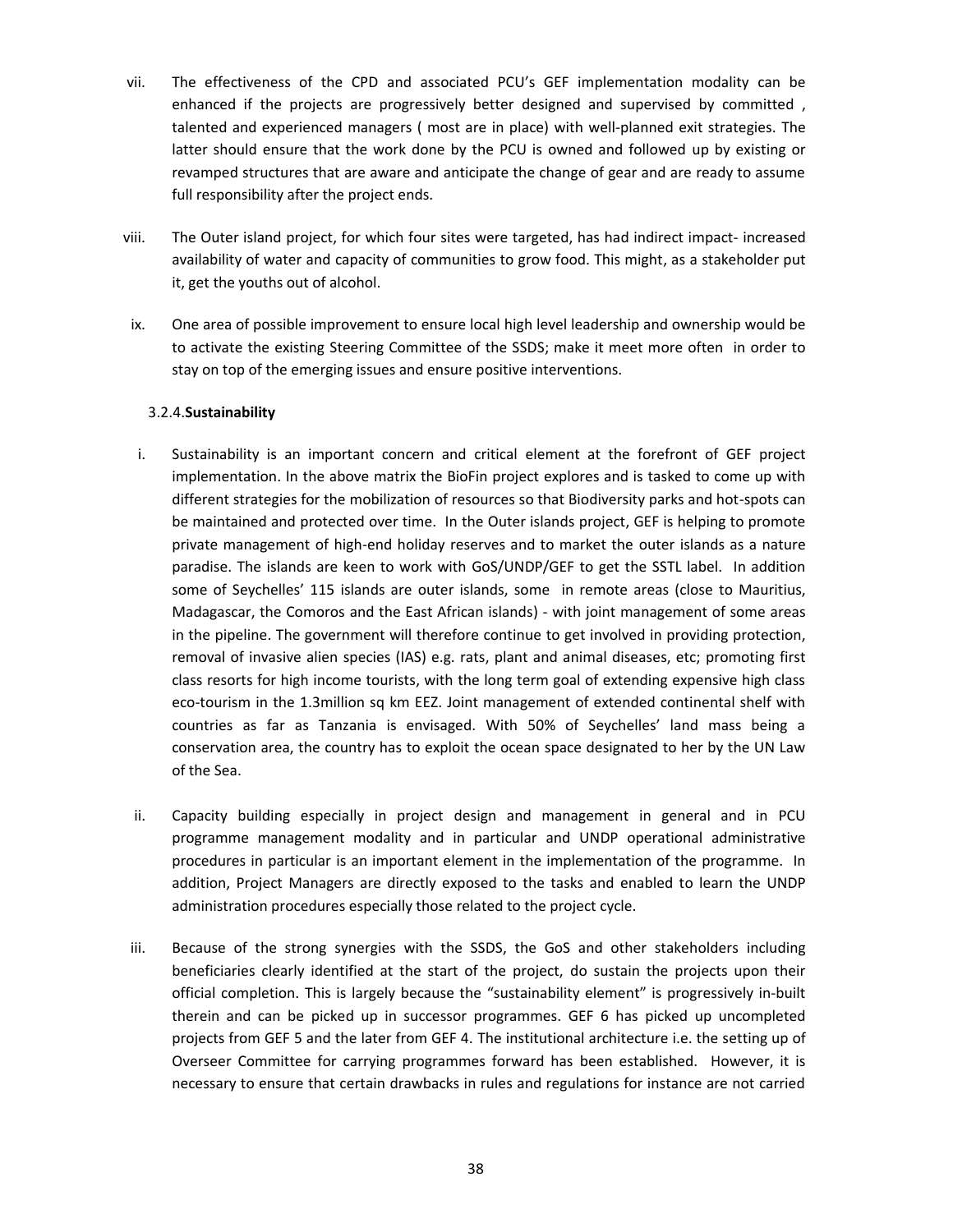vii. The effectiveness of the CPD and associated PCU's GEF implementation modality can be enhanced if the projects are progressively better designed and supervised by committed , talented and experienced managers ( most are in place) with well-planned exit strategies. The latter should ensure that the work done by the PCU is owned and followed up by existing or revamped structures that are aware and anticipate the change of gear and are ready to assume full responsibility after the project ends.

viii. The Outer island project, for which four sites were targeted, has had indirect impact- increased availability of water and capacity of communities to grow food. This might, as a stakeholder put it, get the youths out of alcohol.

ix. One area of possible improvement to ensure local high level leadership and ownership would be to activate the existing Steering Committee of the SSDS; make it meet more often in order to stay on top of the emerging issues and ensure positive interventions.

### 3.2.4. **Sustainability**

i. Sustainability is an important concern and critical element at the forefront of GEF project implementation. In the above matrix the BioFin project explores and is tasked to come up with different strategies for the mobilization of resources so that Biodiversity parks and hot-spots can be maintained and protected over time. In the Outer islands project, GEF is helping to promote private management of high-end holiday reserves and to market the outer islands as a nature paradise. The islands are keen to work with GoS/UNDP/GEF to get the SSTL label. In addition some of Seychelles' 115 islands are outer islands, some in remote areas (close to Mauritius, Madagascar, the Comoros and the East African islands) - with joint management of some areas in the pipeline. The government will therefore continue to get involved in providing protection, removal of invasive alien species (IAS) e.g. rats, plant and animal diseases, etc; promoting first class resorts for high income tourists, with the long term goal of extending expensive high class eco-tourism in the 1.3million sq km EEZ. Joint management of extended continental shelf with countries as far as Tanzania is envisaged. With 50% of Seychelles' land mass being a conservation area, the country has to exploit the ocean space designated to her by the UN Law of the Sea.

ii. Capacity building especially in project design and management in general and in PCU programme management modality and in particular and UNDP operational administrative procedures in particular is an important element in the implementation of the programme. In addition, Project Managers are directly exposed to the tasks and enabled to learn the UNDP administration procedures especially those related to the project cycle.

iii. Because of the strong synergies with the SSDS, the GoS and other stakeholders including beneficiaries clearly identified at the start of the project, do sustain the projects upon their official completion. This is largely because the "sustainability element" is progressively in-built therein and can be picked up in successor programmes. GEF 6 has picked up uncompleted projects from GEF 5 and the later from GEF 4. The institutional architecture i.e. the setting up of Overseer Committee for carrying programmes forward has been established. However, it is necessary to ensure that certain drawbacks in rules and regulations for instance are not carried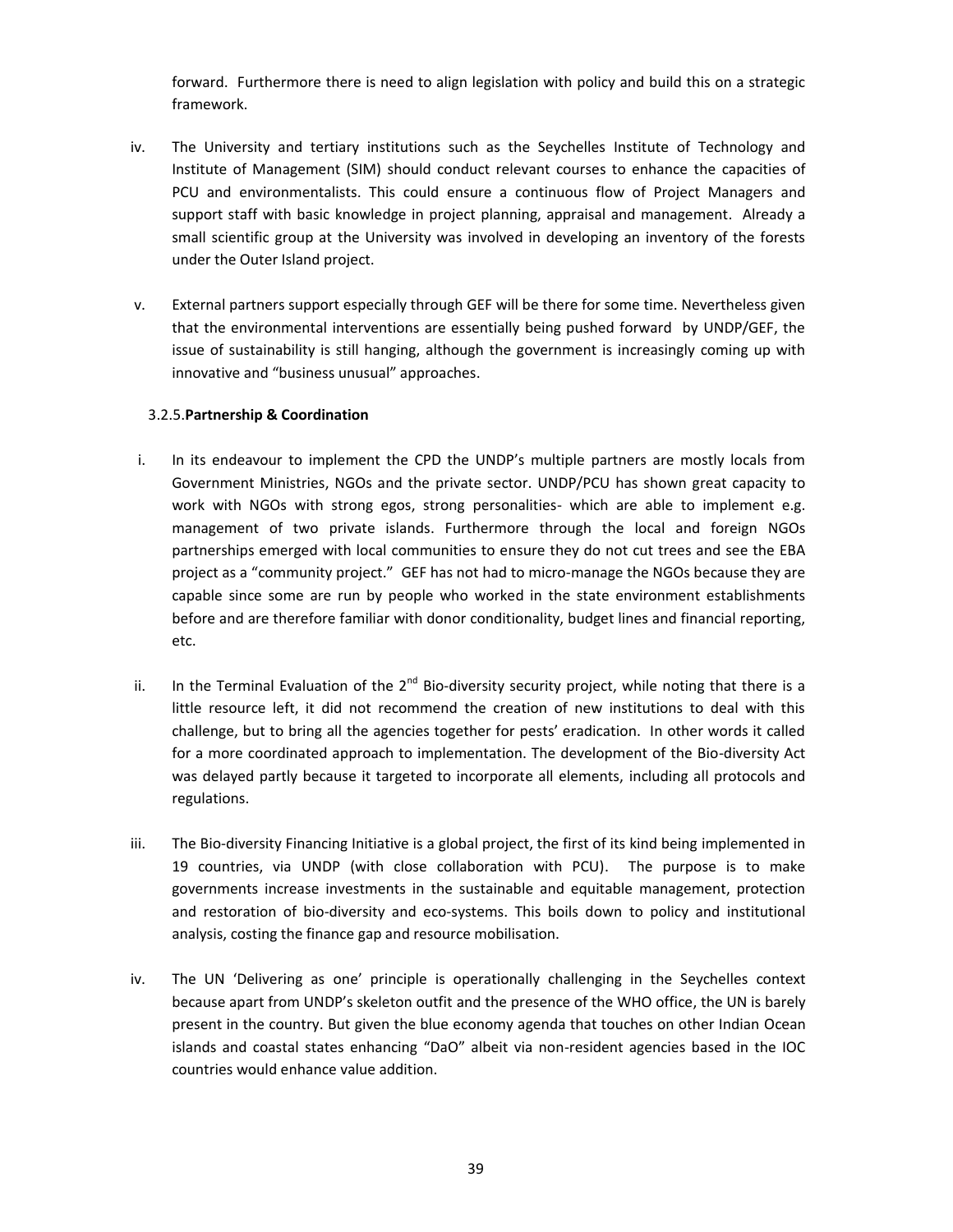forward. Furthermore there is need to align legislation with policy and build this on a strategic framework.

iv. The University and tertiary institutions such as the Seychelles Institute of Technology and Institute of Management (SIM) should conduct relevant courses to enhance the capacities of PCU and environmentalists. This could ensure a continuous flow of Project Managers and support staff with basic knowledge in project planning, appraisal and management. Already a small scientific group at the University was involved in developing an inventory of the forests under the Outer Island project.

v. External partners support especially through GEF will be there for some time. Nevertheless given that the environmental interventions are essentially being pushed forward by UNDP/GEF, the issue of sustainability is still hanging, although the government is increasingly coming up with innovative and "business unusual" approaches.

### 3.2.5. Partnership & Coordination

i. In its endeavour to implement the CPD the UNDP's multiple partners are mostly locals from Government Ministries, NGOs and the private sector. UNDP/PCU has shown great capacity to work with NGOs with strong egos, strong personalities- which are able to implement e.g. management of two private islands. Furthermore through the local and foreign NGOs partnerships emerged with local communities to ensure they do not cut trees and see the EBA project as a "community project." GEF has not had to micro-manage the NGOs because they are capable since some are run by people who worked in the state environment establishments before and are therefore familiar with donor conditionality, budget lines and financial reporting, etc.

ii. In the Terminal Evaluation of the 2nd Bio-diversity security project, while noting that there is a little resource left, it did not recommend the creation of new institutions to deal with this challenge, but to bring all the agencies together for pests' eradication. In other words it called for a more coordinated approach to implementation. The development of the Bio-diversity Act was delayed partly because it targeted to incorporate all elements, including all protocols and regulations.

iii. The Bio-diversity Financing Initiative is a global project, the first of its kind being implemented in 19 countries, via UNDP (with close collaboration with PCU). The purpose is to make governments increase investments in the sustainable and equitable management, protection and restoration of bio-diversity and eco-systems. This boils down to policy and institutional analysis, costing the finance gap and resource mobilisation.

iv. The UN 'Delivering as one' principle is operationally challenging in the Seychelles context because apart from UNDP's skeleton outfit and the presence of the WHO office, the UN is barely present in the country. But given the blue economy agenda that touches on other Indian Ocean islands and coastal states enhancing "DaO" albeit via non-resident agencies based in the IOC countries would enhance value addition.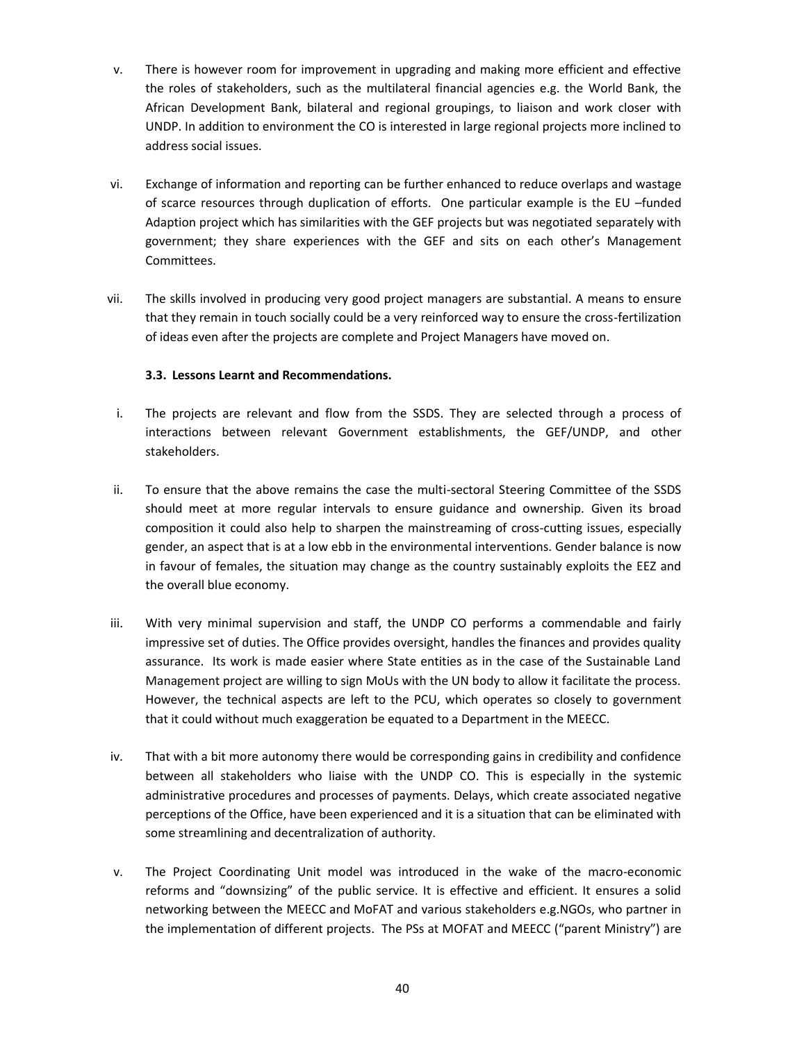v. There is however room for improvement in upgrading and making more efficient and effective the roles of stakeholders, such as the multilateral financial agencies e.g. the World Bank, the African Development Bank, bilateral and regional groupings, to liaison and work closer with UNDP. In addition to environment the CO is interested in large regional projects more inclined to address social issues.

vi. Exchange of information and reporting can be further enhanced to reduce overlaps and wastage of scarce resources through duplication of efforts. One particular example is the EU –funded Adaption project which has similarities with the GEF projects but was negotiated separately with government; they share experiences with the GEF and sits on each other's Management Committees.

vii. The skills involved in producing very good project managers are substantial. A means to ensure that they remain in touch socially could be a very reinforced way to ensure the cross-fertilization of ideas even after the projects are complete and Project Managers have moved on.

### 3.3. Lessons Learnt and Recommendations.

i. The projects are relevant and flow from the SSDS. They are selected through a process of interactions between relevant Government establishments, the GEF/UNDP, and other stakeholders.

ii. To ensure that the above remains the case the multi-sectoral Steering Committee of the SSDS should meet at more regular intervals to ensure guidance and ownership. Given its broad composition it could also help to sharpen the mainstreaming of cross-cutting issues, especially gender, an aspect that is at a low ebb in the environmental interventions. Gender balance is now in favour of females, the situation may change as the country sustainably exploits the EEZ and the overall blue economy.

iii. With very minimal supervision and staff, the UNDP CO performs a commendable and fairly impressive set of duties. The Office provides oversight, handles the finances and provides quality assurance. Its work is made easier where State entities as in the case of the Sustainable Land Management project are willing to sign MoUs with the UN body to allow it facilitate the process. However, the technical aspects are left to the PCU, which operates so closely to government that it could without much exaggeration be equated to a Department in the MEECC.

iv. That with a bit more autonomy there would be corresponding gains in credibility and confidence between all stakeholders who liaise with the UNDP CO. This is especially in the systemic administrative procedures and processes of payments. Delays, which create associated negative perceptions of the Office, have been experienced and it is a situation that can be eliminated with some streamlining and decentralization of authority.

v. The Project Coordinating Unit model was introduced in the wake of the macro-economic reforms and "downsizing" of the public service. It is effective and efficient. It ensures a solid networking between the MEECC and MoFAT and various stakeholders e.g.NGOs, who partner in the implementation of different projects. The PSs at MOFAT and MEECC ("parent Ministry") are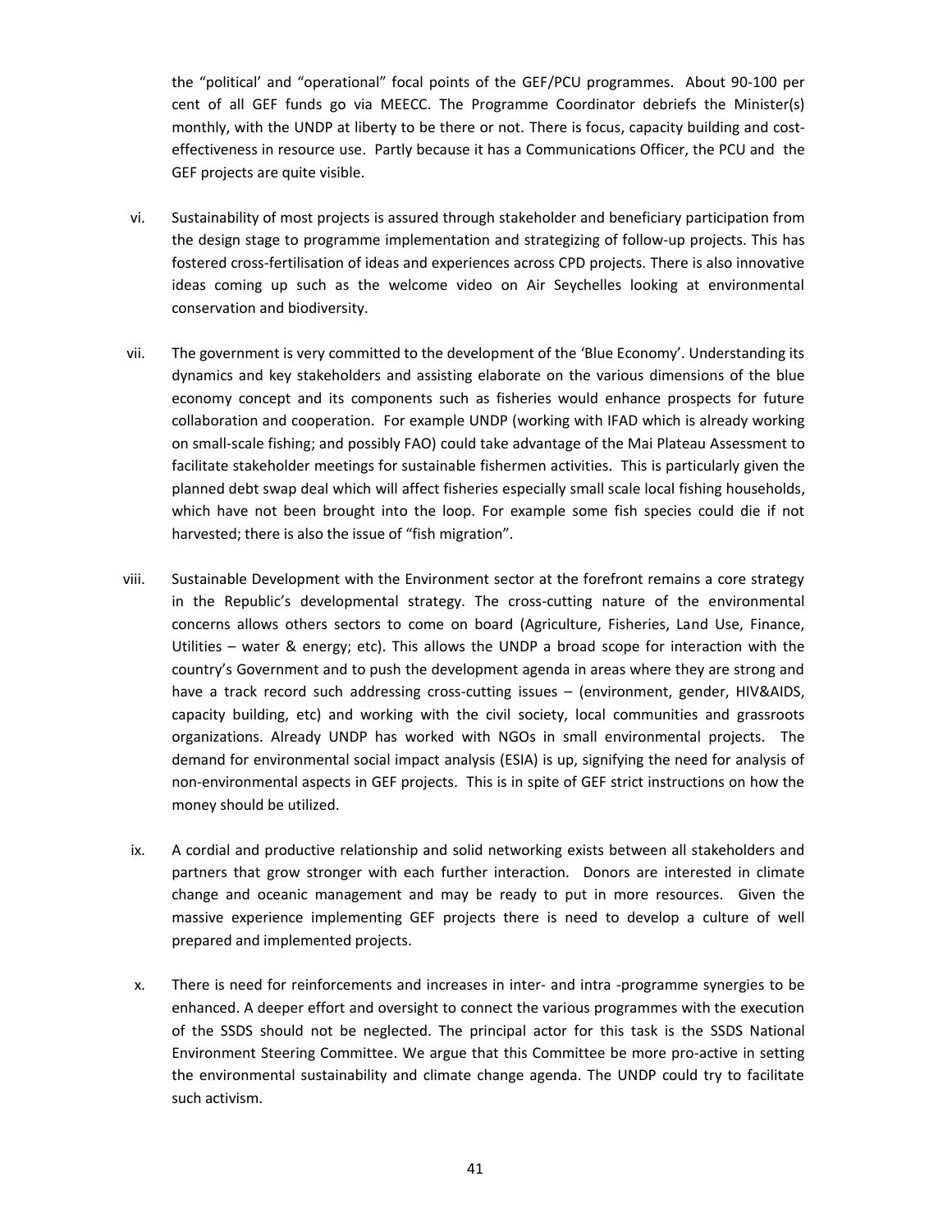the "political' and "operational" focal points of the GEF/PCU programmes. About 90-100 per cent of all GEF funds go via MEECC. The Programme Coordinator debriefs the Minister(s) monthly, with the UNDP at liberty to be there or not. There is focus, capacity building and cost-effectiveness in resource use. Partly because it has a Communications Officer, the PCU and the GEF projects are quite visible.

vi. Sustainability of most projects is assured through stakeholder and beneficiary participation from the design stage to programme implementation and strategizing of follow-up projects. This has fostered cross-fertilisation of ideas and experiences across CPD projects. There is also innovative ideas coming up such as the welcome video on Air Seychelles looking at environmental conservation and biodiversity.

vii. The government is very committed to the development of the 'Blue Economy'. Understanding its dynamics and key stakeholders and assisting elaborate on the various dimensions of the blue economy concept and its components such as fisheries would enhance prospects for future collaboration and cooperation. For example UNDP (working with IFAD which is already working on small-scale fishing; and possibly FAO) could take advantage of the Mai Plateau Assessment to facilitate stakeholder meetings for sustainable fishermen activities. This is particularly given the planned debt swap deal which will affect fisheries especially small scale local fishing households, which have not been brought into the loop. For example some fish species could die if not harvested; there is also the issue of "fish migration".

viii. Sustainable Development with the Environment sector at the forefront remains a core strategy in the Republic's developmental strategy. The cross-cutting nature of the environmental concerns allows others sectors to come on board (Agriculture, Fisheries, Land Use, Finance, Utilities – water & energy; etc). This allows the UNDP a broad scope for interaction with the country's Government and to push the development agenda in areas where they are strong and have a track record such addressing cross-cutting issues – (environment, gender, HIV&AIDS, capacity building, etc) and working with the civil society, local communities and grassroots organizations. Already UNDP has worked with NGOs in small environmental projects. The demand for environmental social impact analysis (ESIA) is up, signifying the need for analysis of non-environmental aspects in GEF projects. This is in spite of GEF strict instructions on how the money should be utilized.

ix. A cordial and productive relationship and solid networking exists between all stakeholders and partners that grow stronger with each further interaction. Donors are interested in climate change and oceanic management and may be ready to put in more resources. Given the massive experience implementing GEF projects there is need to develop a culture of well prepared and implemented projects.

x. There is need for reinforcements and increases in inter- and intra -programme synergies to be enhanced. A deeper effort and oversight to connect the various programmes with the execution of the SSDS should not be neglected. The principal actor for this task is the SSDS National Environment Steering Committee. We argue that this Committee be more pro-active in setting the environmental sustainability and climate change agenda. The UNDP could try to facilitate such activism.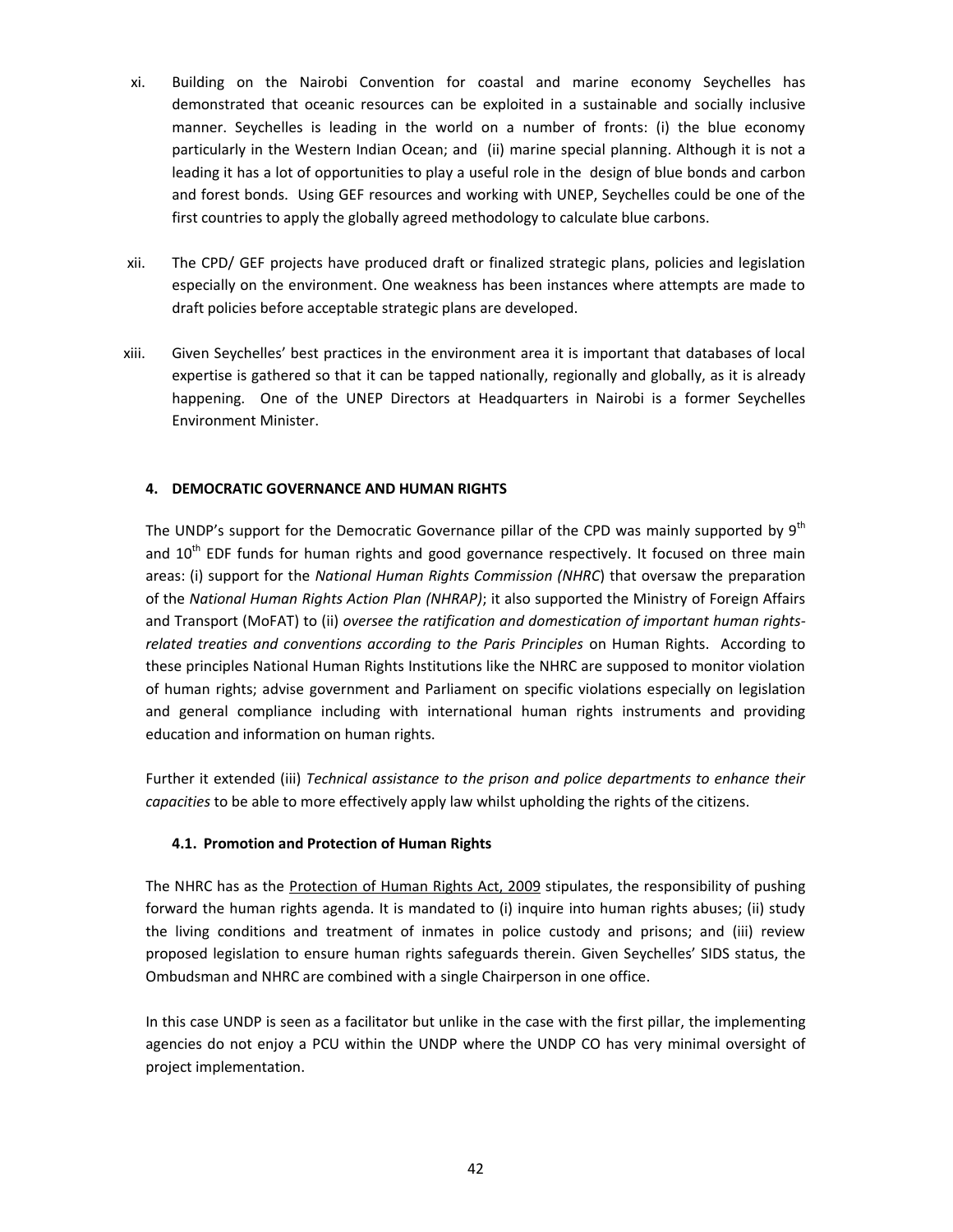xi. Building on the Nairobi Convention for coastal and marine economy Seychelles has demonstrated that oceanic resources can be exploited in a sustainable and socially inclusive manner. Seychelles is leading in the world on a number of fronts: (i) the blue economy particularly in the Western Indian Ocean; and (ii) marine special planning. Although it is not a leading it has a lot of opportunities to play a useful role in the design of blue bonds and carbon and forest bonds. Using GEF resources and working with UNEP, Seychelles could be one of the first countries to apply the globally agreed methodology to calculate blue carbons.

xii. The CPD/ GEF projects have produced draft or finalized strategic plans, policies and legislation especially on the environment. One weakness has been instances where attempts are made to draft policies before acceptable strategic plans are developed.

xiii. Given Seychelles' best practices in the environment area it is important that databases of local expertise is gathered so that it can be tapped nationally, regionally and globally, as it is already happening. One of the UNEP Directors at Headquarters in Nairobi is a former Seychelles Environment Minister.

## 4. DEMOCRATIC GOVERNANCE AND HUMAN RIGHTS

The UNDP's support for the Democratic Governance pillar of the CPD was mainly supported by 9th and 10th EDF funds for human rights and good governance respectively. It focused on three main areas: (i) support for the *National Human Rights Commission (NHRC*) that oversaw the preparation of the *National Human Rights Action Plan (NHRAP)*; it also supported the Ministry of Foreign Affairs and Transport (MoFAT) to (ii) *oversee the ratification and domestication of important human rights-related treaties and conventions according to the Paris Principles* on Human Rights. According to these principles National Human Rights Institutions like the NHRC are supposed to monitor violation of human rights; advise government and Parliament on specific violations especially on legislation and general compliance including with international human rights instruments and providing education and information on human rights.

Further it extended (iii) *Technical assistance to the prison and police departments to enhance their capacities* to be able to more effectively apply law whilst upholding the rights of the citizens.

### 4.1. Promotion and Protection of Human Rights

The NHRC has as the Protection of Human Rights Act, 2009 stipulates, the responsibility of pushing forward the human rights agenda. It is mandated to (i) inquire into human rights abuses; (ii) study the living conditions and treatment of inmates in police custody and prisons; and (iii) review proposed legislation to ensure human rights safeguards therein. Given Seychelles' SIDS status, the Ombudsman and NHRC are combined with a single Chairperson in one office.

In this case UNDP is seen as a facilitator but unlike in the case with the first pillar, the implementing agencies do not enjoy a PCU within the UNDP where the UNDP CO has very minimal oversight of project implementation.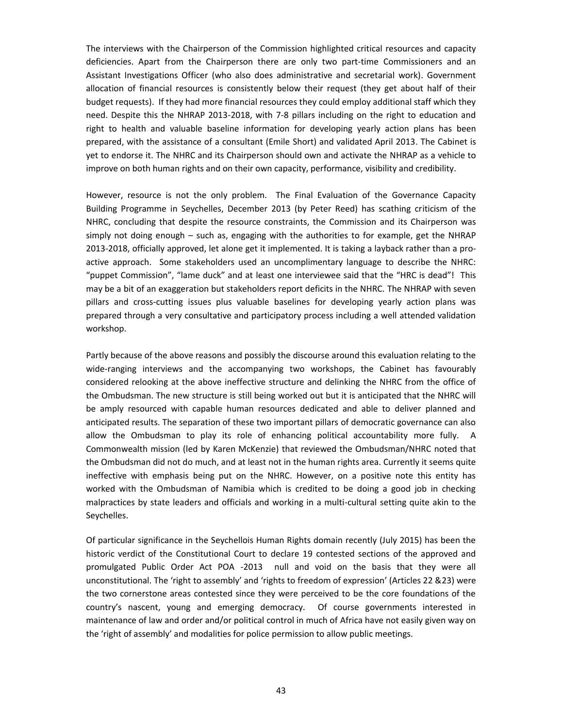The interviews with the Chairperson of the Commission highlighted critical resources and capacity deficiencies. Apart from the Chairperson there are only two part-time Commissioners and an Assistant Investigations Officer (who also does administrative and secretarial work). Government allocation of financial resources is consistently below their request (they get about half of their budget requests). If they had more financial resources they could employ additional staff which they need. Despite this the NHRAP 2013-2018, with 7-8 pillars including on the right to education and right to health and valuable baseline information for developing yearly action plans has been prepared, with the assistance of a consultant (Emile Short) and validated April 2013. The Cabinet is yet to endorse it. The NHRC and its Chairperson should own and activate the NHRAP as a vehicle to improve on both human rights and on their own capacity, performance, visibility and credibility.

However, resource is not the only problem. The Final Evaluation of the Governance Capacity Building Programme in Seychelles, December 2013 (by Peter Reed) has scathing criticism of the NHRC, concluding that despite the resource constraints, the Commission and its Chairperson was simply not doing enough – such as, engaging with the authorities to for example, get the NHRAP 2013-2018, officially approved, let alone get it implemented. It is taking a layback rather than a pro-active approach. Some stakeholders used an uncomplimentary language to describe the NHRC: "puppet Commission", "lame duck" and at least one interviewee said that the "HRC is dead"! This may be a bit of an exaggeration but stakeholders report deficits in the NHRC. The NHRAP with seven pillars and cross-cutting issues plus valuable baselines for developing yearly action plans was prepared through a very consultative and participatory process including a well attended validation workshop.

Partly because of the above reasons and possibly the discourse around this evaluation relating to the wide-ranging interviews and the accompanying two workshops, the Cabinet has favourably considered relooking at the above ineffective structure and delinking the NHRC from the office of the Ombudsman. The new structure is still being worked out but it is anticipated that the NHRC will be amply resourced with capable human resources dedicated and able to deliver planned and anticipated results. The separation of these two important pillars of democratic governance can also allow the Ombudsman to play its role of enhancing political accountability more fully. A Commonwealth mission (led by Karen McKenzie) that reviewed the Ombudsman/NHRC noted that the Ombudsman did not do much, and at least not in the human rights area. Currently it seems quite ineffective with emphasis being put on the NHRC. However, on a positive note this entity has worked with the Ombudsman of Namibia which is credited to be doing a good job in checking malpractices by state leaders and officials and working in a multi-cultural setting quite akin to the Seychelles.

Of particular significance in the Seychellois Human Rights domain recently (July 2015) has been the historic verdict of the Constitutional Court to declare 19 contested sections of the approved and promulgated Public Order Act POA -2013 null and void on the basis that they were all unconstitutional. The 'right to assembly' and 'rights to freedom of expression' (Articles 22 &23) were the two cornerstone areas contested since they were perceived to be the core foundations of the country's nascent, young and emerging democracy. Of course governments interested in maintenance of law and order and/or political control in much of Africa have not easily given way on the 'right of assembly' and modalities for police permission to allow public meetings.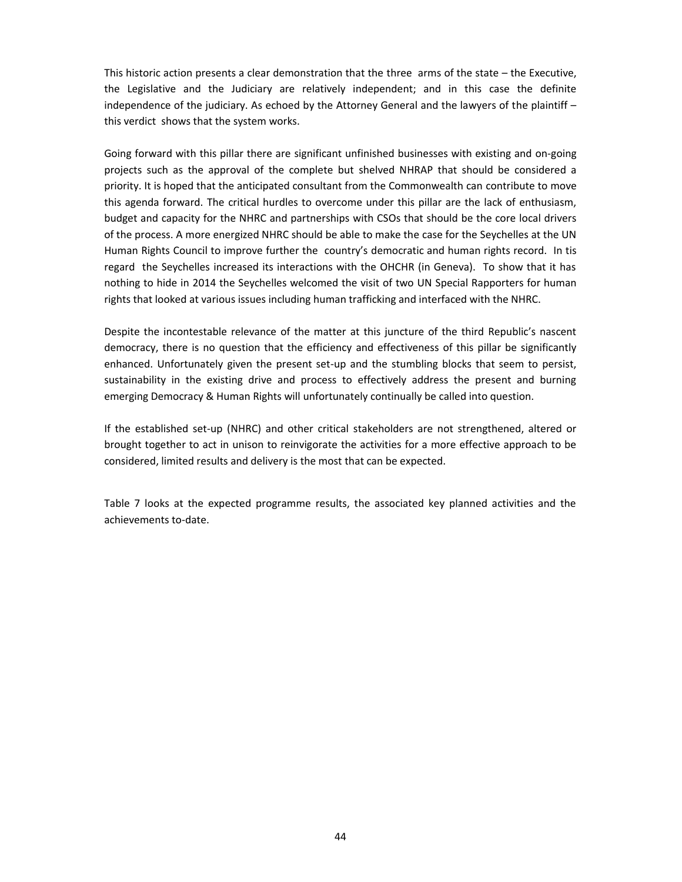This historic action presents a clear demonstration that the three arms of the state – the Executive, the Legislative and the Judiciary are relatively independent; and in this case the definite independence of the judiciary. As echoed by the Attorney General and the lawyers of the plaintiff – this verdict shows that the system works.

Going forward with this pillar there are significant unfinished businesses with existing and on-going projects such as the approval of the complete but shelved NHRAP that should be considered a priority. It is hoped that the anticipated consultant from the Commonwealth can contribute to move this agenda forward. The critical hurdles to overcome under this pillar are the lack of enthusiasm, budget and capacity for the NHRC and partnerships with CSOs that should be the core local drivers of the process. A more energized NHRC should be able to make the case for the Seychelles at the UN Human Rights Council to improve further the country's democratic and human rights record. In tis regard the Seychelles increased its interactions with the OHCHR (in Geneva). To show that it has nothing to hide in 2014 the Seychelles welcomed the visit of two UN Special Rapporters for human rights that looked at various issues including human trafficking and interfaced with the NHRC.

Despite the incontestable relevance of the matter at this juncture of the third Republic's nascent democracy, there is no question that the efficiency and effectiveness of this pillar be significantly enhanced. Unfortunately given the present set-up and the stumbling blocks that seem to persist, sustainability in the existing drive and process to effectively address the present and burning emerging Democracy & Human Rights will unfortunately continually be called into question.

If the established set-up (NHRC) and other critical stakeholders are not strengthened, altered or brought together to act in unison to reinvigorate the activities for a more effective approach to be considered, limited results and delivery is the most that can be expected.

Table 7 looks at the expected programme results, the associated key planned activities and the achievements to-date.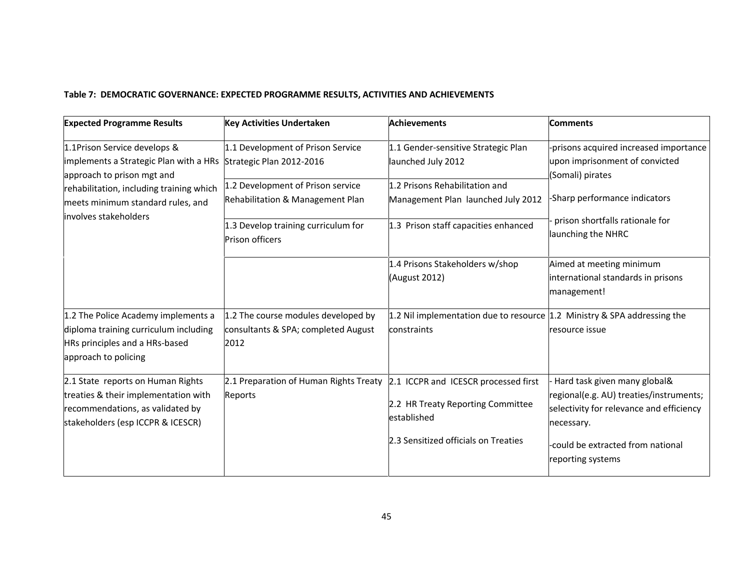**Table 7: DEMOCRATIC GOVERNANCE: EXPECTED PROGRAMME RESULTS, ACTIVITIES AND ACHIEVEMENTS**

| Expected Programme Results | Key Activities Undertaken | Achievements | Comments |
|---|---|---|---|
| 1.1Prison Service develops & implements a Strategic Plan with a HRs approach to prison mgt and rehabilitation, including training which meets minimum standard rules, and involves stakeholders | 1.1 Development of Prison Service Strategic Plan 2012-2016 | 1.1 Gender-sensitive Strategic Plan launched July 2012 | -prisons acquired increased importance upon imprisonment of convicted (Somali) pirates<br><br>-Sharp performance indicators<br><br>- prison shortfalls rationale for launching the NHRC |
| | 1.2 Development of Prison service Rehabilitation & Management Plan | 1.2 Prisons Rehabilitation and Management Plan launched July 2012 | |
| | 1.3 Develop training curriculum for Prison officers | 1.3 Prison staff capacities enhanced | |
| | | 1.4 Prisons Stakeholders w/shop (August 2012) | Aimed at meeting minimum international standards in prisons management! |
| 1.2 The Police Academy implements a diploma training curriculum including HRs principles and a HRs-based approach to policing | 1.2 The course modules developed by consultants & SPA; completed August 2012 | 1.2 Nil implementation due to resource constraints | 1.2 Ministry & SPA addressing the resource issue |
| 2.1 State reports on Human Rights treaties & their implementation with recommendations, as validated by stakeholders (esp ICCPR & ICESCR) | 2.1 Preparation of Human Rights Treaty Reports | 2.1 ICCPR and ICESCR processed first<br><br>2.2 HR Treaty Reporting Committee established<br><br>2.3 Sensitized officials on Treaties | - Hard task given many global& regional(e.g. AU) treaties/instruments; selectivity for relevance and efficiency necessary.<br><br>-could be extracted from national reporting systems |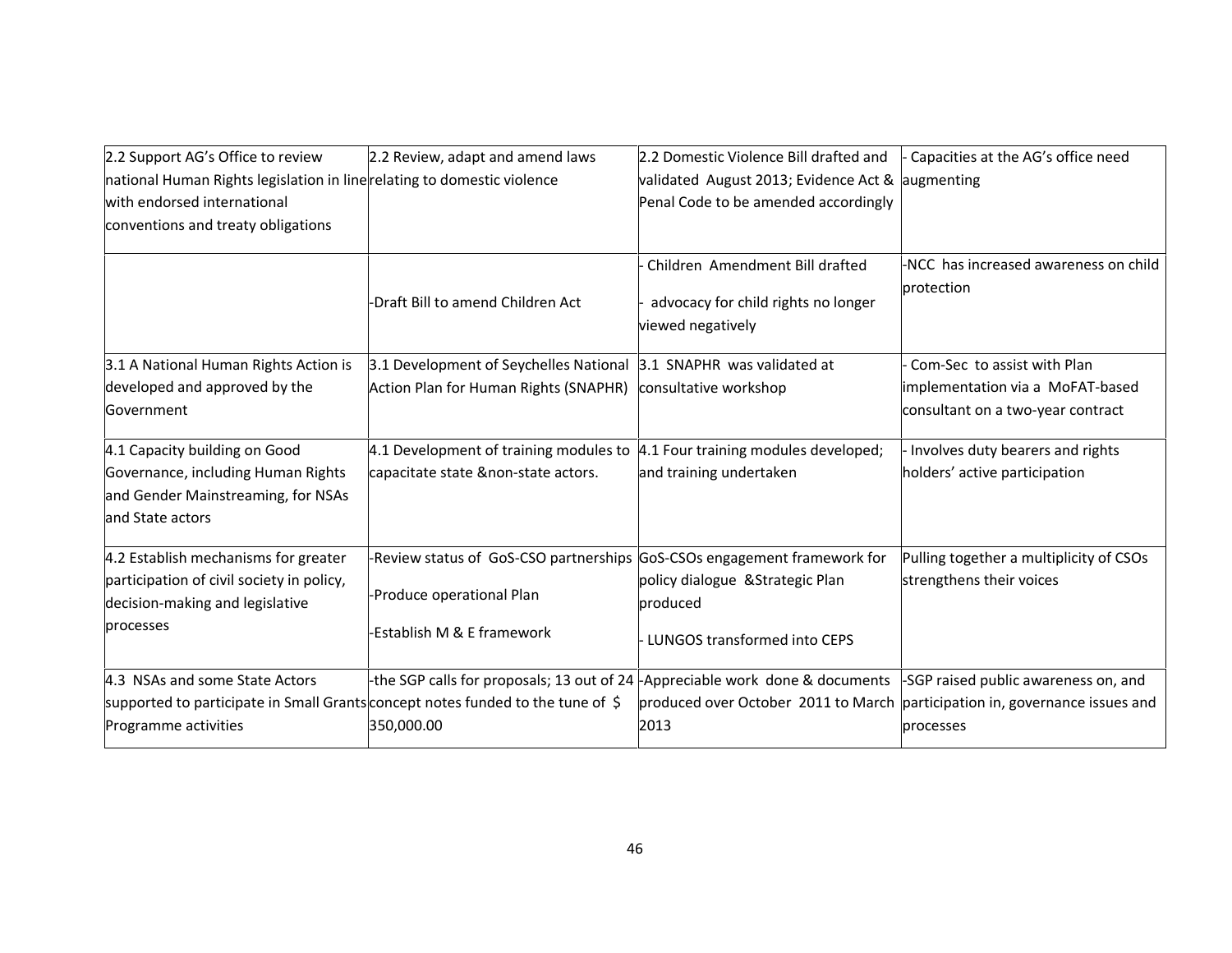| | | | |
|---|---|---|---|
| 2.2 Support AG's Office to review national Human Rights legislation in line with endorsed international conventions and treaty obligations | 2.2 Review, adapt and amend laws relating to domestic violence | 2.2 Domestic Violence Bill drafted and validated August 2013; Evidence Act & Penal Code to be amended accordingly | - Capacities at the AG's office need augmenting |
| | -Draft Bill to amend Children Act | - Children Amendment Bill drafted<br>- advocacy for child rights no longer viewed negatively | -NCC has increased awareness on child protection |
| 3.1 A National Human Rights Action is developed and approved by the Government | 3.1 Development of Seychelles National Action Plan for Human Rights (SNAPHR) | 3.1 SNAPHR was validated at consultative workshop | - Com-Sec to assist with Plan implementation via a MoFAT-based consultant on a two-year contract |
| 4.1 Capacity building on Good Governance, including Human Rights and Gender Mainstreaming, for NSAs and State actors | 4.1 Development of training modules to capacitate state &non-state actors. | 4.1 Four training modules developed; and training undertaken | - Involves duty bearers and rights holders' active participation |
| 4.2 Establish mechanisms for greater participation of civil society in policy, decision-making and legislative processes | -Review status of GoS-CSO partnerships<br>-Produce operational Plan<br>-Establish M & E framework | GoS-CSOs engagement framework for policy dialogue &Strategic Plan produced<br>- LUNGOS transformed into CEPS | Pulling together a multiplicity of CSOs strengthens their voices |
| 4.3 NSAs and some State Actors supported to participate in Small Grants Programme activities | -the SGP calls for proposals; 13 out of 24 concept notes funded to the tune of $ 350,000.00 | -Appreciable work done & documents produced over October 2011 to March 2013 | -SGP raised public awareness on, and participation in, governance issues and processes |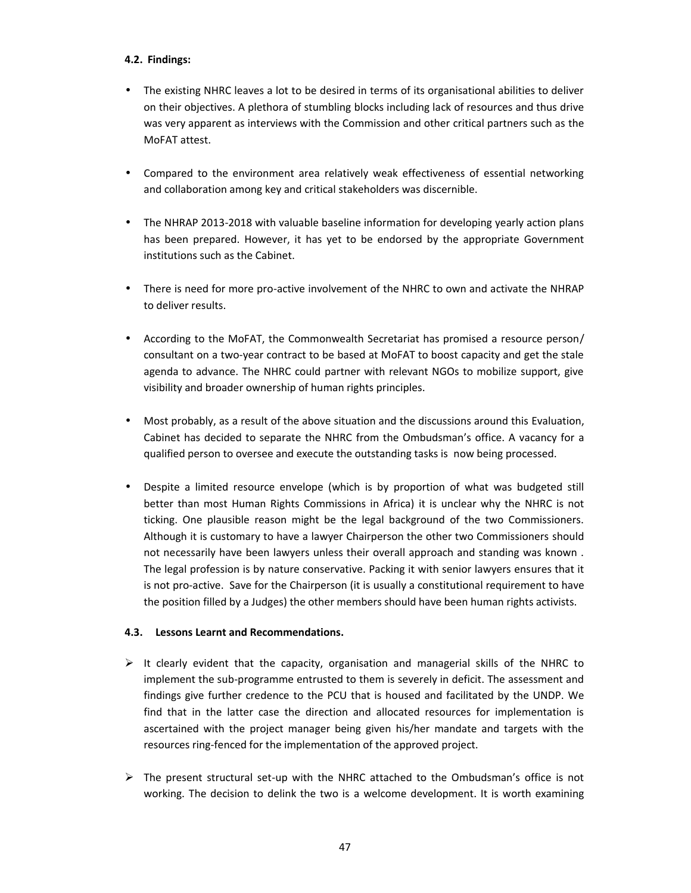### 4.2. Findings:

- The existing NHRC leaves a lot to be desired in terms of its organisational abilities to deliver on their objectives. A plethora of stumbling blocks including lack of resources and thus drive was very apparent as interviews with the Commission and other critical partners such as the MoFAT attest.
- Compared to the environment area relatively weak effectiveness of essential networking and collaboration among key and critical stakeholders was discernible.
- The NHRAP 2013-2018 with valuable baseline information for developing yearly action plans has been prepared. However, it has yet to be endorsed by the appropriate Government institutions such as the Cabinet.
- There is need for more pro-active involvement of the NHRC to own and activate the NHRAP to deliver results.
- According to the MoFAT, the Commonwealth Secretariat has promised a resource person/ consultant on a two-year contract to be based at MoFAT to boost capacity and get the stale agenda to advance. The NHRC could partner with relevant NGOs to mobilize support, give visibility and broader ownership of human rights principles.
- Most probably, as a result of the above situation and the discussions around this Evaluation, Cabinet has decided to separate the NHRC from the Ombudsman's office. A vacancy for a qualified person to oversee and execute the outstanding tasks is now being processed.
- Despite a limited resource envelope (which is by proportion of what was budgeted still better than most Human Rights Commissions in Africa) it is unclear why the NHRC is not ticking. One plausible reason might be the legal background of the two Commissioners. Although it is customary to have a lawyer Chairperson the other two Commissioners should not necessarily have been lawyers unless their overall approach and standing was known . The legal profession is by nature conservative. Packing it with senior lawyers ensures that it is not pro-active. Save for the Chairperson (it is usually a constitutional requirement to have the position filled by a Judges) the other members should have been human rights activists.

### 4.3. Lessons Learnt and Recommendations.

- It clearly evident that the capacity, organisation and managerial skills of the NHRC to implement the sub-programme entrusted to them is severely in deficit. The assessment and findings give further credence to the PCU that is housed and facilitated by the UNDP. We find that in the latter case the direction and allocated resources for implementation is ascertained with the project manager being given his/her mandate and targets with the resources ring-fenced for the implementation of the approved project.
- The present structural set-up with the NHRC attached to the Ombudsman's office is not working. The decision to delink the two is a welcome development. It is worth examining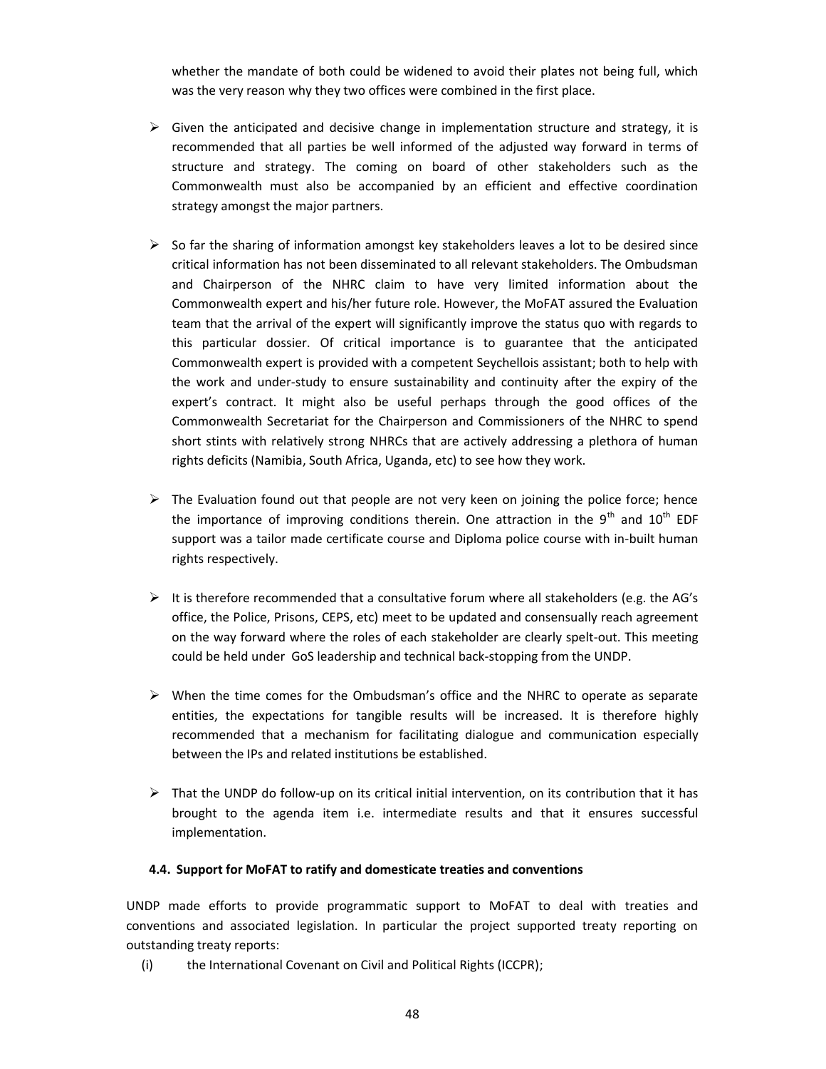whether the mandate of both could be widened to avoid their plates not being full, which was the very reason why they two offices were combined in the first place.

- Given the anticipated and decisive change in implementation structure and strategy, it is recommended that all parties be well informed of the adjusted way forward in terms of structure and strategy. The coming on board of other stakeholders such as the Commonwealth must also be accompanied by an efficient and effective coordination strategy amongst the major partners.

- So far the sharing of information amongst key stakeholders leaves a lot to be desired since critical information has not been disseminated to all relevant stakeholders. The Ombudsman and Chairperson of the NHRC claim to have very limited information about the Commonwealth expert and his/her future role. However, the MoFAT assured the Evaluation team that the arrival of the expert will significantly improve the status quo with regards to this particular dossier. Of critical importance is to guarantee that the anticipated Commonwealth expert is provided with a competent Seychellois assistant; both to help with the work and under-study to ensure sustainability and continuity after the expiry of the expert's contract. It might also be useful perhaps through the good offices of the Commonwealth Secretariat for the Chairperson and Commissioners of the NHRC to spend short stints with relatively strong NHRCs that are actively addressing a plethora of human rights deficits (Namibia, South Africa, Uganda, etc) to see how they work.

- The Evaluation found out that people are not very keen on joining the police force; hence the importance of improving conditions therein. One attraction in the 9th and 10th EDF support was a tailor made certificate course and Diploma police course with in-built human rights respectively.

- It is therefore recommended that a consultative forum where all stakeholders (e.g. the AG's office, the Police, Prisons, CEPS, etc) meet to be updated and consensually reach agreement on the way forward where the roles of each stakeholder are clearly spelt-out. This meeting could be held under GoS leadership and technical back-stopping from the UNDP.

- When the time comes for the Ombudsman's office and the NHRC to operate as separate entities, the expectations for tangible results will be increased. It is therefore highly recommended that a mechanism for facilitating dialogue and communication especially between the IPs and related institutions be established.

- That the UNDP do follow-up on its critical initial intervention, on its contribution that it has brought to the agenda item i.e. intermediate results and that it ensures successful implementation.

### 4.4. Support for MoFAT to ratify and domesticate treaties and conventions

UNDP made efforts to provide programmatic support to MoFAT to deal with treaties and conventions and associated legislation. In particular the project supported treaty reporting on outstanding treaty reports:

(i) the International Covenant on Civil and Political Rights (ICCPR);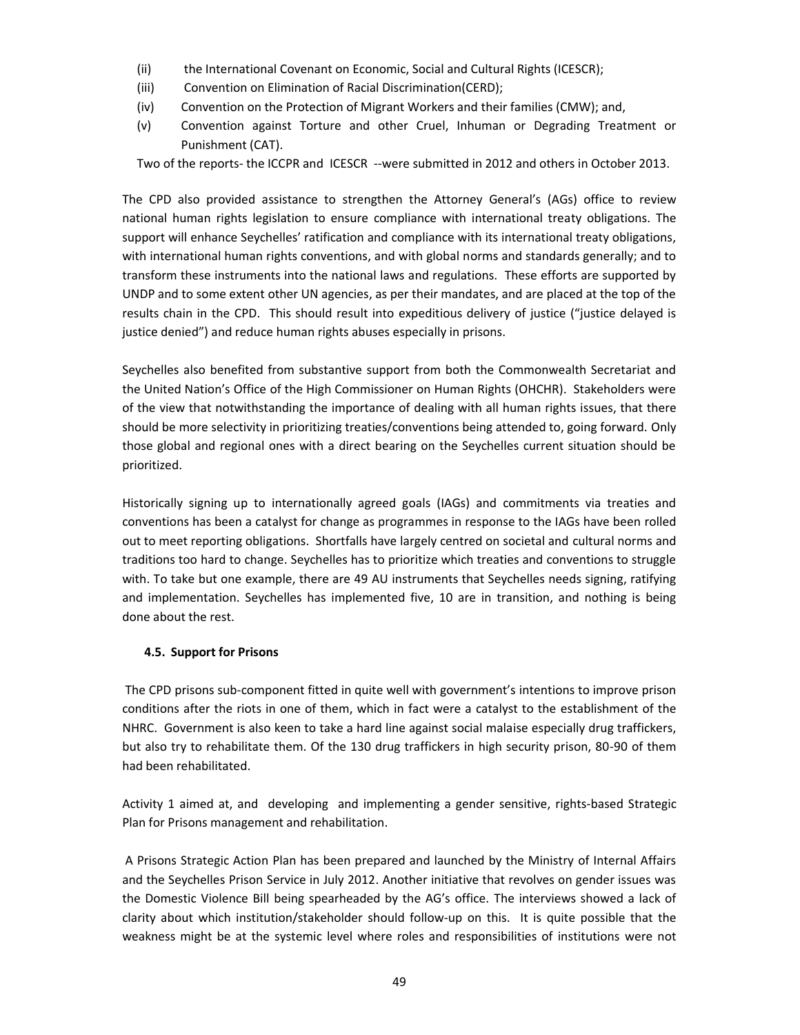(ii) the International Covenant on Economic, Social and Cultural Rights (ICESCR);

(iii) Convention on Elimination of Racial Discrimination(CERD);

(iv) Convention on the Protection of Migrant Workers and their families (CMW); and,

(v) Convention against Torture and other Cruel, Inhuman or Degrading Treatment or Punishment (CAT).

Two of the reports- the ICCPR and ICESCR --were submitted in 2012 and others in October 2013.

The CPD also provided assistance to strengthen the Attorney General's (AGs) office to review national human rights legislation to ensure compliance with international treaty obligations. The support will enhance Seychelles' ratification and compliance with its international treaty obligations, with international human rights conventions, and with global norms and standards generally; and to transform these instruments into the national laws and regulations. These efforts are supported by UNDP and to some extent other UN agencies, as per their mandates, and are placed at the top of the results chain in the CPD. This should result into expeditious delivery of justice ("justice delayed is justice denied") and reduce human rights abuses especially in prisons.

Seychelles also benefited from substantive support from both the Commonwealth Secretariat and the United Nation's Office of the High Commissioner on Human Rights (OHCHR). Stakeholders were of the view that notwithstanding the importance of dealing with all human rights issues, that there should be more selectivity in prioritizing treaties/conventions being attended to, going forward. Only those global and regional ones with a direct bearing on the Seychelles current situation should be prioritized.

Historically signing up to internationally agreed goals (IAGs) and commitments via treaties and conventions has been a catalyst for change as programmes in response to the IAGs have been rolled out to meet reporting obligations. Shortfalls have largely centred on societal and cultural norms and traditions too hard to change. Seychelles has to prioritize which treaties and conventions to struggle with. To take but one example, there are 49 AU instruments that Seychelles needs signing, ratifying and implementation. Seychelles has implemented five, 10 are in transition, and nothing is being done about the rest.

### 4.5. Support for Prisons

The CPD prisons sub-component fitted in quite well with government's intentions to improve prison conditions after the riots in one of them, which in fact were a catalyst to the establishment of the NHRC. Government is also keen to take a hard line against social malaise especially drug traffickers, but also try to rehabilitate them. Of the 130 drug traffickers in high security prison, 80-90 of them had been rehabilitated.

Activity 1 aimed at, and developing and implementing a gender sensitive, rights-based Strategic Plan for Prisons management and rehabilitation.

A Prisons Strategic Action Plan has been prepared and launched by the Ministry of Internal Affairs and the Seychelles Prison Service in July 2012. Another initiative that revolves on gender issues was the Domestic Violence Bill being spearheaded by the AG's office. The interviews showed a lack of clarity about which institution/stakeholder should follow-up on this. It is quite possible that the weakness might be at the systemic level where roles and responsibilities of institutions were not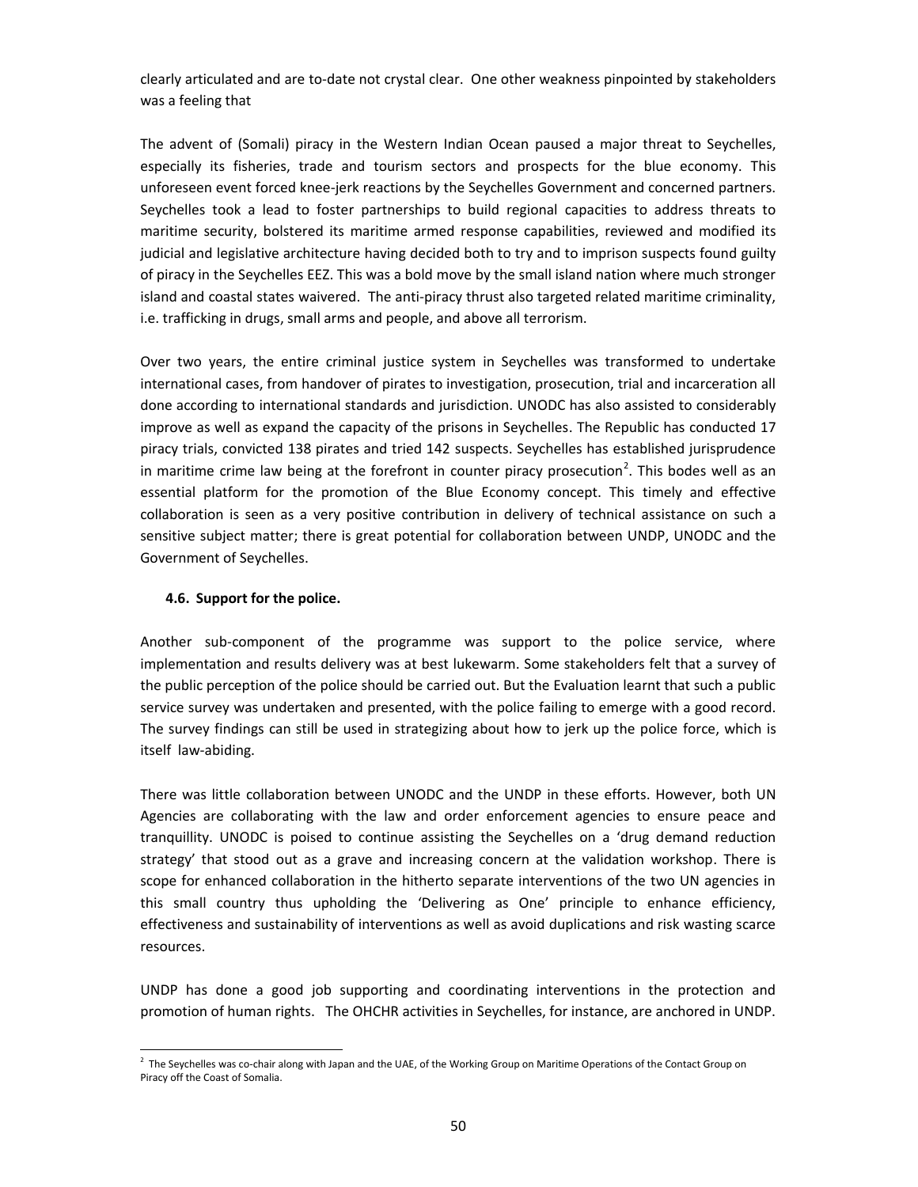clearly articulated and are to-date not crystal clear. One other weakness pinpointed by stakeholders was a feeling that

The advent of (Somali) piracy in the Western Indian Ocean paused a major threat to Seychelles, especially its fisheries, trade and tourism sectors and prospects for the blue economy. This unforeseen event forced knee-jerk reactions by the Seychelles Government and concerned partners. Seychelles took a lead to foster partnerships to build regional capacities to address threats to maritime security, bolstered its maritime armed response capabilities, reviewed and modified its judicial and legislative architecture having decided both to try and to imprison suspects found guilty of piracy in the Seychelles EEZ. This was a bold move by the small island nation where much stronger island and coastal states waivered. The anti-piracy thrust also targeted related maritime criminality, i.e. trafficking in drugs, small arms and people, and above all terrorism.

Over two years, the entire criminal justice system in Seychelles was transformed to undertake international cases, from handover of pirates to investigation, prosecution, trial and incarceration all done according to international standards and jurisdiction. UNODC has also assisted to considerably improve as well as expand the capacity of the prisons in Seychelles. The Republic has conducted 17 piracy trials, convicted 138 pirates and tried 142 suspects. Seychelles has established jurisprudence in maritime crime law being at the forefront in counter piracy prosecution[2]. This bodes well as an essential platform for the promotion of the Blue Economy concept. This timely and effective collaboration is seen as a very positive contribution in delivery of technical assistance on such a sensitive subject matter; there is great potential for collaboration between UNDP, UNODC and the Government of Seychelles.

### 4.6. Support for the police.

Another sub-component of the programme was support to the police service, where implementation and results delivery was at best lukewarm. Some stakeholders felt that a survey of the public perception of the police should be carried out. But the Evaluation learnt that such a public service survey was undertaken and presented, with the police failing to emerge with a good record. The survey findings can still be used in strategizing about how to jerk up the police force, which is itself law-abiding.

There was little collaboration between UNODC and the UNDP in these efforts. However, both UN Agencies are collaborating with the law and order enforcement agencies to ensure peace and tranquillity. UNODC is poised to continue assisting the Seychelles on a 'drug demand reduction strategy' that stood out as a grave and increasing concern at the validation workshop. There is scope for enhanced collaboration in the hitherto separate interventions of the two UN agencies in this small country thus upholding the 'Delivering as One' principle to enhance efficiency, effectiveness and sustainability of interventions as well as avoid duplications and risk wasting scarce resources.

UNDP has done a good job supporting and coordinating interventions in the protection and promotion of human rights. The OHCHR activities in Seychelles, for instance, are anchored in UNDP.

[2] The Seychelles was co-chair along with Japan and the UAE, of the Working Group on Maritime Operations of the Contact Group on Piracy off the Coast of Somalia.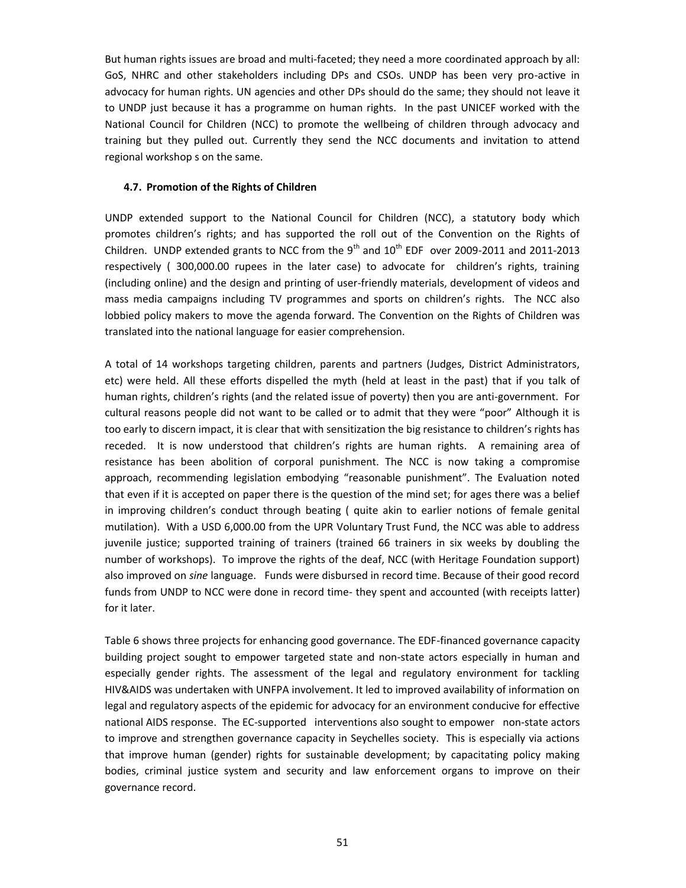But human rights issues are broad and multi-faceted; they need a more coordinated approach by all: GoS, NHRC and other stakeholders including DPs and CSOs. UNDP has been very pro-active in advocacy for human rights. UN agencies and other DPs should do the same; they should not leave it to UNDP just because it has a programme on human rights. In the past UNICEF worked with the National Council for Children (NCC) to promote the wellbeing of children through advocacy and training but they pulled out. Currently they send the NCC documents and invitation to attend regional workshop s on the same.

### 4.7. Promotion of the Rights of Children

UNDP extended support to the National Council for Children (NCC), a statutory body which promotes children's rights; and has supported the roll out of the Convention on the Rights of Children. UNDP extended grants to NCC from the 9th and 10th EDF over 2009-2011 and 2011-2013 respectively ( 300,000.00 rupees in the later case) to advocate for children's rights, training (including online) and the design and printing of user-friendly materials, development of videos and mass media campaigns including TV programmes and sports on children's rights. The NCC also lobbied policy makers to move the agenda forward. The Convention on the Rights of Children was translated into the national language for easier comprehension.

A total of 14 workshops targeting children, parents and partners (Judges, District Administrators, etc) were held. All these efforts dispelled the myth (held at least in the past) that if you talk of human rights, children's rights (and the related issue of poverty) then you are anti-government. For cultural reasons people did not want to be called or to admit that they were "poor" Although it is too early to discern impact, it is clear that with sensitization the big resistance to children's rights has receded. It is now understood that children's rights are human rights. A remaining area of resistance has been abolition of corporal punishment. The NCC is now taking a compromise approach, recommending legislation embodying "reasonable punishment". The Evaluation noted that even if it is accepted on paper there is the question of the mind set; for ages there was a belief in improving children's conduct through beating ( quite akin to earlier notions of female genital mutilation). With a USD 6,000.00 from the UPR Voluntary Trust Fund, the NCC was able to address juvenile justice; supported training of trainers (trained 66 trainers in six weeks by doubling the number of workshops). To improve the rights of the deaf, NCC (with Heritage Foundation support) also improved on *sine* language. Funds were disbursed in record time. Because of their good record funds from UNDP to NCC were done in record time- they spent and accounted (with receipts latter) for it later.

Table 6 shows three projects for enhancing good governance. The EDF-financed governance capacity building project sought to empower targeted state and non-state actors especially in human and especially gender rights. The assessment of the legal and regulatory environment for tackling HIV&AIDS was undertaken with UNFPA involvement. It led to improved availability of information on legal and regulatory aspects of the epidemic for advocacy for an environment conducive for effective national AIDS response. The EC-supported interventions also sought to empower non-state actors to improve and strengthen governance capacity in Seychelles society. This is especially via actions that improve human (gender) rights for sustainable development; by capacitating policy making bodies, criminal justice system and security and law enforcement organs to improve on their governance record.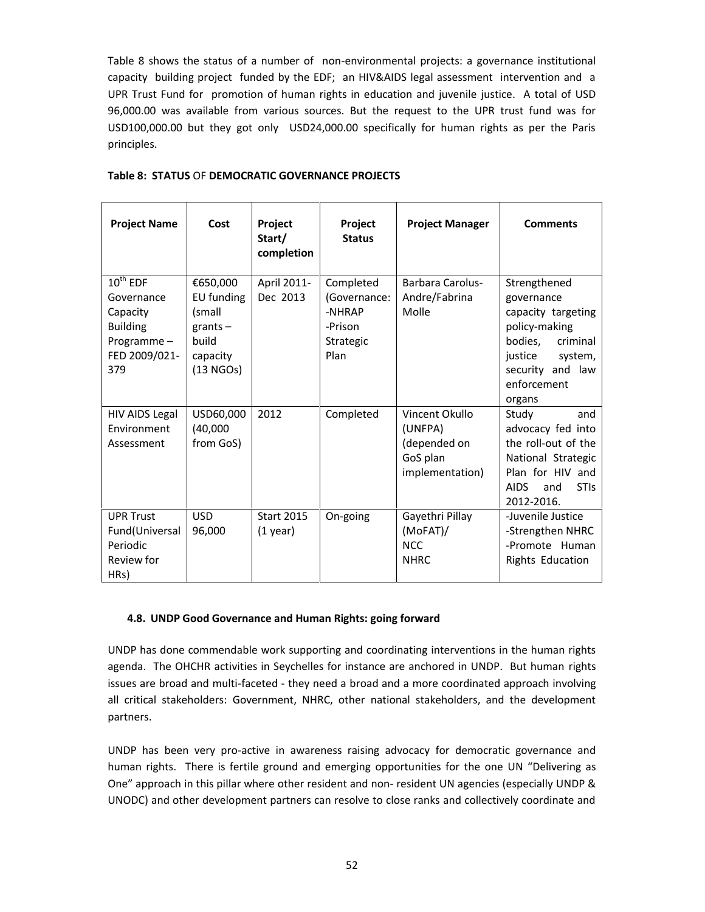Table 8 shows the status of a number of non-environmental projects: a governance institutional capacity building project funded by the EDF; an HIV&AIDS legal assessment intervention and a UPR Trust Fund for promotion of human rights in education and juvenile justice. A total of USD 96,000.00 was available from various sources. But the request to the UPR trust fund was for USD100,000.00 but they got only USD24,000.00 specifically for human rights as per the Paris principles.

**Table 8: STATUS OF DEMOCRATIC GOVERNANCE PROJECTS**

| Project Name | Cost | Project Start/ completion | Project Status | Project Manager | Comments |
|---|---|---|---|---|---|
| 10th EDF Governance Capacity Building Programme – FED 2009/021-379 | €650,000 EU funding (small grants – build capacity (13 NGOs) | April 2011-Dec 2013 | Completed (Governance: -NHRAP -Prison Strategic Plan | Barbara Carolus-Andre/Fabrina Molle | Strengthened governance capacity targeting policy-making bodies, criminal justice system, security and law enforcement organs |
| HIV AIDS Legal Environment Assessment | USD60,000 (40,000 from GoS) | 2012 | Completed | Vincent Okullo (UNFPA) (depended on GoS plan implementation) | Study and advocacy fed into the roll-out of the National Strategic Plan for HIV and AIDS and STIs 2012-2016. |
| UPR Trust Fund(Universal Periodic Review for HRs) | USD 96,000 | Start 2015 (1 year) | On-going | Gayethri Pillay (MoFAT)/ NCC NHRC | -Juvenile Justice -Strengthen NHRC -Promote Human Rights Education |

### 4.8. UNDP Good Governance and Human Rights: going forward

UNDP has done commendable work supporting and coordinating interventions in the human rights agenda. The OHCHR activities in Seychelles for instance are anchored in UNDP. But human rights issues are broad and multi-faceted - they need a broad and a more coordinated approach involving all critical stakeholders: Government, NHRC, other national stakeholders, and the development partners.

UNDP has been very pro-active in awareness raising advocacy for democratic governance and human rights. There is fertile ground and emerging opportunities for the one UN "Delivering as One" approach in this pillar where other resident and non- resident UN agencies (especially UNDP & UNODC) and other development partners can resolve to close ranks and collectively coordinate and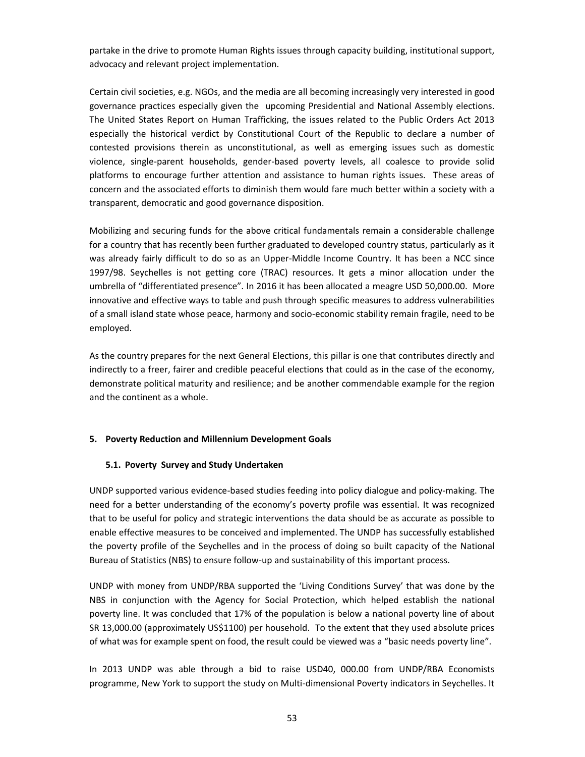partake in the drive to promote Human Rights issues through capacity building, institutional support, advocacy and relevant project implementation.

Certain civil societies, e.g. NGOs, and the media are all becoming increasingly very interested in good governance practices especially given the upcoming Presidential and National Assembly elections. The United States Report on Human Trafficking, the issues related to the Public Orders Act 2013 especially the historical verdict by Constitutional Court of the Republic to declare a number of contested provisions therein as unconstitutional, as well as emerging issues such as domestic violence, single-parent households, gender-based poverty levels, all coalesce to provide solid platforms to encourage further attention and assistance to human rights issues. These areas of concern and the associated efforts to diminish them would fare much better within a society with a transparent, democratic and good governance disposition.

Mobilizing and securing funds for the above critical fundamentals remain a considerable challenge for a country that has recently been further graduated to developed country status, particularly as it was already fairly difficult to do so as an Upper-Middle Income Country. It has been a NCC since 1997/98. Seychelles is not getting core (TRAC) resources. It gets a minor allocation under the umbrella of "differentiated presence". In 2016 it has been allocated a meagre USD 50,000.00. More innovative and effective ways to table and push through specific measures to address vulnerabilities of a small island state whose peace, harmony and socio-economic stability remain fragile, need to be employed.

As the country prepares for the next General Elections, this pillar is one that contributes directly and indirectly to a freer, fairer and credible peaceful elections that could as in the case of the economy, demonstrate political maturity and resilience; and be another commendable example for the region and the continent as a whole.

## 5. Poverty Reduction and Millennium Development Goals

### 5.1. Poverty Survey and Study Undertaken

UNDP supported various evidence-based studies feeding into policy dialogue and policy-making. The need for a better understanding of the economy's poverty profile was essential. It was recognized that to be useful for policy and strategic interventions the data should be as accurate as possible to enable effective measures to be conceived and implemented. The UNDP has successfully established the poverty profile of the Seychelles and in the process of doing so built capacity of the National Bureau of Statistics (NBS) to ensure follow-up and sustainability of this important process.

UNDP with money from UNDP/RBA supported the 'Living Conditions Survey' that was done by the NBS in conjunction with the Agency for Social Protection, which helped establish the national poverty line. It was concluded that 17% of the population is below a national poverty line of about SR 13,000.00 (approximately US$1100) per household. To the extent that they used absolute prices of what was for example spent on food, the result could be viewed was a "basic needs poverty line".

In 2013 UNDP was able through a bid to raise USD40, 000.00 from UNDP/RBA Economists programme, New York to support the study on Multi-dimensional Poverty indicators in Seychelles. It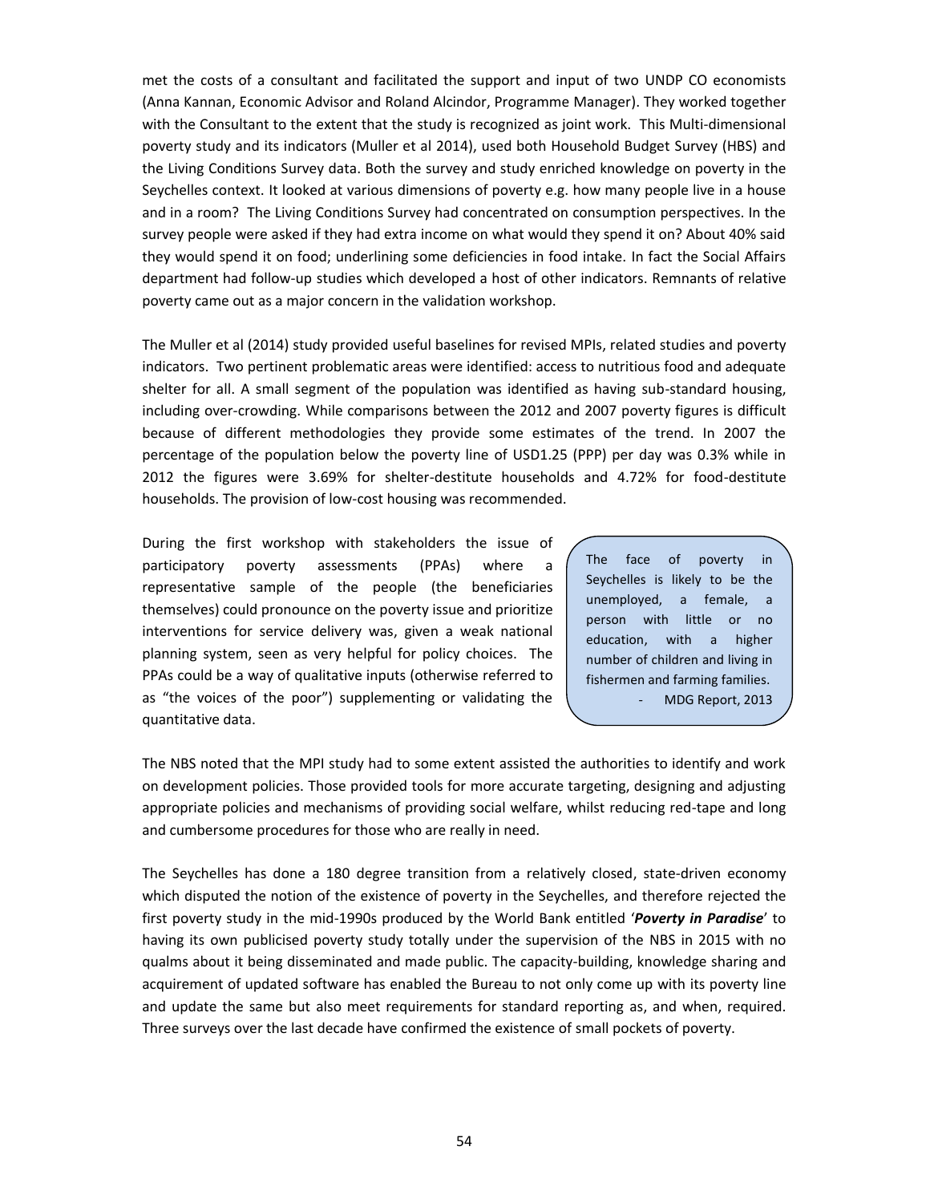met the costs of a consultant and facilitated the support and input of two UNDP CO economists (Anna Kannan, Economic Advisor and Roland Alcindor, Programme Manager). They worked together with the Consultant to the extent that the study is recognized as joint work. This Multi-dimensional poverty study and its indicators (Muller et al 2014), used both Household Budget Survey (HBS) and the Living Conditions Survey data. Both the survey and study enriched knowledge on poverty in the Seychelles context. It looked at various dimensions of poverty e.g. how many people live in a house and in a room? The Living Conditions Survey had concentrated on consumption perspectives. In the survey people were asked if they had extra income on what would they spend it on? About 40% said they would spend it on food; underlining some deficiencies in food intake. In fact the Social Affairs department had follow-up studies which developed a host of other indicators. Remnants of relative poverty came out as a major concern in the validation workshop.

The Muller et al (2014) study provided useful baselines for revised MPIs, related studies and poverty indicators. Two pertinent problematic areas were identified: access to nutritious food and adequate shelter for all. A small segment of the population was identified as having sub-standard housing, including over-crowding. While comparisons between the 2012 and 2007 poverty figures is difficult because of different methodologies they provide some estimates of the trend. In 2007 the percentage of the population below the poverty line of USD1.25 (PPP) per day was 0.3% while in 2012 the figures were 3.69% for shelter-destitute households and 4.72% for food-destitute households. The provision of low-cost housing was recommended.

During the first workshop with stakeholders the issue of participatory poverty assessments (PPAs) where a representative sample of the people (the beneficiaries themselves) could pronounce on the poverty issue and prioritize interventions for service delivery was, given a weak national planning system, seen as very helpful for policy choices. The PPAs could be a way of qualitative inputs (otherwise referred to as "the voices of the poor") supplementing or validating the quantitative data.

> The face of poverty in Seychelles is likely to be the unemployed, a female, a person with little or no education, with a higher number of children and living in fishermen and farming families.
>
> - MDG Report, 2013

The NBS noted that the MPI study had to some extent assisted the authorities to identify and work on development policies. Those provided tools for more accurate targeting, designing and adjusting appropriate policies and mechanisms of providing social welfare, whilst reducing red-tape and long and cumbersome procedures for those who are really in need.

The Seychelles has done a 180 degree transition from a relatively closed, state-driven economy which disputed the notion of the existence of poverty in the Seychelles, and therefore rejected the first poverty study in the mid-1990s produced by the World Bank entitled '***Poverty in Paradise***' to having its own publicised poverty study totally under the supervision of the NBS in 2015 with no qualms about it being disseminated and made public. The capacity-building, knowledge sharing and acquirement of updated software has enabled the Bureau to not only come up with its poverty line and update the same but also meet requirements for standard reporting as, and when, required. Three surveys over the last decade have confirmed the existence of small pockets of poverty.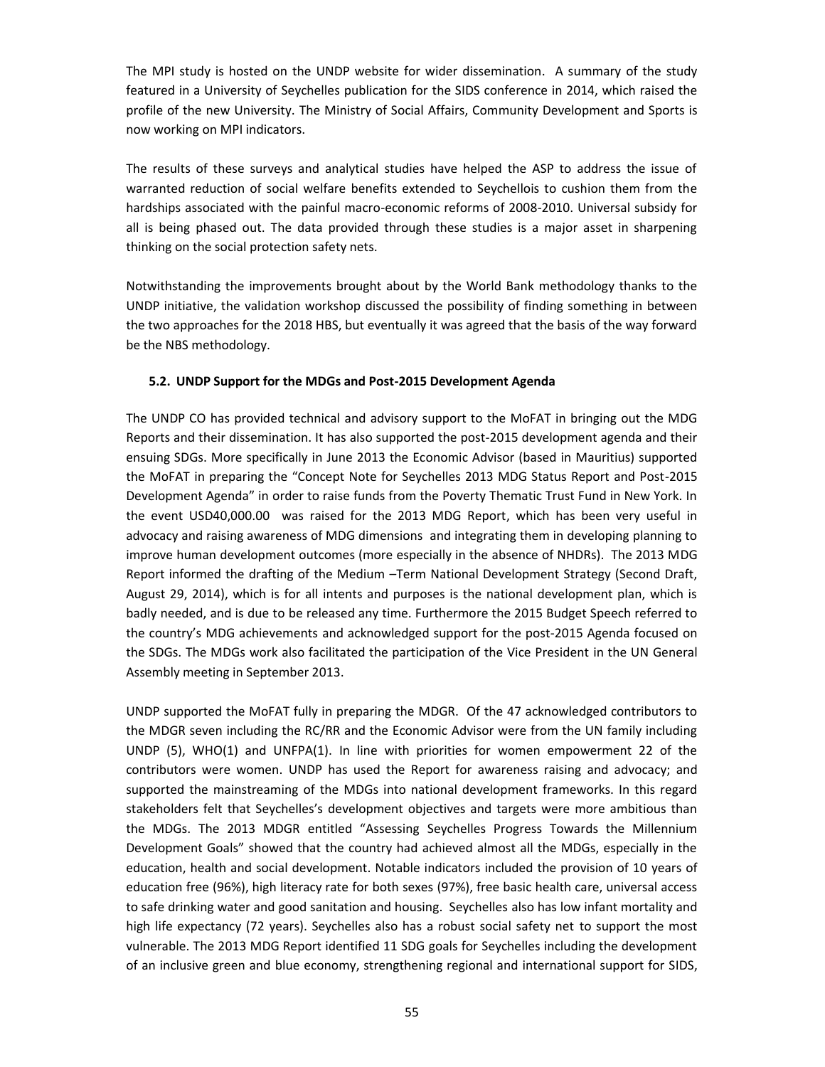The MPI study is hosted on the UNDP website for wider dissemination. A summary of the study featured in a University of Seychelles publication for the SIDS conference in 2014, which raised the profile of the new University. The Ministry of Social Affairs, Community Development and Sports is now working on MPI indicators.

The results of these surveys and analytical studies have helped the ASP to address the issue of warranted reduction of social welfare benefits extended to Seychellois to cushion them from the hardships associated with the painful macro-economic reforms of 2008-2010. Universal subsidy for all is being phased out. The data provided through these studies is a major asset in sharpening thinking on the social protection safety nets.

Notwithstanding the improvements brought about by the World Bank methodology thanks to the UNDP initiative, the validation workshop discussed the possibility of finding something in between the two approaches for the 2018 HBS, but eventually it was agreed that the basis of the way forward be the NBS methodology.

### 5.2. UNDP Support for the MDGs and Post-2015 Development Agenda

The UNDP CO has provided technical and advisory support to the MoFAT in bringing out the MDG Reports and their dissemination. It has also supported the post-2015 development agenda and their ensuing SDGs. More specifically in June 2013 the Economic Advisor (based in Mauritius) supported the MoFAT in preparing the "Concept Note for Seychelles 2013 MDG Status Report and Post-2015 Development Agenda" in order to raise funds from the Poverty Thematic Trust Fund in New York. In the event USD40,000.00 was raised for the 2013 MDG Report, which has been very useful in advocacy and raising awareness of MDG dimensions and integrating them in developing planning to improve human development outcomes (more especially in the absence of NHDRs). The 2013 MDG Report informed the drafting of the Medium –Term National Development Strategy (Second Draft, August 29, 2014), which is for all intents and purposes is the national development plan, which is badly needed, and is due to be released any time. Furthermore the 2015 Budget Speech referred to the country's MDG achievements and acknowledged support for the post-2015 Agenda focused on the SDGs. The MDGs work also facilitated the participation of the Vice President in the UN General Assembly meeting in September 2013.

UNDP supported the MoFAT fully in preparing the MDGR. Of the 47 acknowledged contributors to the MDGR seven including the RC/RR and the Economic Advisor were from the UN family including UNDP (5), WHO(1) and UNFPA(1). In line with priorities for women empowerment 22 of the contributors were women. UNDP has used the Report for awareness raising and advocacy; and supported the mainstreaming of the MDGs into national development frameworks. In this regard stakeholders felt that Seychelles's development objectives and targets were more ambitious than the MDGs. The 2013 MDGR entitled "Assessing Seychelles Progress Towards the Millennium Development Goals" showed that the country had achieved almost all the MDGs, especially in the education, health and social development. Notable indicators included the provision of 10 years of education free (96%), high literacy rate for both sexes (97%), free basic health care, universal access to safe drinking water and good sanitation and housing. Seychelles also has low infant mortality and high life expectancy (72 years). Seychelles also has a robust social safety net to support the most vulnerable. The 2013 MDG Report identified 11 SDG goals for Seychelles including the development of an inclusive green and blue economy, strengthening regional and international support for SIDS,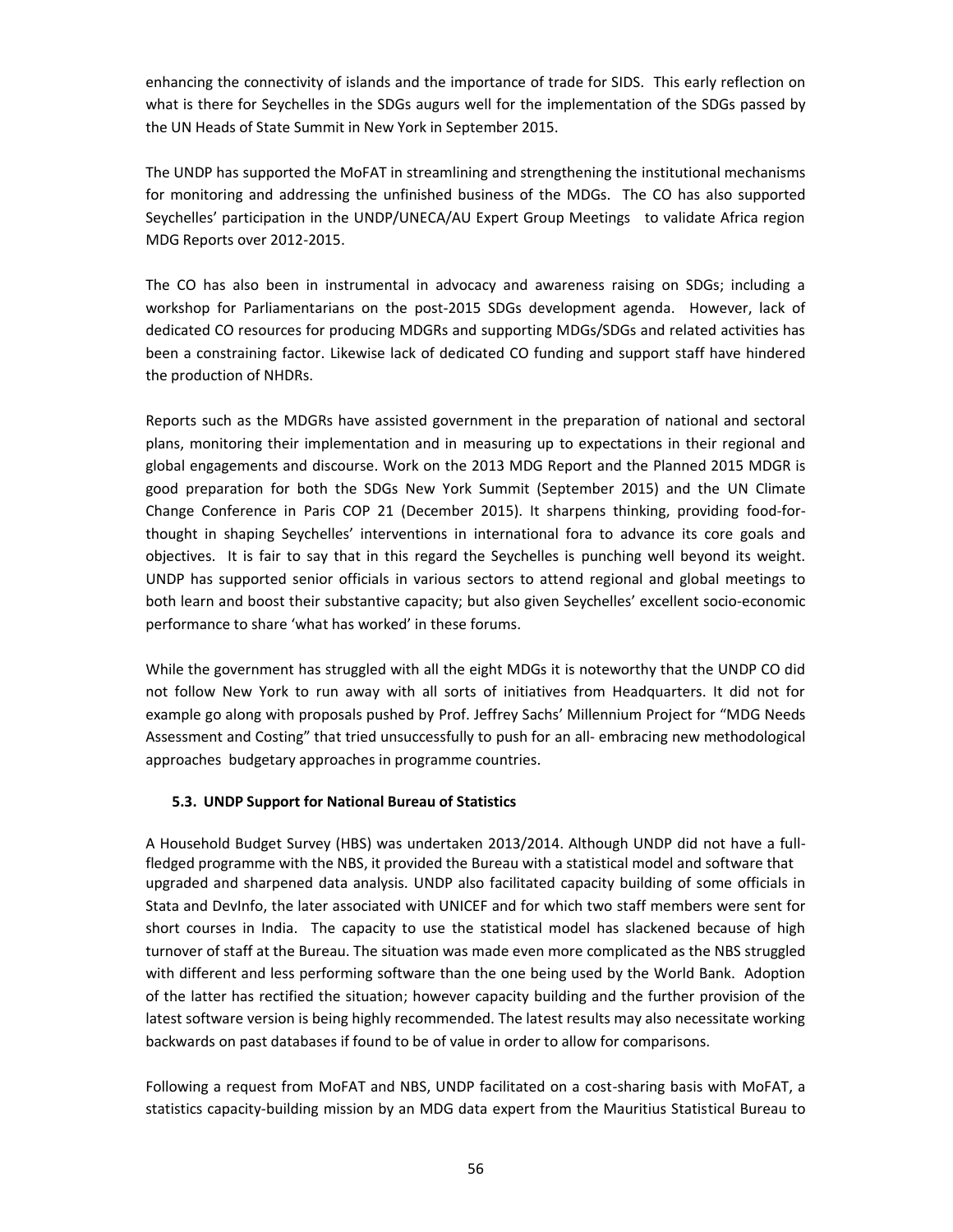enhancing the connectivity of islands and the importance of trade for SIDS. This early reflection on what is there for Seychelles in the SDGs augurs well for the implementation of the SDGs passed by the UN Heads of State Summit in New York in September 2015.

The UNDP has supported the MoFAT in streamlining and strengthening the institutional mechanisms for monitoring and addressing the unfinished business of the MDGs. The CO has also supported Seychelles' participation in the UNDP/UNECA/AU Expert Group Meetings to validate Africa region MDG Reports over 2012-2015.

The CO has also been in instrumental in advocacy and awareness raising on SDGs; including a workshop for Parliamentarians on the post-2015 SDGs development agenda. However, lack of dedicated CO resources for producing MDGRs and supporting MDGs/SDGs and related activities has been a constraining factor. Likewise lack of dedicated CO funding and support staff have hindered the production of NHDRs.

Reports such as the MDGRs have assisted government in the preparation of national and sectoral plans, monitoring their implementation and in measuring up to expectations in their regional and global engagements and discourse. Work on the 2013 MDG Report and the Planned 2015 MDGR is good preparation for both the SDGs New York Summit (September 2015) and the UN Climate Change Conference in Paris COP 21 (December 2015). It sharpens thinking, providing food-for-thought in shaping Seychelles' interventions in international fora to advance its core goals and objectives. It is fair to say that in this regard the Seychelles is punching well beyond its weight. UNDP has supported senior officials in various sectors to attend regional and global meetings to both learn and boost their substantive capacity; but also given Seychelles' excellent socio-economic performance to share 'what has worked' in these forums.

While the government has struggled with all the eight MDGs it is noteworthy that the UNDP CO did not follow New York to run away with all sorts of initiatives from Headquarters. It did not for example go along with proposals pushed by Prof. Jeffrey Sachs' Millennium Project for "MDG Needs Assessment and Costing" that tried unsuccessfully to push for an all- embracing new methodological approaches budgetary approaches in programme countries.

### 5.3. UNDP Support for National Bureau of Statistics

A Household Budget Survey (HBS) was undertaken 2013/2014. Although UNDP did not have a full-fledged programme with the NBS, it provided the Bureau with a statistical model and software that upgraded and sharpened data analysis. UNDP also facilitated capacity building of some officials in Stata and DevInfo, the later associated with UNICEF and for which two staff members were sent for short courses in India. The capacity to use the statistical model has slackened because of high turnover of staff at the Bureau. The situation was made even more complicated as the NBS struggled with different and less performing software than the one being used by the World Bank. Adoption of the latter has rectified the situation; however capacity building and the further provision of the latest software version is being highly recommended. The latest results may also necessitate working backwards on past databases if found to be of value in order to allow for comparisons.

Following a request from MoFAT and NBS, UNDP facilitated on a cost-sharing basis with MoFAT, a statistics capacity-building mission by an MDG data expert from the Mauritius Statistical Bureau to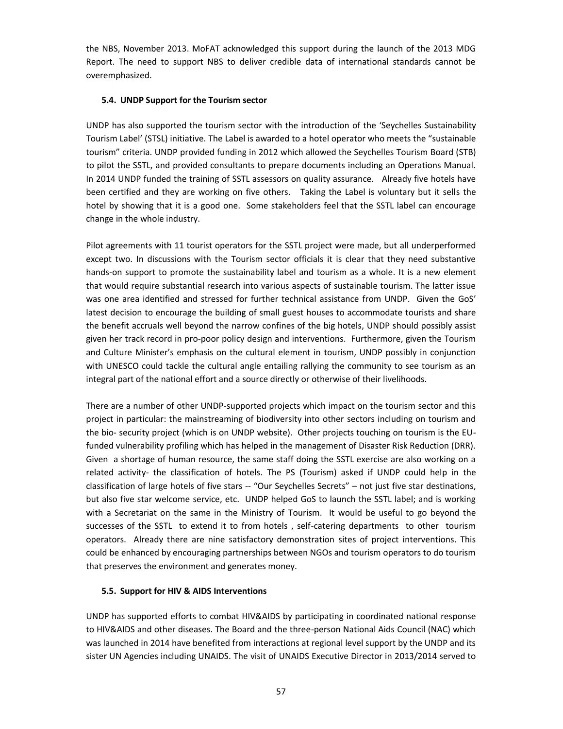the NBS, November 2013. MoFAT acknowledged this support during the launch of the 2013 MDG Report. The need to support NBS to deliver credible data of international standards cannot be overemphasized.

### 5.4. UNDP Support for the Tourism sector

UNDP has also supported the tourism sector with the introduction of the 'Seychelles Sustainability Tourism Label' (STSL) initiative. The Label is awarded to a hotel operator who meets the "sustainable tourism" criteria. UNDP provided funding in 2012 which allowed the Seychelles Tourism Board (STB) to pilot the SSTL, and provided consultants to prepare documents including an Operations Manual. In 2014 UNDP funded the training of SSTL assessors on quality assurance. Already five hotels have been certified and they are working on five others. Taking the Label is voluntary but it sells the hotel by showing that it is a good one. Some stakeholders feel that the SSTL label can encourage change in the whole industry.

Pilot agreements with 11 tourist operators for the SSTL project were made, but all underperformed except two. In discussions with the Tourism sector officials it is clear that they need substantive hands-on support to promote the sustainability label and tourism as a whole. It is a new element that would require substantial research into various aspects of sustainable tourism. The latter issue was one area identified and stressed for further technical assistance from UNDP. Given the GoS' latest decision to encourage the building of small guest houses to accommodate tourists and share the benefit accruals well beyond the narrow confines of the big hotels, UNDP should possibly assist given her track record in pro-poor policy design and interventions. Furthermore, given the Tourism and Culture Minister's emphasis on the cultural element in tourism, UNDP possibly in conjunction with UNESCO could tackle the cultural angle entailing rallying the community to see tourism as an integral part of the national effort and a source directly or otherwise of their livelihoods.

There are a number of other UNDP-supported projects which impact on the tourism sector and this project in particular: the mainstreaming of biodiversity into other sectors including on tourism and the bio- security project (which is on UNDP website). Other projects touching on tourism is the EU-funded vulnerability profiling which has helped in the management of Disaster Risk Reduction (DRR). Given a shortage of human resource, the same staff doing the SSTL exercise are also working on a related activity- the classification of hotels. The PS (Tourism) asked if UNDP could help in the classification of large hotels of five stars -- "Our Seychelles Secrets" – not just five star destinations, but also five star welcome service, etc. UNDP helped GoS to launch the SSTL label; and is working with a Secretariat on the same in the Ministry of Tourism. It would be useful to go beyond the successes of the SSTL to extend it to from hotels , self-catering departments to other tourism operators. Already there are nine satisfactory demonstration sites of project interventions. This could be enhanced by encouraging partnerships between NGOs and tourism operators to do tourism that preserves the environment and generates money.

### 5.5. Support for HIV & AIDS Interventions

UNDP has supported efforts to combat HIV&AIDS by participating in coordinated national response to HIV&AIDS and other diseases. The Board and the three-person National Aids Council (NAC) which was launched in 2014 have benefited from interactions at regional level support by the UNDP and its sister UN Agencies including UNAIDS. The visit of UNAIDS Executive Director in 2013/2014 served to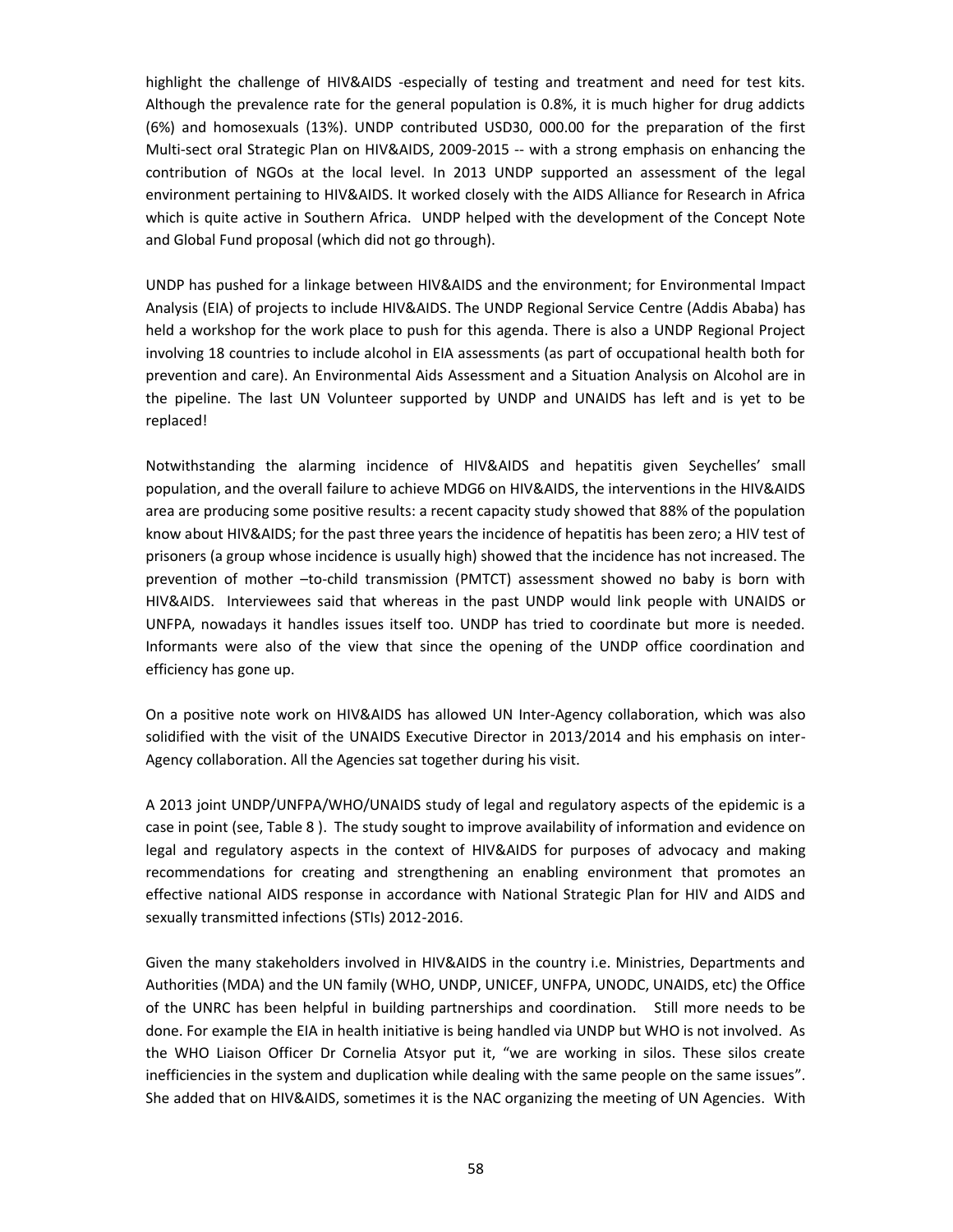highlight the challenge of HIV&AIDS -especially of testing and treatment and need for test kits. Although the prevalence rate for the general population is 0.8%, it is much higher for drug addicts (6%) and homosexuals (13%). UNDP contributed USD30, 000.00 for the preparation of the first Multi-sect oral Strategic Plan on HIV&AIDS, 2009-2015 -- with a strong emphasis on enhancing the contribution of NGOs at the local level. In 2013 UNDP supported an assessment of the legal environment pertaining to HIV&AIDS. It worked closely with the AIDS Alliance for Research in Africa which is quite active in Southern Africa. UNDP helped with the development of the Concept Note and Global Fund proposal (which did not go through).

UNDP has pushed for a linkage between HIV&AIDS and the environment; for Environmental Impact Analysis (EIA) of projects to include HIV&AIDS. The UNDP Regional Service Centre (Addis Ababa) has held a workshop for the work place to push for this agenda. There is also a UNDP Regional Project involving 18 countries to include alcohol in EIA assessments (as part of occupational health both for prevention and care). An Environmental Aids Assessment and a Situation Analysis on Alcohol are in the pipeline. The last UN Volunteer supported by UNDP and UNAIDS has left and is yet to be replaced!

Notwithstanding the alarming incidence of HIV&AIDS and hepatitis given Seychelles' small population, and the overall failure to achieve MDG6 on HIV&AIDS, the interventions in the HIV&AIDS area are producing some positive results: a recent capacity study showed that 88% of the population know about HIV&AIDS; for the past three years the incidence of hepatitis has been zero; a HIV test of prisoners (a group whose incidence is usually high) showed that the incidence has not increased. The prevention of mother –to-child transmission (PMTCT) assessment showed no baby is born with HIV&AIDS. Interviewees said that whereas in the past UNDP would link people with UNAIDS or UNFPA, nowadays it handles issues itself too. UNDP has tried to coordinate but more is needed. Informants were also of the view that since the opening of the UNDP office coordination and efficiency has gone up.

On a positive note work on HIV&AIDS has allowed UN Inter-Agency collaboration, which was also solidified with the visit of the UNAIDS Executive Director in 2013/2014 and his emphasis on inter-Agency collaboration. All the Agencies sat together during his visit.

A 2013 joint UNDP/UNFPA/WHO/UNAIDS study of legal and regulatory aspects of the epidemic is a case in point (see, Table 8 ). The study sought to improve availability of information and evidence on legal and regulatory aspects in the context of HIV&AIDS for purposes of advocacy and making recommendations for creating and strengthening an enabling environment that promotes an effective national AIDS response in accordance with National Strategic Plan for HIV and AIDS and sexually transmitted infections (STIs) 2012-2016.

Given the many stakeholders involved in HIV&AIDS in the country i.e. Ministries, Departments and Authorities (MDA) and the UN family (WHO, UNDP, UNICEF, UNFPA, UNODC, UNAIDS, etc) the Office of the UNRC has been helpful in building partnerships and coordination. Still more needs to be done. For example the EIA in health initiative is being handled via UNDP but WHO is not involved. As the WHO Liaison Officer Dr Cornelia Atsyor put it, "we are working in silos. These silos create inefficiencies in the system and duplication while dealing with the same people on the same issues". She added that on HIV&AIDS, sometimes it is the NAC organizing the meeting of UN Agencies. With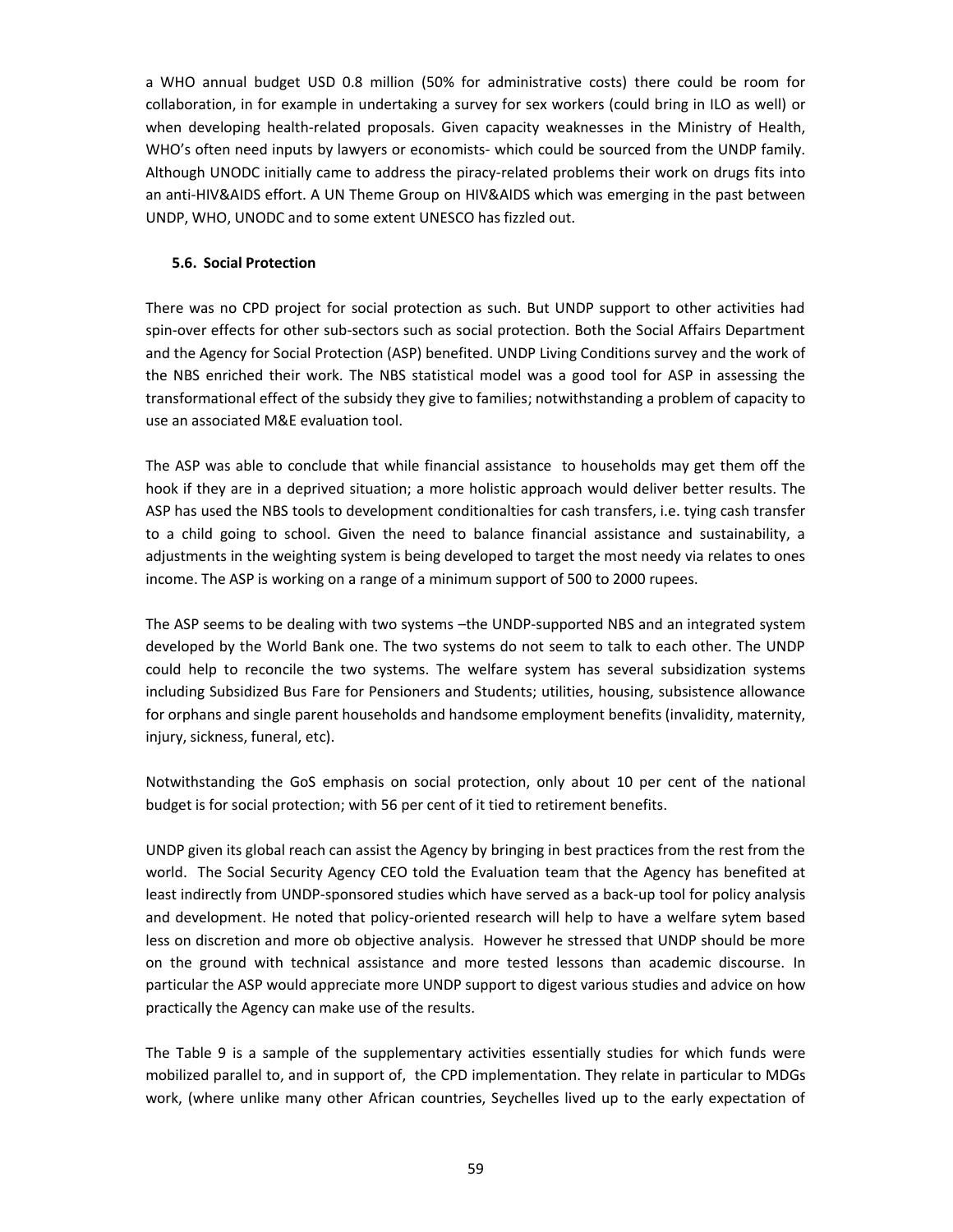a WHO annual budget USD 0.8 million (50% for administrative costs) there could be room for collaboration, in for example in undertaking a survey for sex workers (could bring in ILO as well) or when developing health-related proposals. Given capacity weaknesses in the Ministry of Health, WHO's often need inputs by lawyers or economists- which could be sourced from the UNDP family. Although UNODC initially came to address the piracy-related problems their work on drugs fits into an anti-HIV&AIDS effort. A UN Theme Group on HIV&AIDS which was emerging in the past between UNDP, WHO, UNODC and to some extent UNESCO has fizzled out.

### 5.6. Social Protection

There was no CPD project for social protection as such. But UNDP support to other activities had spin-over effects for other sub-sectors such as social protection. Both the Social Affairs Department and the Agency for Social Protection (ASP) benefited. UNDP Living Conditions survey and the work of the NBS enriched their work. The NBS statistical model was a good tool for ASP in assessing the transformational effect of the subsidy they give to families; notwithstanding a problem of capacity to use an associated M&E evaluation tool.

The ASP was able to conclude that while financial assistance to households may get them off the hook if they are in a deprived situation; a more holistic approach would deliver better results. The ASP has used the NBS tools to development conditionalties for cash transfers, i.e. tying cash transfer to a child going to school. Given the need to balance financial assistance and sustainability, a adjustments in the weighting system is being developed to target the most needy via relates to ones income. The ASP is working on a range of a minimum support of 500 to 2000 rupees.

The ASP seems to be dealing with two systems –the UNDP-supported NBS and an integrated system developed by the World Bank one. The two systems do not seem to talk to each other. The UNDP could help to reconcile the two systems. The welfare system has several subsidization systems including Subsidized Bus Fare for Pensioners and Students; utilities, housing, subsistence allowance for orphans and single parent households and handsome employment benefits (invalidity, maternity, injury, sickness, funeral, etc).

Notwithstanding the GoS emphasis on social protection, only about 10 per cent of the national budget is for social protection; with 56 per cent of it tied to retirement benefits.

UNDP given its global reach can assist the Agency by bringing in best practices from the rest from the world. The Social Security Agency CEO told the Evaluation team that the Agency has benefited at least indirectly from UNDP-sponsored studies which have served as a back-up tool for policy analysis and development. He noted that policy-oriented research will help to have a welfare sytem based less on discretion and more ob objective analysis. However he stressed that UNDP should be more on the ground with technical assistance and more tested lessons than academic discourse. In particular the ASP would appreciate more UNDP support to digest various studies and advice on how practically the Agency can make use of the results.

The Table 9 is a sample of the supplementary activities essentially studies for which funds were mobilized parallel to, and in support of, the CPD implementation. They relate in particular to MDGs work, (where unlike many other African countries, Seychelles lived up to the early expectation of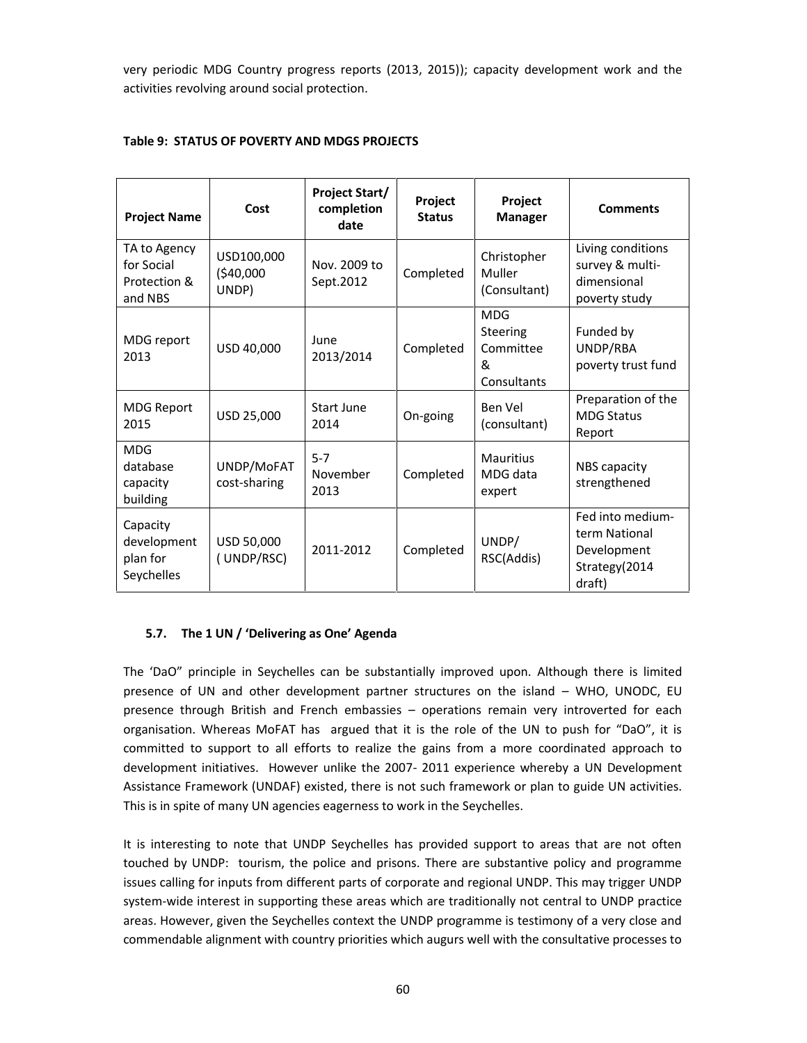very periodic MDG Country progress reports (2013, 2015)); capacity development work and the activities revolving around social protection.

**Table 9: STATUS OF POVERTY AND MDGS PROJECTS**

| Project Name | Cost | Project Start/ completion date | Project Status | Project Manager | Comments |
|---|---|---|---|---|---|
| TA to Agency for Social Protection & and NBS | USD100,000 ($40,000 UNDP) | Nov. 2009 to Sept.2012 | Completed | Christopher Muller (Consultant) | Living conditions survey & multi-dimensional poverty study |
| MDG report 2013 | USD 40,000 | June 2013/2014 | Completed | MDG Steering Committee & Consultants | Funded by UNDP/RBA poverty trust fund |
| MDG Report 2015 | USD 25,000 | Start June 2014 | On-going | Ben Vel (consultant) | Preparation of the MDG Status Report |
| MDG database capacity building | UNDP/MoFAT cost-sharing | 5-7 November 2013 | Completed | Mauritius MDG data expert | NBS capacity strengthened |
| Capacity development plan for Seychelles | USD 50,000 ( UNDP/RSC) | 2011-2012 | Completed | UNDP/ RSC(Addis) | Fed into medium-term National Development Strategy(2014 draft) |

### 5.7. The 1 UN / 'Delivering as One' Agenda

The 'DaO" principle in Seychelles can be substantially improved upon. Although there is limited presence of UN and other development partner structures on the island – WHO, UNODC, EU presence through British and French embassies – operations remain very introverted for each organisation. Whereas MoFAT has argued that it is the role of the UN to push for "DaO", it is committed to support to all efforts to realize the gains from a more coordinated approach to development initiatives. However unlike the 2007- 2011 experience whereby a UN Development Assistance Framework (UNDAF) existed, there is not such framework or plan to guide UN activities. This is in spite of many UN agencies eagerness to work in the Seychelles.

It is interesting to note that UNDP Seychelles has provided support to areas that are not often touched by UNDP: tourism, the police and prisons. There are substantive policy and programme issues calling for inputs from different parts of corporate and regional UNDP. This may trigger UNDP system-wide interest in supporting these areas which are traditionally not central to UNDP practice areas. However, given the Seychelles context the UNDP programme is testimony of a very close and commendable alignment with country priorities which augurs well with the consultative processes to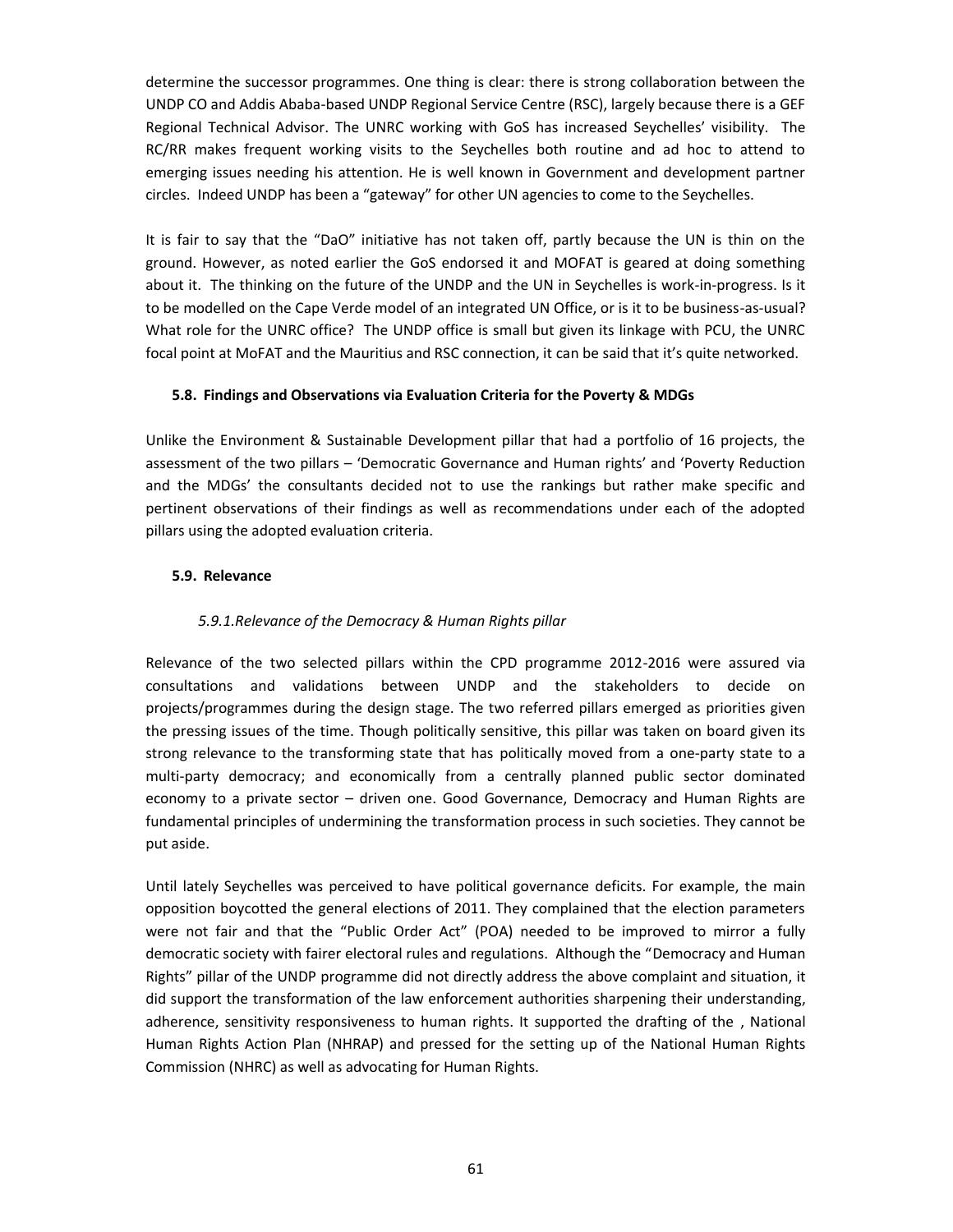determine the successor programmes. One thing is clear: there is strong collaboration between the UNDP CO and Addis Ababa-based UNDP Regional Service Centre (RSC), largely because there is a GEF Regional Technical Advisor. The UNRC working with GoS has increased Seychelles' visibility. The RC/RR makes frequent working visits to the Seychelles both routine and ad hoc to attend to emerging issues needing his attention. He is well known in Government and development partner circles. Indeed UNDP has been a "gateway" for other UN agencies to come to the Seychelles.

It is fair to say that the "DaO" initiative has not taken off, partly because the UN is thin on the ground. However, as noted earlier the GoS endorsed it and MOFAT is geared at doing something about it. The thinking on the future of the UNDP and the UN in Seychelles is work-in-progress. Is it to be modelled on the Cape Verde model of an integrated UN Office, or is it to be business-as-usual? What role for the UNRC office? The UNDP office is small but given its linkage with PCU, the UNRC focal point at MoFAT and the Mauritius and RSC connection, it can be said that it's quite networked.

### 5.8. Findings and Observations via Evaluation Criteria for the Poverty & MDGs

Unlike the Environment & Sustainable Development pillar that had a portfolio of 16 projects, the assessment of the two pillars – 'Democratic Governance and Human rights' and 'Poverty Reduction and the MDGs' the consultants decided not to use the rankings but rather make specific and pertinent observations of their findings as well as recommendations under each of the adopted pillars using the adopted evaluation criteria.

### 5.9. Relevance

#### *5.9.1.Relevance of the Democracy & Human Rights pillar*

Relevance of the two selected pillars within the CPD programme 2012-2016 were assured via consultations and validations between UNDP and the stakeholders to decide on projects/programmes during the design stage. The two referred pillars emerged as priorities given the pressing issues of the time. Though politically sensitive, this pillar was taken on board given its strong relevance to the transforming state that has politically moved from a one-party state to a multi-party democracy; and economically from a centrally planned public sector dominated economy to a private sector – driven one. Good Governance, Democracy and Human Rights are fundamental principles of undermining the transformation process in such societies. They cannot be put aside.

Until lately Seychelles was perceived to have political governance deficits. For example, the main opposition boycotted the general elections of 2011. They complained that the election parameters were not fair and that the "Public Order Act" (POA) needed to be improved to mirror a fully democratic society with fairer electoral rules and regulations. Although the "Democracy and Human Rights" pillar of the UNDP programme did not directly address the above complaint and situation, it did support the transformation of the law enforcement authorities sharpening their understanding, adherence, sensitivity responsiveness to human rights. It supported the drafting of the , National Human Rights Action Plan (NHRAP) and pressed for the setting up of the National Human Rights Commission (NHRC) as well as advocating for Human Rights.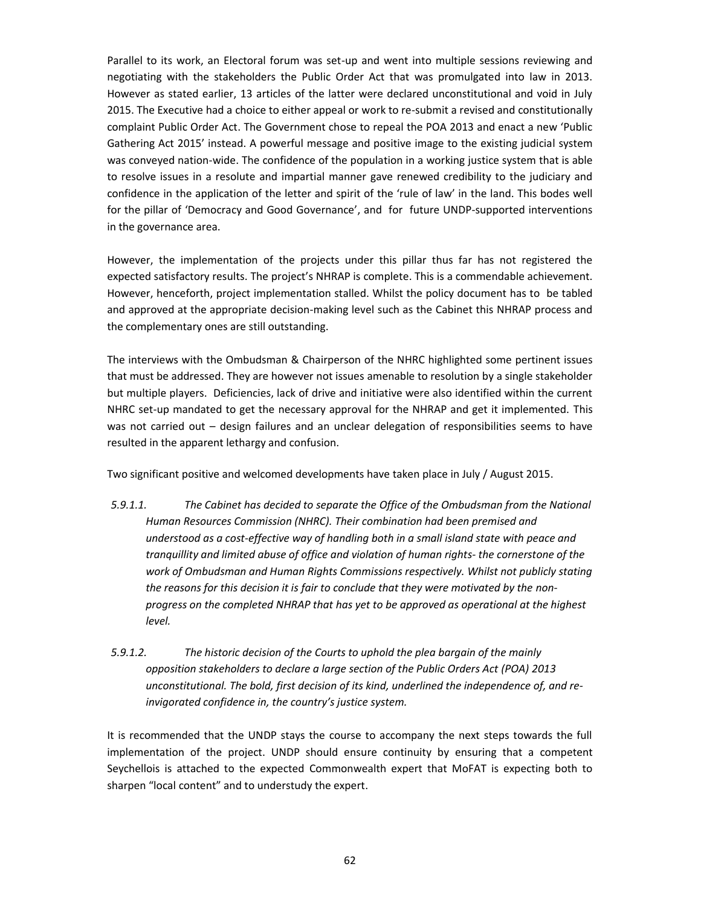Parallel to its work, an Electoral forum was set-up and went into multiple sessions reviewing and negotiating with the stakeholders the Public Order Act that was promulgated into law in 2013. However as stated earlier, 13 articles of the latter were declared unconstitutional and void in July 2015. The Executive had a choice to either appeal or work to re-submit a revised and constitutionally complaint Public Order Act. The Government chose to repeal the POA 2013 and enact a new 'Public Gathering Act 2015' instead. A powerful message and positive image to the existing judicial system was conveyed nation-wide. The confidence of the population in a working justice system that is able to resolve issues in a resolute and impartial manner gave renewed credibility to the judiciary and confidence in the application of the letter and spirit of the 'rule of law' in the land. This bodes well for the pillar of 'Democracy and Good Governance', and for future UNDP-supported interventions in the governance area.

However, the implementation of the projects under this pillar thus far has not registered the expected satisfactory results. The project's NHRAP is complete. This is a commendable achievement. However, henceforth, project implementation stalled. Whilst the policy document has to be tabled and approved at the appropriate decision-making level such as the Cabinet this NHRAP process and the complementary ones are still outstanding.

The interviews with the Ombudsman & Chairperson of the NHRC highlighted some pertinent issues that must be addressed. They are however not issues amenable to resolution by a single stakeholder but multiple players. Deficiencies, lack of drive and initiative were also identified within the current NHRC set-up mandated to get the necessary approval for the NHRAP and get it implemented. This was not carried out – design failures and an unclear delegation of responsibilities seems to have resulted in the apparent lethargy and confusion.

Two significant positive and welcomed developments have taken place in July / August 2015.

*5.9.1.1. The Cabinet has decided to separate the Office of the Ombudsman from the National Human Resources Commission (NHRC). Their combination had been premised and understood as a cost-effective way of handling both in a small island state with peace and tranquillity and limited abuse of office and violation of human rights- the cornerstone of the work of Ombudsman and Human Rights Commissions respectively. Whilst not publicly stating the reasons for this decision it is fair to conclude that they were motivated by the non-progress on the completed NHRAP that has yet to be approved as operational at the highest level.*

*5.9.1.2. The historic decision of the Courts to uphold the plea bargain of the mainly opposition stakeholders to declare a large section of the Public Orders Act (POA) 2013 unconstitutional. The bold, first decision of its kind, underlined the independence of, and re-invigorated confidence in, the country's justice system.*

It is recommended that the UNDP stays the course to accompany the next steps towards the full implementation of the project. UNDP should ensure continuity by ensuring that a competent Seychellois is attached to the expected Commonwealth expert that MoFAT is expecting both to sharpen "local content" and to understudy the expert.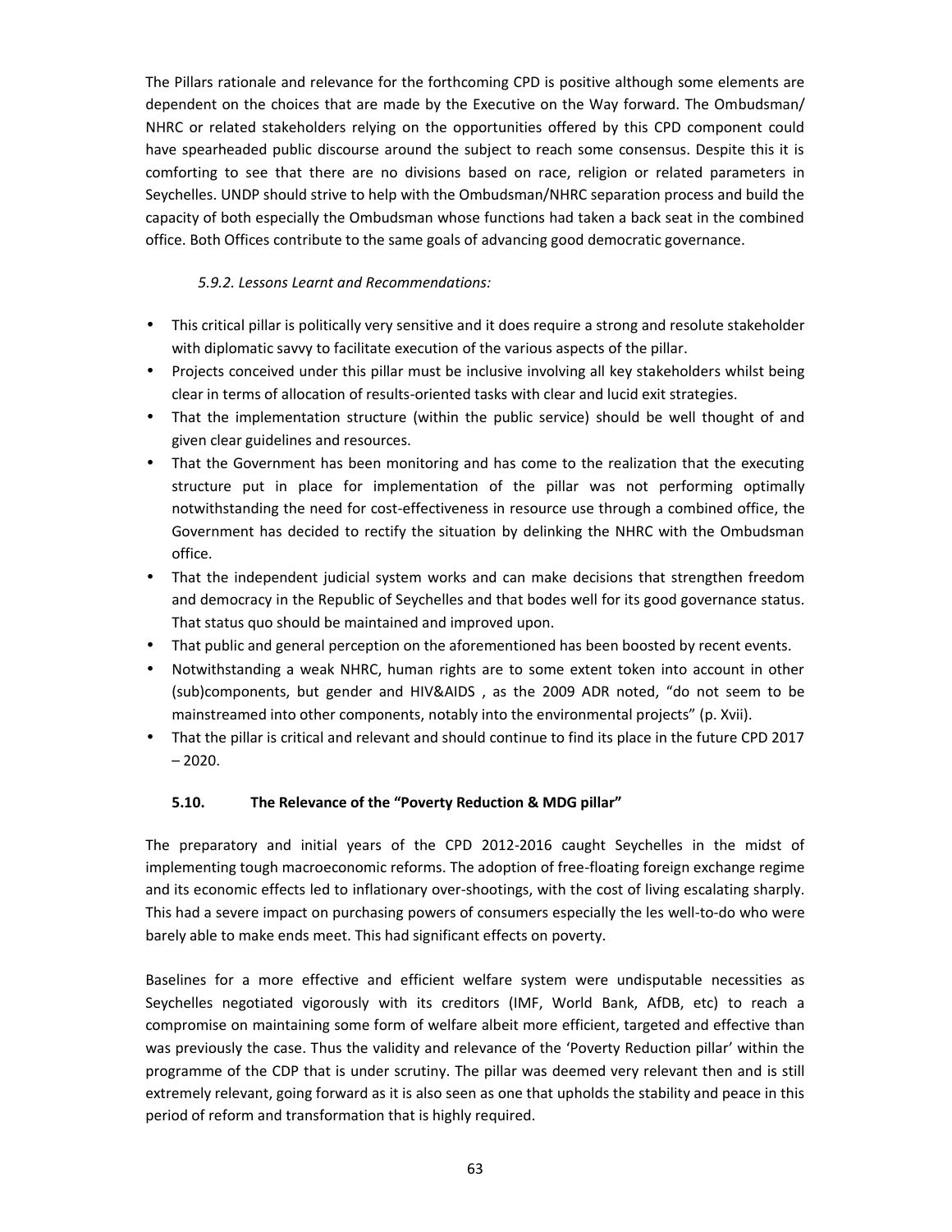The Pillars rationale and relevance for the forthcoming CPD is positive although some elements are dependent on the choices that are made by the Executive on the Way forward. The Ombudsman/ NHRC or related stakeholders relying on the opportunities offered by this CPD component could have spearheaded public discourse around the subject to reach some consensus. Despite this it is comforting to see that there are no divisions based on race, religion or related parameters in Seychelles. UNDP should strive to help with the Ombudsman/NHRC separation process and build the capacity of both especially the Ombudsman whose functions had taken a back seat in the combined office. Both Offices contribute to the same goals of advancing good democratic governance.

#### *5.9.2. Lessons Learnt and Recommendations:*

- This critical pillar is politically very sensitive and it does require a strong and resolute stakeholder with diplomatic savvy to facilitate execution of the various aspects of the pillar.
- Projects conceived under this pillar must be inclusive involving all key stakeholders whilst being clear in terms of allocation of results-oriented tasks with clear and lucid exit strategies.
- That the implementation structure (within the public service) should be well thought of and given clear guidelines and resources.
- That the Government has been monitoring and has come to the realization that the executing structure put in place for implementation of the pillar was not performing optimally notwithstanding the need for cost-effectiveness in resource use through a combined office, the Government has decided to rectify the situation by delinking the NHRC with the Ombudsman office.
- That the independent judicial system works and can make decisions that strengthen freedom and democracy in the Republic of Seychelles and that bodes well for its good governance status. That status quo should be maintained and improved upon.
- That public and general perception on the aforementioned has been boosted by recent events.
- Notwithstanding a weak NHRC, human rights are to some extent token into account in other (sub)components, but gender and HIV&AIDS , as the 2009 ADR noted, "do not seem to be mainstreamed into other components, notably into the environmental projects" (p. Xvii).
- That the pillar is critical and relevant and should continue to find its place in the future CPD 2017 – 2020.

### 5.10. The Relevance of the "Poverty Reduction & MDG pillar"

The preparatory and initial years of the CPD 2012-2016 caught Seychelles in the midst of implementing tough macroeconomic reforms. The adoption of free-floating foreign exchange regime and its economic effects led to inflationary over-shootings, with the cost of living escalating sharply. This had a severe impact on purchasing powers of consumers especially the les well-to-do who were barely able to make ends meet. This had significant effects on poverty.

Baselines for a more effective and efficient welfare system were undisputable necessities as Seychelles negotiated vigorously with its creditors (IMF, World Bank, AfDB, etc) to reach a compromise on maintaining some form of welfare albeit more efficient, targeted and effective than was previously the case. Thus the validity and relevance of the 'Poverty Reduction pillar' within the programme of the CDP that is under scrutiny. The pillar was deemed very relevant then and is still extremely relevant, going forward as it is also seen as one that upholds the stability and peace in this period of reform and transformation that is highly required.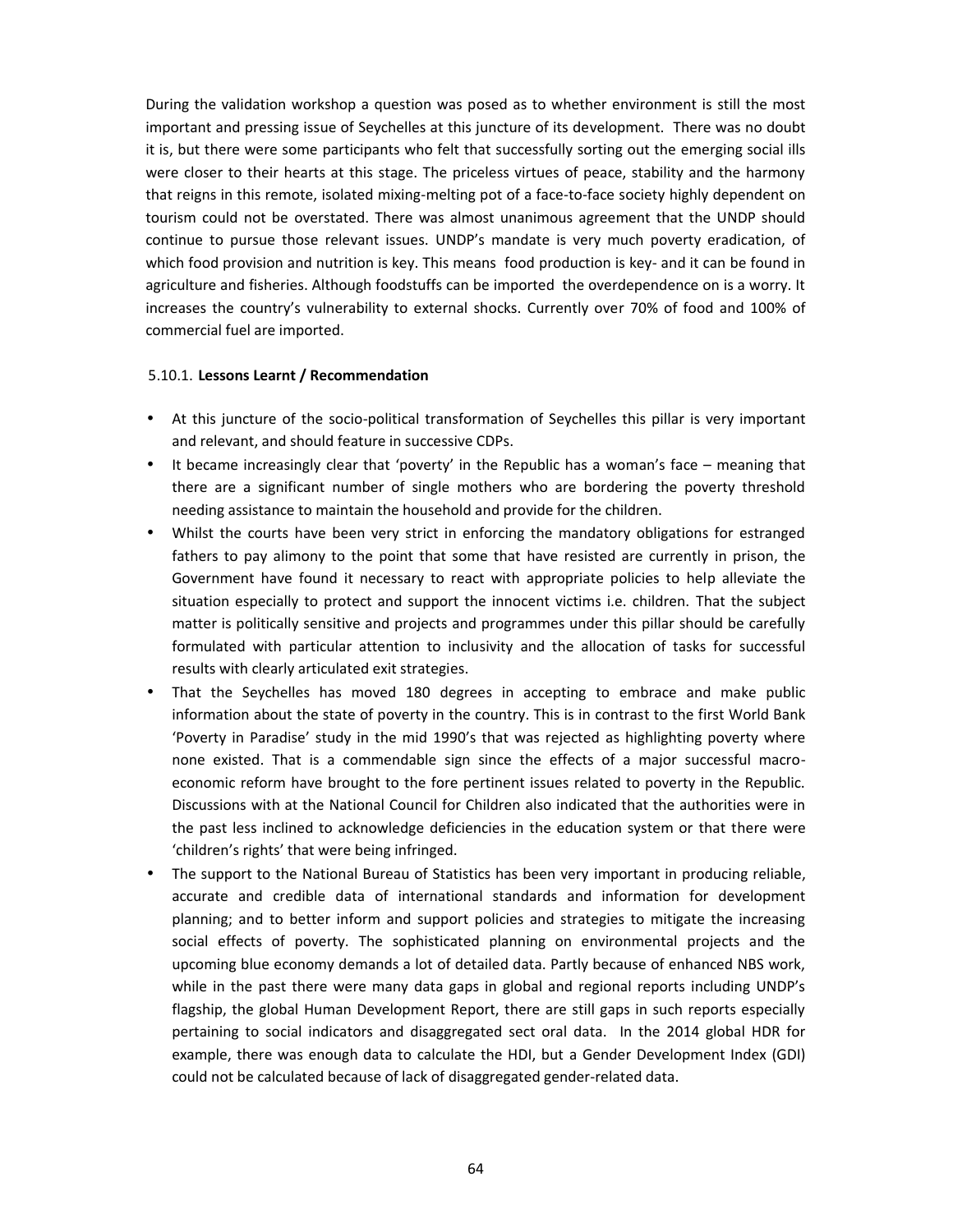During the validation workshop a question was posed as to whether environment is still the most important and pressing issue of Seychelles at this juncture of its development. There was no doubt it is, but there were some participants who felt that successfully sorting out the emerging social ills were closer to their hearts at this stage. The priceless virtues of peace, stability and the harmony that reigns in this remote, isolated mixing-melting pot of a face-to-face society highly dependent on tourism could not be overstated. There was almost unanimous agreement that the UNDP should continue to pursue those relevant issues. UNDP's mandate is very much poverty eradication, of which food provision and nutrition is key. This means food production is key- and it can be found in agriculture and fisheries. Although foodstuffs can be imported the overdependence on is a worry. It increases the country's vulnerability to external shocks. Currently over 70% of food and 100% of commercial fuel are imported.

#### 5.10.1. **Lessons Learnt / Recommendation**

- At this juncture of the socio-political transformation of Seychelles this pillar is very important and relevant, and should feature in successive CDPs.
- It became increasingly clear that 'poverty' in the Republic has a woman's face – meaning that there are a significant number of single mothers who are bordering the poverty threshold needing assistance to maintain the household and provide for the children.
- Whilst the courts have been very strict in enforcing the mandatory obligations for estranged fathers to pay alimony to the point that some that have resisted are currently in prison, the Government have found it necessary to react with appropriate policies to help alleviate the situation especially to protect and support the innocent victims i.e. children. That the subject matter is politically sensitive and projects and programmes under this pillar should be carefully formulated with particular attention to inclusivity and the allocation of tasks for successful results with clearly articulated exit strategies.
- That the Seychelles has moved 180 degrees in accepting to embrace and make public information about the state of poverty in the country. This is in contrast to the first World Bank 'Poverty in Paradise' study in the mid 1990's that was rejected as highlighting poverty where none existed. That is a commendable sign since the effects of a major successful macro-economic reform have brought to the fore pertinent issues related to poverty in the Republic. Discussions with at the National Council for Children also indicated that the authorities were in the past less inclined to acknowledge deficiencies in the education system or that there were 'children's rights' that were being infringed.
- The support to the National Bureau of Statistics has been very important in producing reliable, accurate and credible data of international standards and information for development planning; and to better inform and support policies and strategies to mitigate the increasing social effects of poverty. The sophisticated planning on environmental projects and the upcoming blue economy demands a lot of detailed data. Partly because of enhanced NBS work, while in the past there were many data gaps in global and regional reports including UNDP's flagship, the global Human Development Report, there are still gaps in such reports especially pertaining to social indicators and disaggregated sect oral data. In the 2014 global HDR for example, there was enough data to calculate the HDI, but a Gender Development Index (GDI) could not be calculated because of lack of disaggregated gender-related data.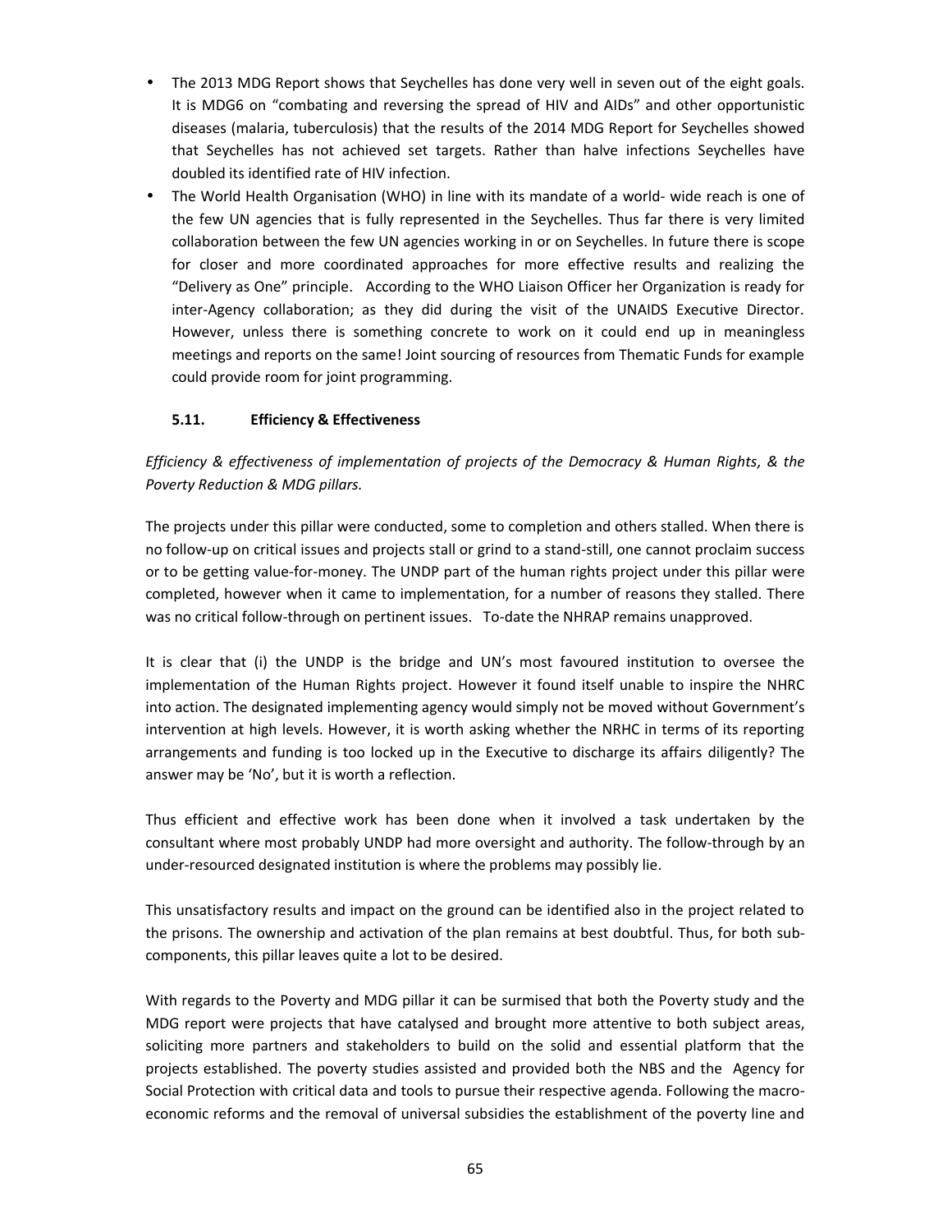- The 2013 MDG Report shows that Seychelles has done very well in seven out of the eight goals. It is MDG6 on "combating and reversing the spread of HIV and AIDs" and other opportunistic diseases (malaria, tuberculosis) that the results of the 2014 MDG Report for Seychelles showed that Seychelles has not achieved set targets. Rather than halve infections Seychelles have doubled its identified rate of HIV infection.
- The World Health Organisation (WHO) in line with its mandate of a world- wide reach is one of the few UN agencies that is fully represented in the Seychelles. Thus far there is very limited collaboration between the few UN agencies working in or on Seychelles. In future there is scope for closer and more coordinated approaches for more effective results and realizing the "Delivery as One" principle. According to the WHO Liaison Officer her Organization is ready for inter-Agency collaboration; as they did during the visit of the UNAIDS Executive Director. However, unless there is something concrete to work on it could end up in meaningless meetings and reports on the same! Joint sourcing of resources from Thematic Funds for example could provide room for joint programming.

### 5.11. Efficiency & Effectiveness

*Efficiency & effectiveness of implementation of projects of the Democracy & Human Rights, & the Poverty Reduction & MDG pillars.*

The projects under this pillar were conducted, some to completion and others stalled. When there is no follow-up on critical issues and projects stall or grind to a stand-still, one cannot proclaim success or to be getting value-for-money. The UNDP part of the human rights project under this pillar were completed, however when it came to implementation, for a number of reasons they stalled. There was no critical follow-through on pertinent issues. To-date the NHRAP remains unapproved.

It is clear that (i) the UNDP is the bridge and UN's most favoured institution to oversee the implementation of the Human Rights project. However it found itself unable to inspire the NHRC into action. The designated implementing agency would simply not be moved without Government's intervention at high levels. However, it is worth asking whether the NRHC in terms of its reporting arrangements and funding is too locked up in the Executive to discharge its affairs diligently? The answer may be 'No', but it is worth a reflection.

Thus efficient and effective work has been done when it involved a task undertaken by the consultant where most probably UNDP had more oversight and authority. The follow-through by an under-resourced designated institution is where the problems may possibly lie.

This unsatisfactory results and impact on the ground can be identified also in the project related to the prisons. The ownership and activation of the plan remains at best doubtful. Thus, for both sub-components, this pillar leaves quite a lot to be desired.

With regards to the Poverty and MDG pillar it can be surmised that both the Poverty study and the MDG report were projects that have catalysed and brought more attentive to both subject areas, soliciting more partners and stakeholders to build on the solid and essential platform that the projects established. The poverty studies assisted and provided both the NBS and the Agency for Social Protection with critical data and tools to pursue their respective agenda. Following the macro-economic reforms and the removal of universal subsidies the establishment of the poverty line and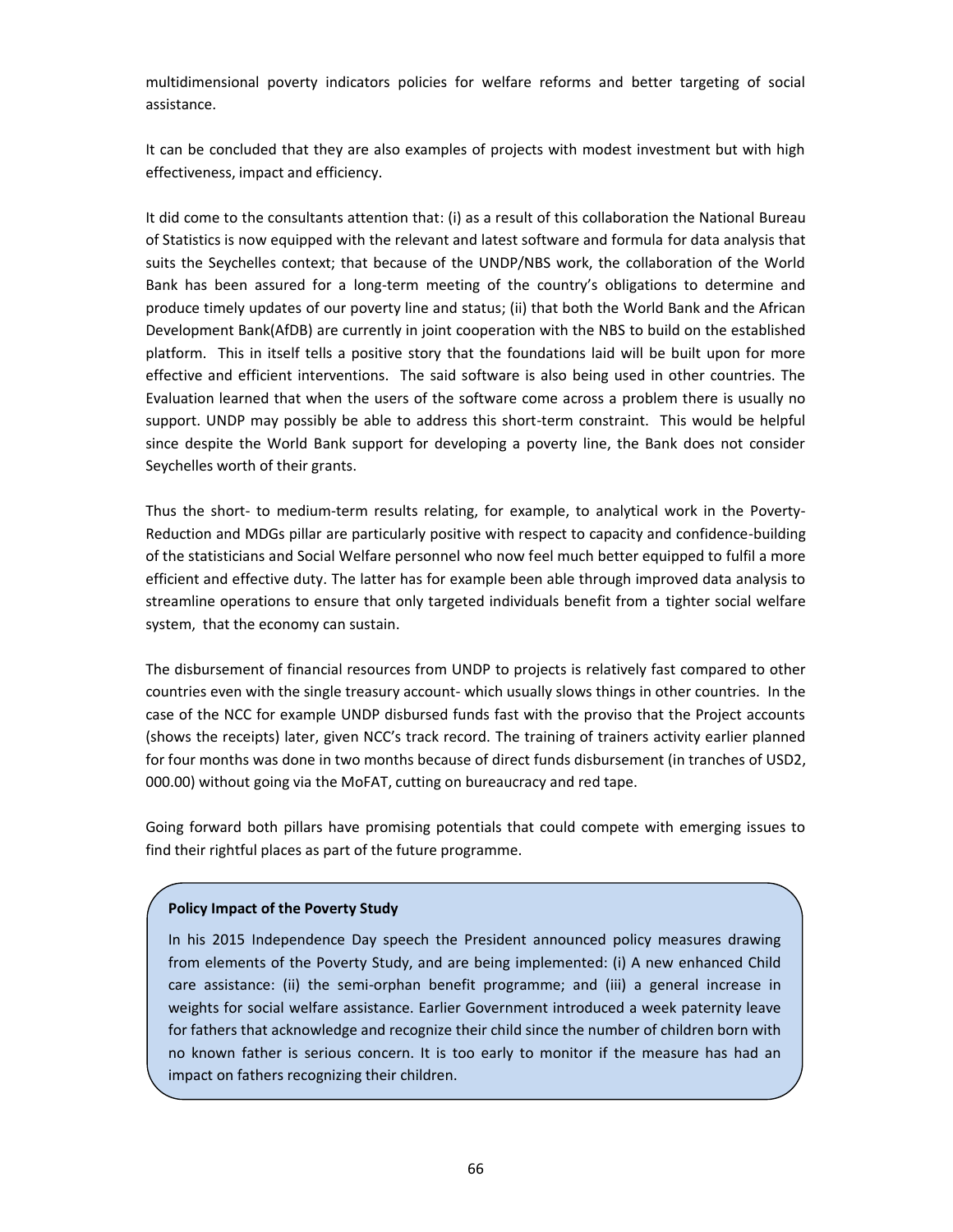multidimensional poverty indicators policies for welfare reforms and better targeting of social assistance.

It can be concluded that they are also examples of projects with modest investment but with high effectiveness, impact and efficiency.

It did come to the consultants attention that: (i) as a result of this collaboration the National Bureau of Statistics is now equipped with the relevant and latest software and formula for data analysis that suits the Seychelles context; that because of the UNDP/NBS work, the collaboration of the World Bank has been assured for a long-term meeting of the country's obligations to determine and produce timely updates of our poverty line and status; (ii) that both the World Bank and the African Development Bank(AfDB) are currently in joint cooperation with the NBS to build on the established platform. This in itself tells a positive story that the foundations laid will be built upon for more effective and efficient interventions. The said software is also being used in other countries. The Evaluation learned that when the users of the software come across a problem there is usually no support. UNDP may possibly be able to address this short-term constraint. This would be helpful since despite the World Bank support for developing a poverty line, the Bank does not consider Seychelles worth of their grants.

Thus the short- to medium-term results relating, for example, to analytical work in the Poverty-Reduction and MDGs pillar are particularly positive with respect to capacity and confidence-building of the statisticians and Social Welfare personnel who now feel much better equipped to fulfil a more efficient and effective duty. The latter has for example been able through improved data analysis to streamline operations to ensure that only targeted individuals benefit from a tighter social welfare system, that the economy can sustain.

The disbursement of financial resources from UNDP to projects is relatively fast compared to other countries even with the single treasury account- which usually slows things in other countries. In the case of the NCC for example UNDP disbursed funds fast with the proviso that the Project accounts (shows the receipts) later, given NCC's track record. The training of trainers activity earlier planned for four months was done in two months because of direct funds disbursement (in tranches of USD2, 000.00) without going via the MoFAT, cutting on bureaucracy and red tape.

Going forward both pillars have promising potentials that could compete with emerging issues to find their rightful places as part of the future programme.

**Policy Impact of the Poverty Study**

In his 2015 Independence Day speech the President announced policy measures drawing from elements of the Poverty Study, and are being implemented: (i) A new enhanced Child care assistance: (ii) the semi-orphan benefit programme; and (iii) a general increase in weights for social welfare assistance. Earlier Government introduced a week paternity leave for fathers that acknowledge and recognize their child since the number of children born with no known father is serious concern. It is too early to monitor if the measure has had an impact on fathers recognizing their children.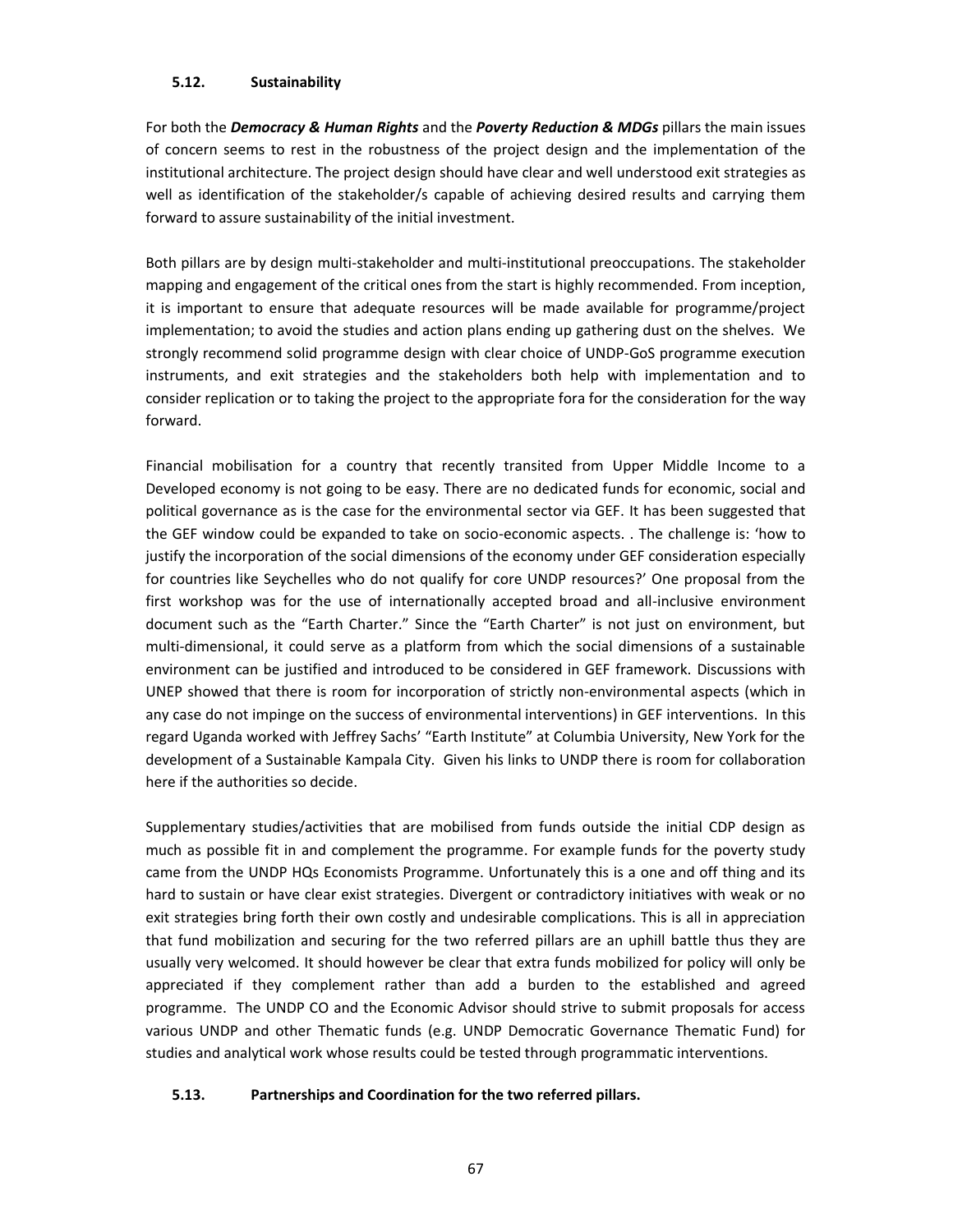### 5.12. Sustainability

For both the ***Democracy & Human Rights*** and the ***Poverty Reduction & MDGs*** pillars the main issues of concern seems to rest in the robustness of the project design and the implementation of the institutional architecture. The project design should have clear and well understood exit strategies as well as identification of the stakeholder/s capable of achieving desired results and carrying them forward to assure sustainability of the initial investment.

Both pillars are by design multi-stakeholder and multi-institutional preoccupations. The stakeholder mapping and engagement of the critical ones from the start is highly recommended. From inception, it is important to ensure that adequate resources will be made available for programme/project implementation; to avoid the studies and action plans ending up gathering dust on the shelves. We strongly recommend solid programme design with clear choice of UNDP-GoS programme execution instruments, and exit strategies and the stakeholders both help with implementation and to consider replication or to taking the project to the appropriate fora for the consideration for the way forward.

Financial mobilisation for a country that recently transited from Upper Middle Income to a Developed economy is not going to be easy. There are no dedicated funds for economic, social and political governance as is the case for the environmental sector via GEF. It has been suggested that the GEF window could be expanded to take on socio-economic aspects. . The challenge is: 'how to justify the incorporation of the social dimensions of the economy under GEF consideration especially for countries like Seychelles who do not qualify for core UNDP resources?' One proposal from the first workshop was for the use of internationally accepted broad and all-inclusive environment document such as the "Earth Charter." Since the "Earth Charter" is not just on environment, but multi-dimensional, it could serve as a platform from which the social dimensions of a sustainable environment can be justified and introduced to be considered in GEF framework. Discussions with UNEP showed that there is room for incorporation of strictly non-environmental aspects (which in any case do not impinge on the success of environmental interventions) in GEF interventions. In this regard Uganda worked with Jeffrey Sachs' "Earth Institute" at Columbia University, New York for the development of a Sustainable Kampala City. Given his links to UNDP there is room for collaboration here if the authorities so decide.

Supplementary studies/activities that are mobilised from funds outside the initial CDP design as much as possible fit in and complement the programme. For example funds for the poverty study came from the UNDP HQs Economists Programme. Unfortunately this is a one and off thing and its hard to sustain or have clear exist strategies. Divergent or contradictory initiatives with weak or no exit strategies bring forth their own costly and undesirable complications. This is all in appreciation that fund mobilization and securing for the two referred pillars are an uphill battle thus they are usually very welcomed. It should however be clear that extra funds mobilized for policy will only be appreciated if they complement rather than add a burden to the established and agreed programme. The UNDP CO and the Economic Advisor should strive to submit proposals for access various UNDP and other Thematic funds (e.g. UNDP Democratic Governance Thematic Fund) for studies and analytical work whose results could be tested through programmatic interventions.

### 5.13. Partnerships and Coordination for the two referred pillars.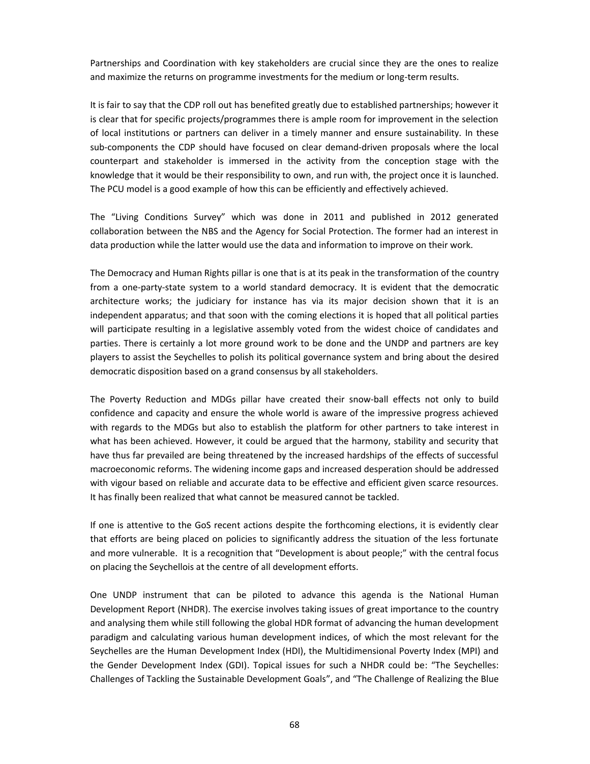Partnerships and Coordination with key stakeholders are crucial since they are the ones to realize and maximize the returns on programme investments for the medium or long-term results.

It is fair to say that the CDP roll out has benefited greatly due to established partnerships; however it is clear that for specific projects/programmes there is ample room for improvement in the selection of local institutions or partners can deliver in a timely manner and ensure sustainability. In these sub-components the CDP should have focused on clear demand-driven proposals where the local counterpart and stakeholder is immersed in the activity from the conception stage with the knowledge that it would be their responsibility to own, and run with, the project once it is launched. The PCU model is a good example of how this can be efficiently and effectively achieved.

The "Living Conditions Survey" which was done in 2011 and published in 2012 generated collaboration between the NBS and the Agency for Social Protection. The former had an interest in data production while the latter would use the data and information to improve on their work.

The Democracy and Human Rights pillar is one that is at its peak in the transformation of the country from a one-party-state system to a world standard democracy. It is evident that the democratic architecture works; the judiciary for instance has via its major decision shown that it is an independent apparatus; and that soon with the coming elections it is hoped that all political parties will participate resulting in a legislative assembly voted from the widest choice of candidates and parties. There is certainly a lot more ground work to be done and the UNDP and partners are key players to assist the Seychelles to polish its political governance system and bring about the desired democratic disposition based on a grand consensus by all stakeholders.

The Poverty Reduction and MDGs pillar have created their snow-ball effects not only to build confidence and capacity and ensure the whole world is aware of the impressive progress achieved with regards to the MDGs but also to establish the platform for other partners to take interest in what has been achieved. However, it could be argued that the harmony, stability and security that have thus far prevailed are being threatened by the increased hardships of the effects of successful macroeconomic reforms. The widening income gaps and increased desperation should be addressed with vigour based on reliable and accurate data to be effective and efficient given scarce resources. It has finally been realized that what cannot be measured cannot be tackled.

If one is attentive to the GoS recent actions despite the forthcoming elections, it is evidently clear that efforts are being placed on policies to significantly address the situation of the less fortunate and more vulnerable. It is a recognition that "Development is about people;" with the central focus on placing the Seychellois at the centre of all development efforts.

One UNDP instrument that can be piloted to advance this agenda is the National Human Development Report (NHDR). The exercise involves taking issues of great importance to the country and analysing them while still following the global HDR format of advancing the human development paradigm and calculating various human development indices, of which the most relevant for the Seychelles are the Human Development Index (HDI), the Multidimensional Poverty Index (MPI) and the Gender Development Index (GDI). Topical issues for such a NHDR could be: "The Seychelles: Challenges of Tackling the Sustainable Development Goals", and "The Challenge of Realizing the Blue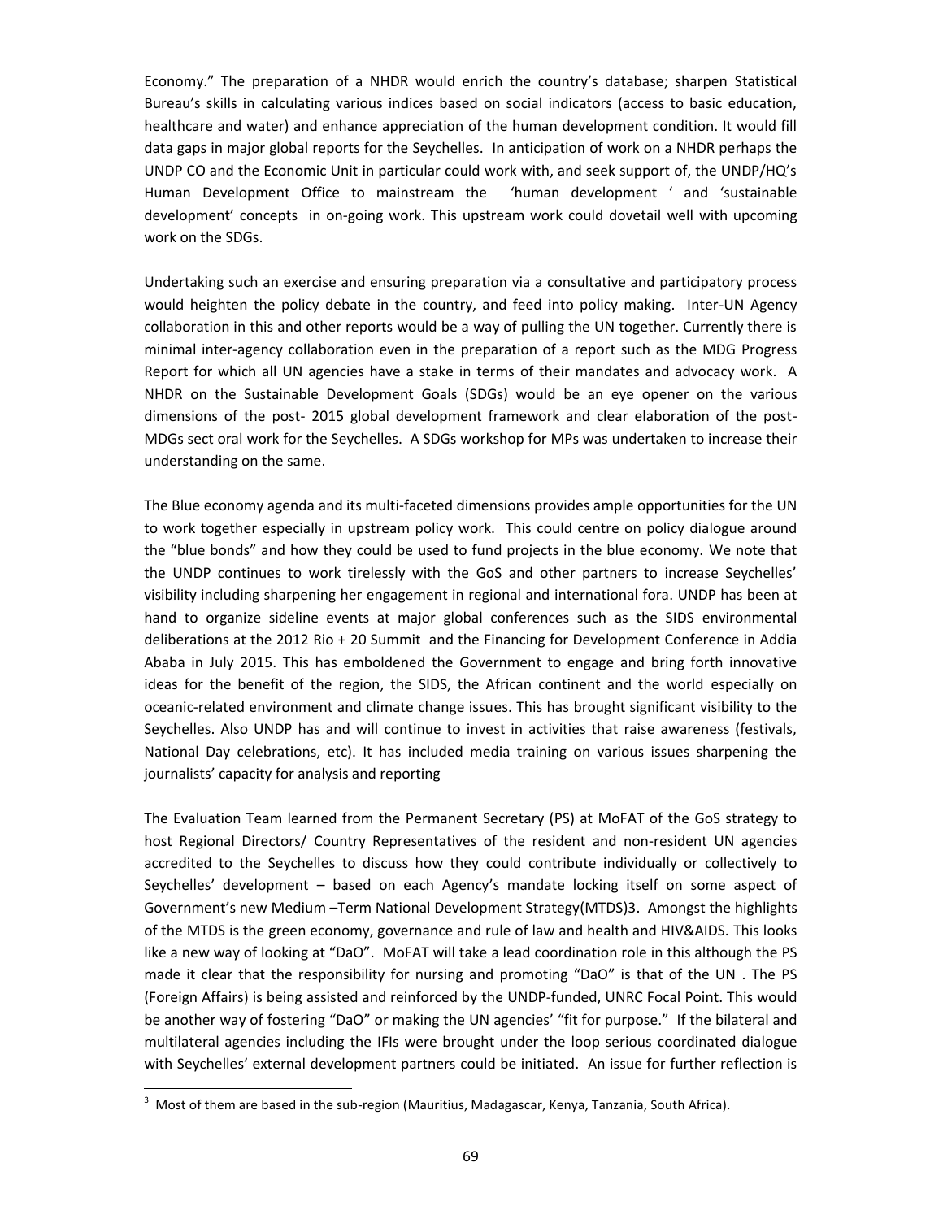Economy." The preparation of a NHDR would enrich the country's database; sharpen Statistical Bureau's skills in calculating various indices based on social indicators (access to basic education, healthcare and water) and enhance appreciation of the human development condition. It would fill data gaps in major global reports for the Seychelles. In anticipation of work on a NHDR perhaps the UNDP CO and the Economic Unit in particular could work with, and seek support of, the UNDP/HQ's Human Development Office to mainstream the 'human development ' and 'sustainable development' concepts in on-going work. This upstream work could dovetail well with upcoming work on the SDGs.

Undertaking such an exercise and ensuring preparation via a consultative and participatory process would heighten the policy debate in the country, and feed into policy making. Inter-UN Agency collaboration in this and other reports would be a way of pulling the UN together. Currently there is minimal inter-agency collaboration even in the preparation of a report such as the MDG Progress Report for which all UN agencies have a stake in terms of their mandates and advocacy work. A NHDR on the Sustainable Development Goals (SDGs) would be an eye opener on the various dimensions of the post- 2015 global development framework and clear elaboration of the post-MDGs sect oral work for the Seychelles. A SDGs workshop for MPs was undertaken to increase their understanding on the same.

The Blue economy agenda and its multi-faceted dimensions provides ample opportunities for the UN to work together especially in upstream policy work. This could centre on policy dialogue around the "blue bonds" and how they could be used to fund projects in the blue economy. We note that the UNDP continues to work tirelessly with the GoS and other partners to increase Seychelles' visibility including sharpening her engagement in regional and international fora. UNDP has been at hand to organize sideline events at major global conferences such as the SIDS environmental deliberations at the 2012 Rio + 20 Summit and the Financing for Development Conference in Addia Ababa in July 2015. This has emboldened the Government to engage and bring forth innovative ideas for the benefit of the region, the SIDS, the African continent and the world especially on oceanic-related environment and climate change issues. This has brought significant visibility to the Seychelles. Also UNDP has and will continue to invest in activities that raise awareness (festivals, National Day celebrations, etc). It has included media training on various issues sharpening the journalists' capacity for analysis and reporting

The Evaluation Team learned from the Permanent Secretary (PS) at MoFAT of the GoS strategy to host Regional Directors/ Country Representatives of the resident and non-resident UN agencies accredited to the Seychelles to discuss how they could contribute individually or collectively to Seychelles' development – based on each Agency's mandate locking itself on some aspect of Government's new Medium –Term National Development Strategy(MTDS)[3]. Amongst the highlights of the MTDS is the green economy, governance and rule of law and health and HIV&AIDS. This looks like a new way of looking at "DaO". MoFAT will take a lead coordination role in this although the PS made it clear that the responsibility for nursing and promoting "DaO" is that of the UN . The PS (Foreign Affairs) is being assisted and reinforced by the UNDP-funded, UNRC Focal Point. This would be another way of fostering "DaO" or making the UN agencies' "fit for purpose." If the bilateral and multilateral agencies including the IFIs were brought under the loop serious coordinated dialogue with Seychelles' external development partners could be initiated. An issue for further reflection is

[3] Most of them are based in the sub-region (Mauritius, Madagascar, Kenya, Tanzania, South Africa).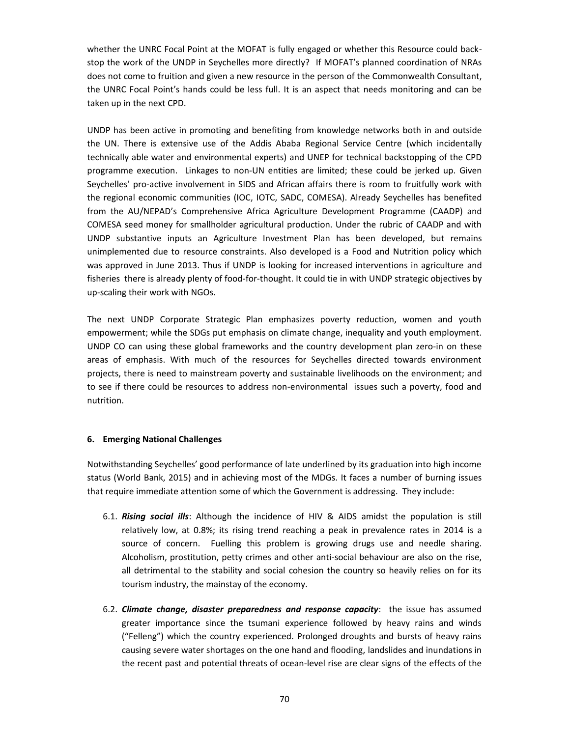whether the UNRC Focal Point at the MOFAT is fully engaged or whether this Resource could back-stop the work of the UNDP in Seychelles more directly? If MOFAT's planned coordination of NRAs does not come to fruition and given a new resource in the person of the Commonwealth Consultant, the UNRC Focal Point's hands could be less full. It is an aspect that needs monitoring and can be taken up in the next CPD.

UNDP has been active in promoting and benefiting from knowledge networks both in and outside the UN. There is extensive use of the Addis Ababa Regional Service Centre (which incidentally technically able water and environmental experts) and UNEP for technical backstopping of the CPD programme execution. Linkages to non-UN entities are limited; these could be jerked up. Given Seychelles' pro-active involvement in SIDS and African affairs there is room to fruitfully work with the regional economic communities (IOC, IOTC, SADC, COMESA). Already Seychelles has benefited from the AU/NEPAD's Comprehensive Africa Agriculture Development Programme (CAADP) and COMESA seed money for smallholder agricultural production. Under the rubric of CAADP and with UNDP substantive inputs an Agriculture Investment Plan has been developed, but remains unimplemented due to resource constraints. Also developed is a Food and Nutrition policy which was approved in June 2013. Thus if UNDP is looking for increased interventions in agriculture and fisheries there is already plenty of food-for-thought. It could tie in with UNDP strategic objectives by up-scaling their work with NGOs.

The next UNDP Corporate Strategic Plan emphasizes poverty reduction, women and youth empowerment; while the SDGs put emphasis on climate change, inequality and youth employment. UNDP CO can using these global frameworks and the country development plan zero-in on these areas of emphasis. With much of the resources for Seychelles directed towards environment projects, there is need to mainstream poverty and sustainable livelihoods on the environment; and to see if there could be resources to address non-environmental issues such a poverty, food and nutrition.

## 6. Emerging National Challenges

Notwithstanding Seychelles' good performance of late underlined by its graduation into high income status (World Bank, 2015) and in achieving most of the MDGs. It faces a number of burning issues that require immediate attention some of which the Government is addressing. They include:

6.1. ***Rising social ills***: Although the incidence of HIV & AIDS amidst the population is still relatively low, at 0.8%; its rising trend reaching a peak in prevalence rates in 2014 is a source of concern. Fuelling this problem is growing drugs use and needle sharing. Alcoholism, prostitution, petty crimes and other anti-social behaviour are also on the rise, all detrimental to the stability and social cohesion the country so heavily relies on for its tourism industry, the mainstay of the economy.

6.2. ***Climate change, disaster preparedness and response capacity***: the issue has assumed greater importance since the tsumani experience followed by heavy rains and winds ("Felleng") which the country experienced. Prolonged droughts and bursts of heavy rains causing severe water shortages on the one hand and flooding, landslides and inundations in the recent past and potential threats of ocean-level rise are clear signs of the effects of the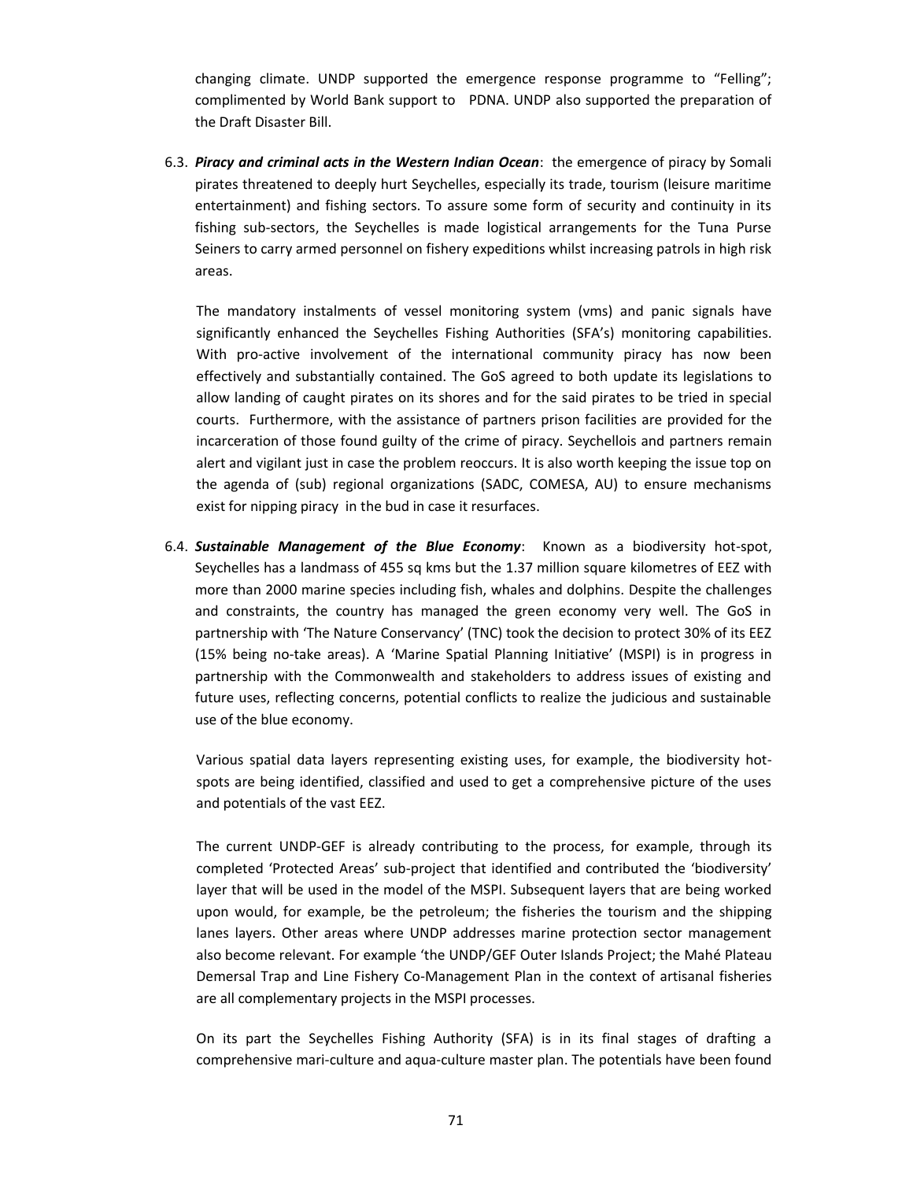changing climate. UNDP supported the emergence response programme to "Felling"; complimented by World Bank support to PDNA. UNDP also supported the preparation of the Draft Disaster Bill.

6.3. ***Piracy and criminal acts in the Western Indian Ocean***: the emergence of piracy by Somali pirates threatened to deeply hurt Seychelles, especially its trade, tourism (leisure maritime entertainment) and fishing sectors. To assure some form of security and continuity in its fishing sub-sectors, the Seychelles is made logistical arrangements for the Tuna Purse Seiners to carry armed personnel on fishery expeditions whilst increasing patrols in high risk areas.

The mandatory instalments of vessel monitoring system (vms) and panic signals have significantly enhanced the Seychelles Fishing Authorities (SFA's) monitoring capabilities. With pro-active involvement of the international community piracy has now been effectively and substantially contained. The GoS agreed to both update its legislations to allow landing of caught pirates on its shores and for the said pirates to be tried in special courts. Furthermore, with the assistance of partners prison facilities are provided for the incarceration of those found guilty of the crime of piracy. Seychellois and partners remain alert and vigilant just in case the problem reoccurs. It is also worth keeping the issue top on the agenda of (sub) regional organizations (SADC, COMESA, AU) to ensure mechanisms exist for nipping piracy in the bud in case it resurfaces.

6.4. ***Sustainable Management of the Blue Economy***: Known as a biodiversity hot-spot, Seychelles has a landmass of 455 sq kms but the 1.37 million square kilometres of EEZ with more than 2000 marine species including fish, whales and dolphins. Despite the challenges and constraints, the country has managed the green economy very well. The GoS in partnership with 'The Nature Conservancy' (TNC) took the decision to protect 30% of its EEZ (15% being no-take areas). A 'Marine Spatial Planning Initiative' (MSPI) is in progress in partnership with the Commonwealth and stakeholders to address issues of existing and future uses, reflecting concerns, potential conflicts to realize the judicious and sustainable use of the blue economy.

Various spatial data layers representing existing uses, for example, the biodiversity hot-spots are being identified, classified and used to get a comprehensive picture of the uses and potentials of the vast EEZ.

The current UNDP-GEF is already contributing to the process, for example, through its completed 'Protected Areas' sub-project that identified and contributed the 'biodiversity' layer that will be used in the model of the MSPI. Subsequent layers that are being worked upon would, for example, be the petroleum; the fisheries the tourism and the shipping lanes layers. Other areas where UNDP addresses marine protection sector management also become relevant. For example 'the UNDP/GEF Outer Islands Project; the Mahé Plateau Demersal Trap and Line Fishery Co-Management Plan in the context of artisanal fisheries are all complementary projects in the MSPI processes.

On its part the Seychelles Fishing Authority (SFA) is in its final stages of drafting a comprehensive mari-culture and aqua-culture master plan. The potentials have been found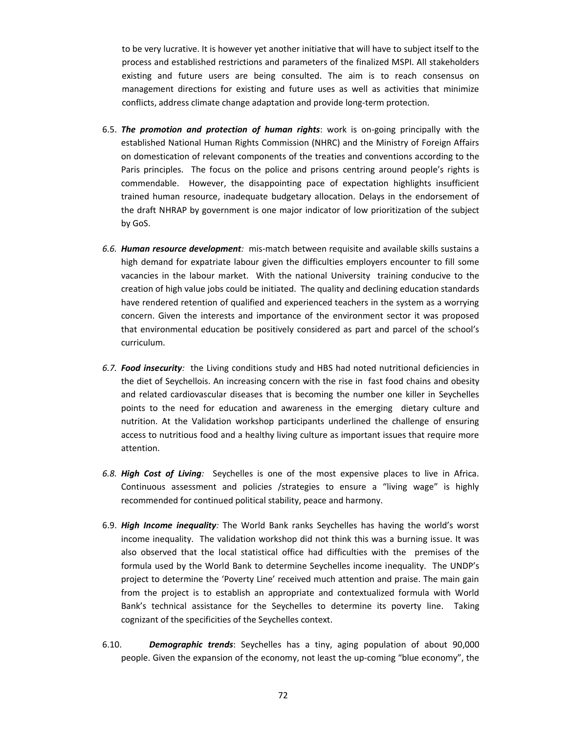to be very lucrative. It is however yet another initiative that will have to subject itself to the process and established restrictions and parameters of the finalized MSPI. All stakeholders existing and future users are being consulted. The aim is to reach consensus on management directions for existing and future uses as well as activities that minimize conflicts, address climate change adaptation and provide long-term protection.

6.5. ***The promotion and protection of human rights***: work is on-going principally with the established National Human Rights Commission (NHRC) and the Ministry of Foreign Affairs on domestication of relevant components of the treaties and conventions according to the Paris principles. The focus on the police and prisons centring around people's rights is commendable. However, the disappointing pace of expectation highlights insufficient trained human resource, inadequate budgetary allocation. Delays in the endorsement of the draft NHRAP by government is one major indicator of low prioritization of the subject by GoS.

*6.6.* ***Human resource development****:* mis-match between requisite and available skills sustains a high demand for expatriate labour given the difficulties employers encounter to fill some vacancies in the labour market. With the national University training conducive to the creation of high value jobs could be initiated. The quality and declining education standards have rendered retention of qualified and experienced teachers in the system as a worrying concern. Given the interests and importance of the environment sector it was proposed that environmental education be positively considered as part and parcel of the school's curriculum.

*6.7.* ***Food insecurity****:* the Living conditions study and HBS had noted nutritional deficiencies in the diet of Seychellois. An increasing concern with the rise in fast food chains and obesity and related cardiovascular diseases that is becoming the number one killer in Seychelles points to the need for education and awareness in the emerging dietary culture and nutrition. At the Validation workshop participants underlined the challenge of ensuring access to nutritious food and a healthy living culture as important issues that require more attention.

*6.8.* ***High Cost of Living****:* Seychelles is one of the most expensive places to live in Africa. Continuous assessment and policies /strategies to ensure a "living wage" is highly recommended for continued political stability, peace and harmony.

6.9. ***High Income inequality****:* The World Bank ranks Seychelles has having the world's worst income inequality. The validation workshop did not think this was a burning issue. It was also observed that the local statistical office had difficulties with the premises of the formula used by the World Bank to determine Seychelles income inequality. The UNDP's project to determine the 'Poverty Line' received much attention and praise. The main gain from the project is to establish an appropriate and contextualized formula with World Bank's technical assistance for the Seychelles to determine its poverty line. Taking cognizant of the specificities of the Seychelles context.

6.10. ***Demographic trends***: Seychelles has a tiny, aging population of about 90,000 people. Given the expansion of the economy, not least the up-coming "blue economy", the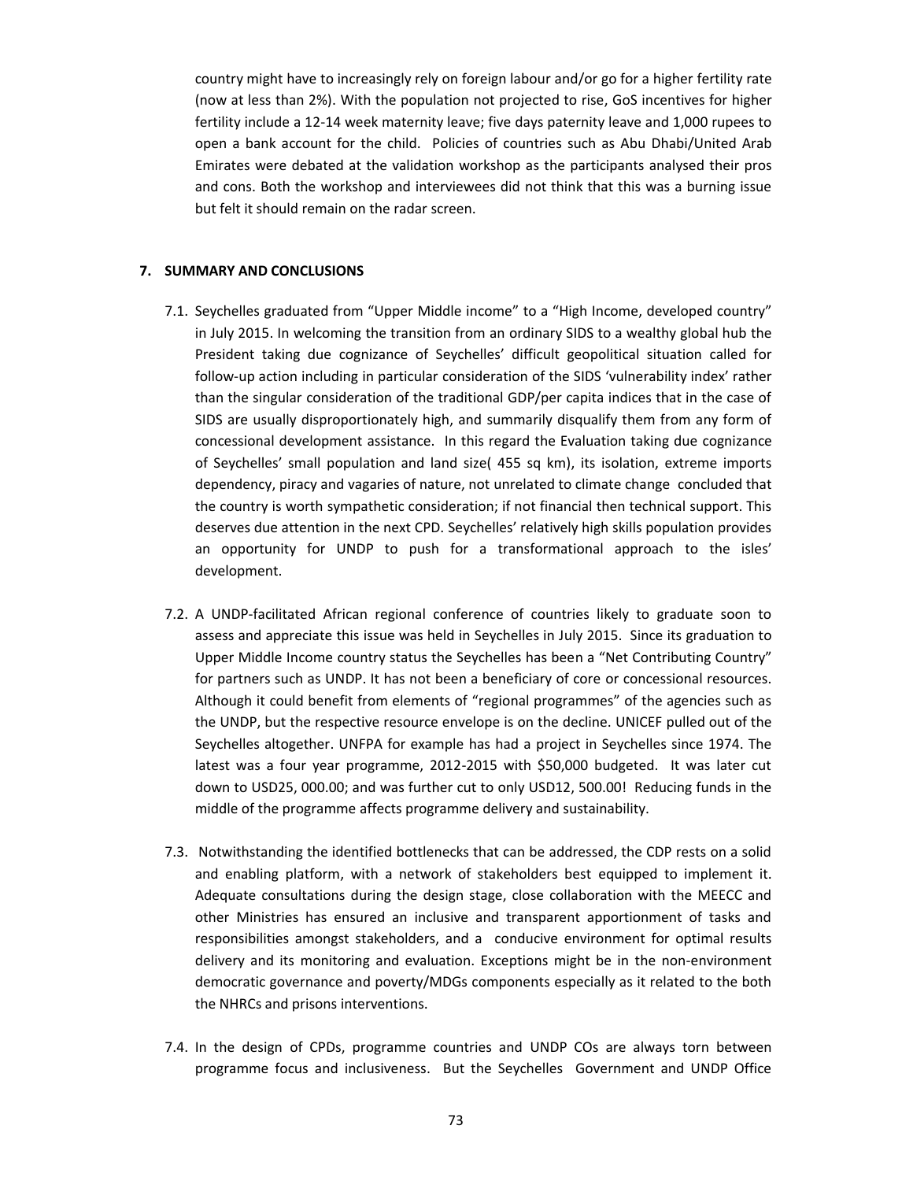country might have to increasingly rely on foreign labour and/or go for a higher fertility rate (now at less than 2%). With the population not projected to rise, GoS incentives for higher fertility include a 12-14 week maternity leave; five days paternity leave and 1,000 rupees to open a bank account for the child. Policies of countries such as Abu Dhabi/United Arab Emirates were debated at the validation workshop as the participants analysed their pros and cons. Both the workshop and interviewees did not think that this was a burning issue but felt it should remain on the radar screen.

## 7. SUMMARY AND CONCLUSIONS

7.1. Seychelles graduated from "Upper Middle income" to a "High Income, developed country" in July 2015. In welcoming the transition from an ordinary SIDS to a wealthy global hub the President taking due cognizance of Seychelles' difficult geopolitical situation called for follow-up action including in particular consideration of the SIDS 'vulnerability index' rather than the singular consideration of the traditional GDP/per capita indices that in the case of SIDS are usually disproportionately high, and summarily disqualify them from any form of concessional development assistance. In this regard the Evaluation taking due cognizance of Seychelles' small population and land size( 455 sq km), its isolation, extreme imports dependency, piracy and vagaries of nature, not unrelated to climate change concluded that the country is worth sympathetic consideration; if not financial then technical support. This deserves due attention in the next CPD. Seychelles' relatively high skills population provides an opportunity for UNDP to push for a transformational approach to the isles' development.

7.2. A UNDP-facilitated African regional conference of countries likely to graduate soon to assess and appreciate this issue was held in Seychelles in July 2015. Since its graduation to Upper Middle Income country status the Seychelles has been a "Net Contributing Country" for partners such as UNDP. It has not been a beneficiary of core or concessional resources. Although it could benefit from elements of "regional programmes" of the agencies such as the UNDP, but the respective resource envelope is on the decline. UNICEF pulled out of the Seychelles altogether. UNFPA for example has had a project in Seychelles since 1974. The latest was a four year programme, 2012-2015 with $50,000 budgeted. It was later cut down to USD25, 000.00; and was further cut to only USD12, 500.00! Reducing funds in the middle of the programme affects programme delivery and sustainability.

7.3. Notwithstanding the identified bottlenecks that can be addressed, the CDP rests on a solid and enabling platform, with a network of stakeholders best equipped to implement it. Adequate consultations during the design stage, close collaboration with the MEECC and other Ministries has ensured an inclusive and transparent apportionment of tasks and responsibilities amongst stakeholders, and a conducive environment for optimal results delivery and its monitoring and evaluation. Exceptions might be in the non-environment democratic governance and poverty/MDGs components especially as it related to the both the NHRCs and prisons interventions.

7.4. In the design of CPDs, programme countries and UNDP COs are always torn between programme focus and inclusiveness. But the Seychelles Government and UNDP Office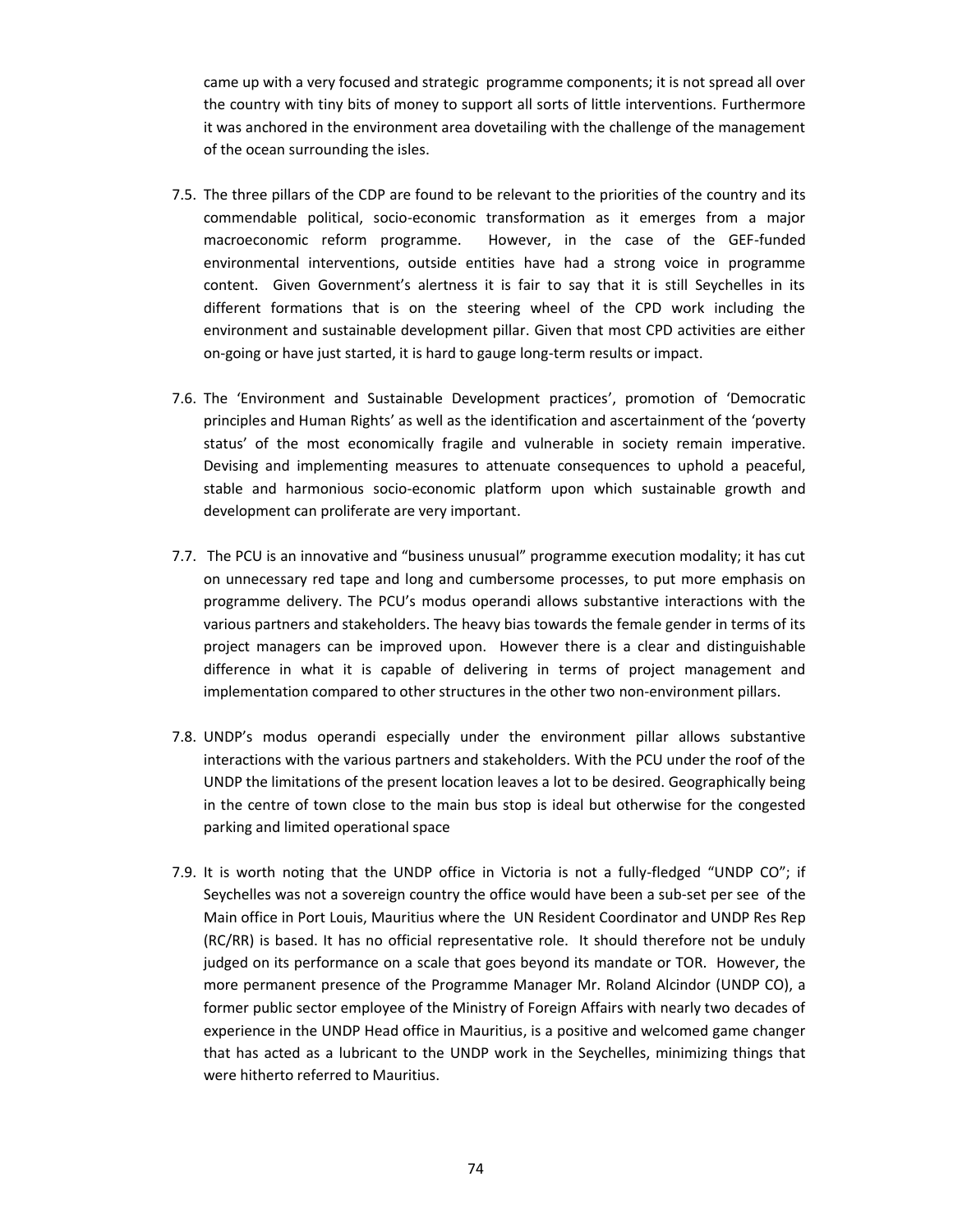came up with a very focused and strategic programme components; it is not spread all over the country with tiny bits of money to support all sorts of little interventions. Furthermore it was anchored in the environment area dovetailing with the challenge of the management of the ocean surrounding the isles.

7.5. The three pillars of the CDP are found to be relevant to the priorities of the country and its commendable political, socio-economic transformation as it emerges from a major macroeconomic reform programme. However, in the case of the GEF-funded environmental interventions, outside entities have had a strong voice in programme content. Given Government's alertness it is fair to say that it is still Seychelles in its different formations that is on the steering wheel of the CPD work including the environment and sustainable development pillar. Given that most CPD activities are either on-going or have just started, it is hard to gauge long-term results or impact.

7.6. The 'Environment and Sustainable Development practices', promotion of 'Democratic principles and Human Rights' as well as the identification and ascertainment of the 'poverty status' of the most economically fragile and vulnerable in society remain imperative. Devising and implementing measures to attenuate consequences to uphold a peaceful, stable and harmonious socio-economic platform upon which sustainable growth and development can proliferate are very important.

7.7. The PCU is an innovative and "business unusual" programme execution modality; it has cut on unnecessary red tape and long and cumbersome processes, to put more emphasis on programme delivery. The PCU's modus operandi allows substantive interactions with the various partners and stakeholders. The heavy bias towards the female gender in terms of its project managers can be improved upon. However there is a clear and distinguishable difference in what it is capable of delivering in terms of project management and implementation compared to other structures in the other two non-environment pillars.

7.8. UNDP's modus operandi especially under the environment pillar allows substantive interactions with the various partners and stakeholders. With the PCU under the roof of the UNDP the limitations of the present location leaves a lot to be desired. Geographically being in the centre of town close to the main bus stop is ideal but otherwise for the congested parking and limited operational space

7.9. It is worth noting that the UNDP office in Victoria is not a fully-fledged "UNDP CO"; if Seychelles was not a sovereign country the office would have been a sub-set per see of the Main office in Port Louis, Mauritius where the UN Resident Coordinator and UNDP Res Rep (RC/RR) is based. It has no official representative role. It should therefore not be unduly judged on its performance on a scale that goes beyond its mandate or TOR. However, the more permanent presence of the Programme Manager Mr. Roland Alcindor (UNDP CO), a former public sector employee of the Ministry of Foreign Affairs with nearly two decades of experience in the UNDP Head office in Mauritius, is a positive and welcomed game changer that has acted as a lubricant to the UNDP work in the Seychelles, minimizing things that were hitherto referred to Mauritius.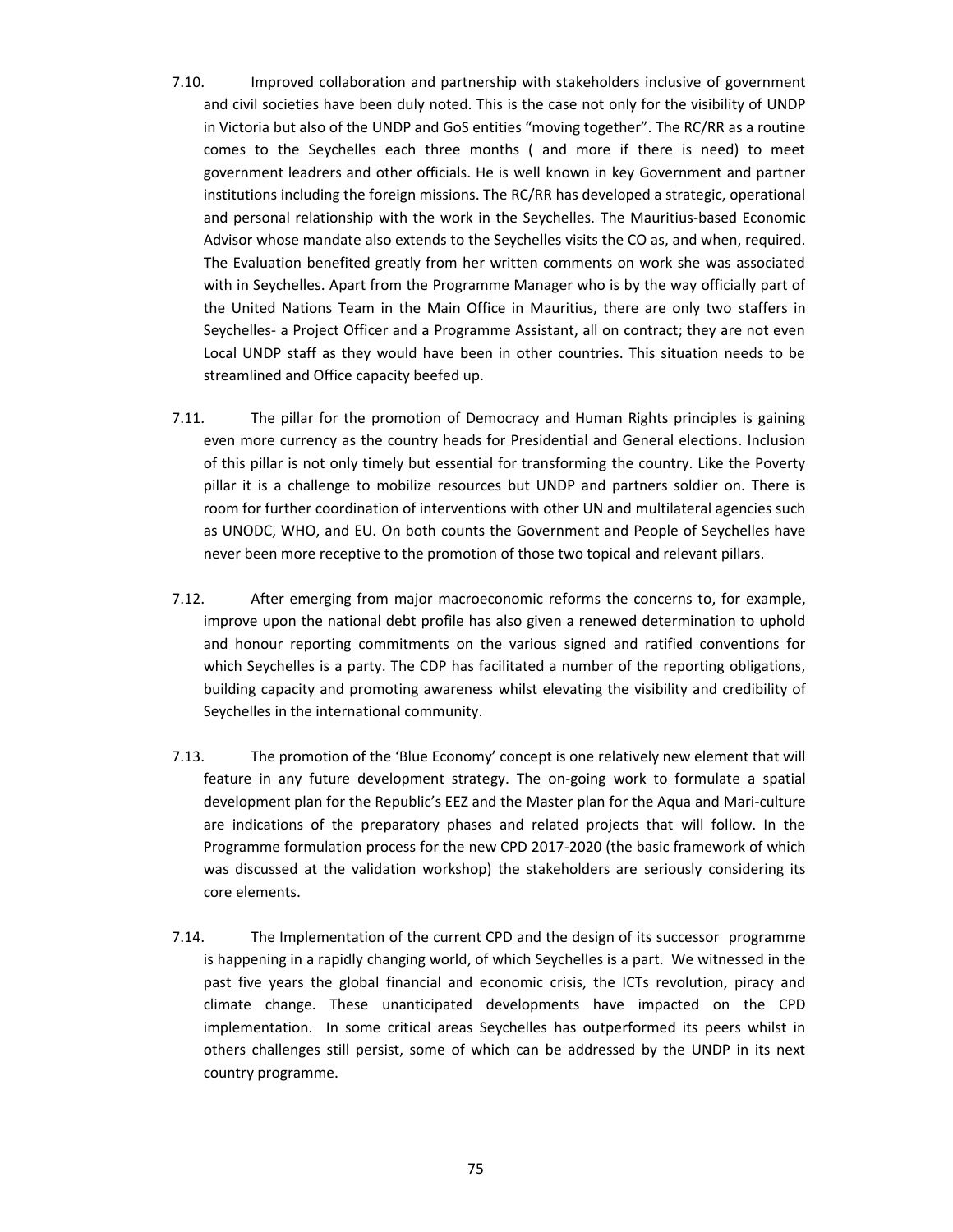7.10. Improved collaboration and partnership with stakeholders inclusive of government and civil societies have been duly noted. This is the case not only for the visibility of UNDP in Victoria but also of the UNDP and GoS entities "moving together". The RC/RR as a routine comes to the Seychelles each three months ( and more if there is need) to meet government leadrers and other officials. He is well known in key Government and partner institutions including the foreign missions. The RC/RR has developed a strategic, operational and personal relationship with the work in the Seychelles. The Mauritius-based Economic Advisor whose mandate also extends to the Seychelles visits the CO as, and when, required. The Evaluation benefited greatly from her written comments on work she was associated with in Seychelles. Apart from the Programme Manager who is by the way officially part of the United Nations Team in the Main Office in Mauritius, there are only two staffers in Seychelles- a Project Officer and a Programme Assistant, all on contract; they are not even Local UNDP staff as they would have been in other countries. This situation needs to be streamlined and Office capacity beefed up.

7.11. The pillar for the promotion of Democracy and Human Rights principles is gaining even more currency as the country heads for Presidential and General elections. Inclusion of this pillar is not only timely but essential for transforming the country. Like the Poverty pillar it is a challenge to mobilize resources but UNDP and partners soldier on. There is room for further coordination of interventions with other UN and multilateral agencies such as UNODC, WHO, and EU. On both counts the Government and People of Seychelles have never been more receptive to the promotion of those two topical and relevant pillars.

7.12. After emerging from major macroeconomic reforms the concerns to, for example, improve upon the national debt profile has also given a renewed determination to uphold and honour reporting commitments on the various signed and ratified conventions for which Seychelles is a party. The CDP has facilitated a number of the reporting obligations, building capacity and promoting awareness whilst elevating the visibility and credibility of Seychelles in the international community.

7.13. The promotion of the 'Blue Economy' concept is one relatively new element that will feature in any future development strategy. The on-going work to formulate a spatial development plan for the Republic's EEZ and the Master plan for the Aqua and Mari-culture are indications of the preparatory phases and related projects that will follow. In the Programme formulation process for the new CPD 2017-2020 (the basic framework of which was discussed at the validation workshop) the stakeholders are seriously considering its core elements.

7.14. The Implementation of the current CPD and the design of its successor programme is happening in a rapidly changing world, of which Seychelles is a part. We witnessed in the past five years the global financial and economic crisis, the ICTs revolution, piracy and climate change. These unanticipated developments have impacted on the CPD implementation. In some critical areas Seychelles has outperformed its peers whilst in others challenges still persist, some of which can be addressed by the UNDP in its next country programme.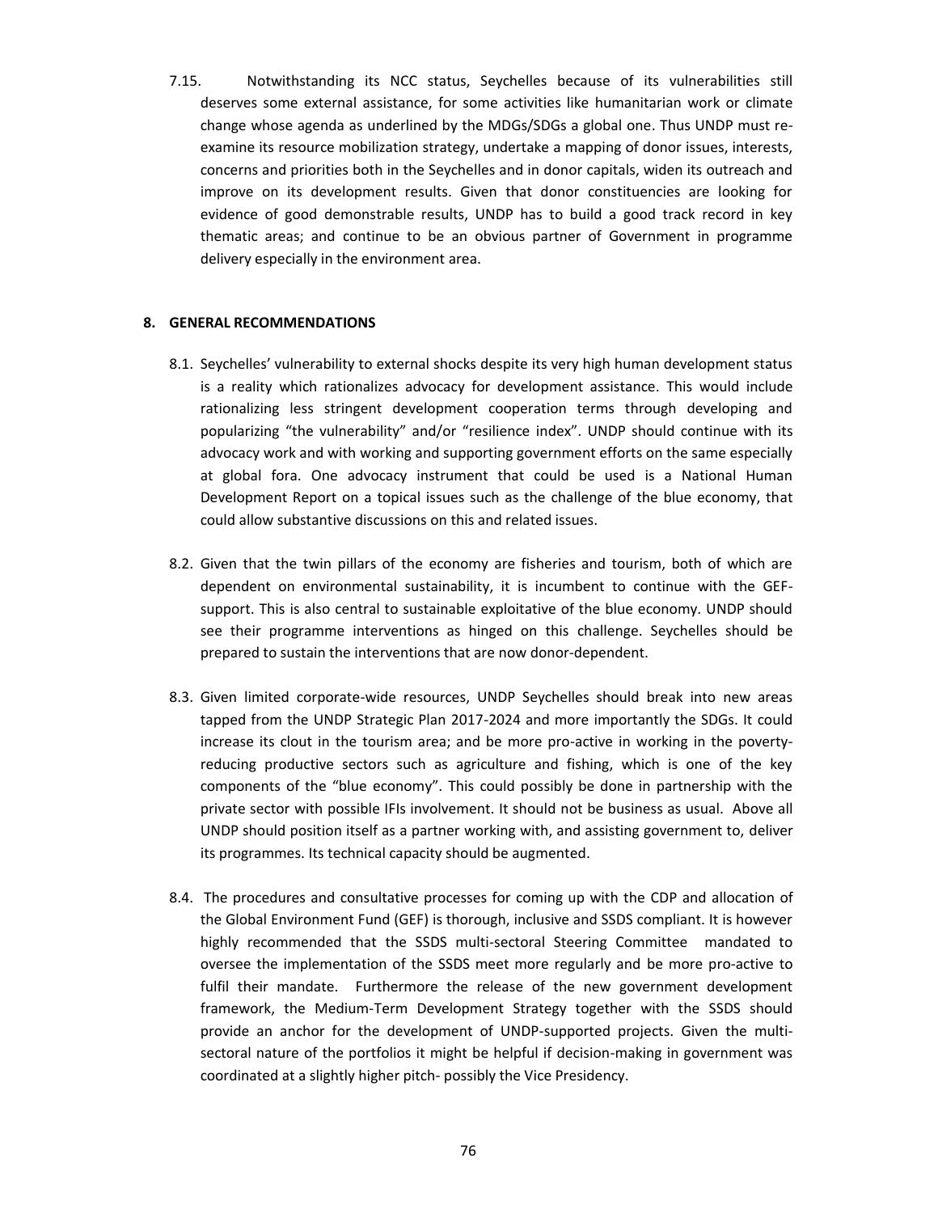7.15. Notwithstanding its NCC status, Seychelles because of its vulnerabilities still deserves some external assistance, for some activities like humanitarian work or climate change whose agenda as underlined by the MDGs/SDGs a global one. Thus UNDP must re-examine its resource mobilization strategy, undertake a mapping of donor issues, interests, concerns and priorities both in the Seychelles and in donor capitals, widen its outreach and improve on its development results. Given that donor constituencies are looking for evidence of good demonstrable results, UNDP has to build a good track record in key thematic areas; and continue to be an obvious partner of Government in programme delivery especially in the environment area.

## 8. GENERAL RECOMMENDATIONS

8.1. Seychelles' vulnerability to external shocks despite its very high human development status is a reality which rationalizes advocacy for development assistance. This would include rationalizing less stringent development cooperation terms through developing and popularizing "the vulnerability" and/or "resilience index". UNDP should continue with its advocacy work and with working and supporting government efforts on the same especially at global fora. One advocacy instrument that could be used is a National Human Development Report on a topical issues such as the challenge of the blue economy, that could allow substantive discussions on this and related issues.

8.2. Given that the twin pillars of the economy are fisheries and tourism, both of which are dependent on environmental sustainability, it is incumbent to continue with the GEF-support. This is also central to sustainable exploitative of the blue economy. UNDP should see their programme interventions as hinged on this challenge. Seychelles should be prepared to sustain the interventions that are now donor-dependent.

8.3. Given limited corporate-wide resources, UNDP Seychelles should break into new areas tapped from the UNDP Strategic Plan 2017-2024 and more importantly the SDGs. It could increase its clout in the tourism area; and be more pro-active in working in the poverty-reducing productive sectors such as agriculture and fishing, which is one of the key components of the "blue economy". This could possibly be done in partnership with the private sector with possible IFIs involvement. It should not be business as usual. Above all UNDP should position itself as a partner working with, and assisting government to, deliver its programmes. Its technical capacity should be augmented.

8.4. The procedures and consultative processes for coming up with the CDP and allocation of the Global Environment Fund (GEF) is thorough, inclusive and SSDS compliant. It is however highly recommended that the SSDS multi-sectoral Steering Committee mandated to oversee the implementation of the SSDS meet more regularly and be more pro-active to fulfil their mandate. Furthermore the release of the new government development framework, the Medium-Term Development Strategy together with the SSDS should provide an anchor for the development of UNDP-supported projects. Given the multi-sectoral nature of the portfolios it might be helpful if decision-making in government was coordinated at a slightly higher pitch- possibly the Vice Presidency.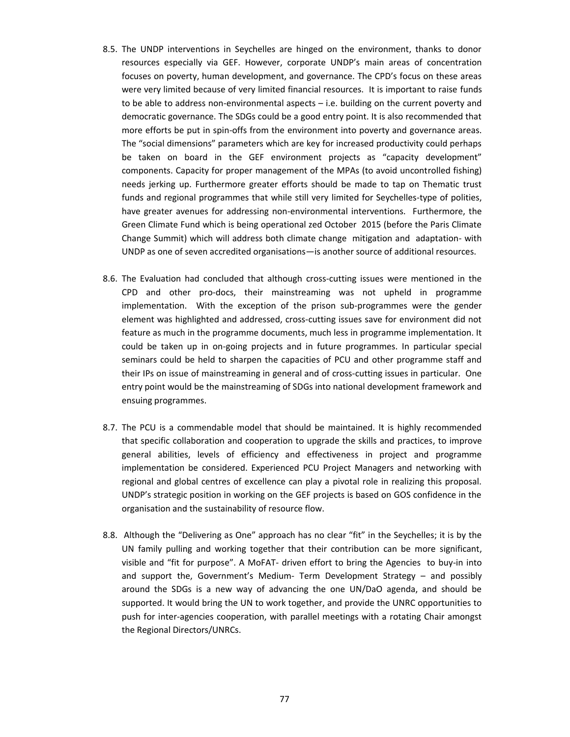8.5. The UNDP interventions in Seychelles are hinged on the environment, thanks to donor resources especially via GEF. However, corporate UNDP's main areas of concentration focuses on poverty, human development, and governance. The CPD's focus on these areas were very limited because of very limited financial resources. It is important to raise funds to be able to address non-environmental aspects – i.e. building on the current poverty and democratic governance. The SDGs could be a good entry point. It is also recommended that more efforts be put in spin-offs from the environment into poverty and governance areas. The "social dimensions" parameters which are key for increased productivity could perhaps be taken on board in the GEF environment projects as "capacity development" components. Capacity for proper management of the MPAs (to avoid uncontrolled fishing) needs jerking up. Furthermore greater efforts should be made to tap on Thematic trust funds and regional programmes that while still very limited for Seychelles-type of polities, have greater avenues for addressing non-environmental interventions. Furthermore, the Green Climate Fund which is being operational zed October 2015 (before the Paris Climate Change Summit) which will address both climate change mitigation and adaptation- with UNDP as one of seven accredited organisations—is another source of additional resources.

8.6. The Evaluation had concluded that although cross-cutting issues were mentioned in the CPD and other pro-docs, their mainstreaming was not upheld in programme implementation. With the exception of the prison sub-programmes were the gender element was highlighted and addressed, cross-cutting issues save for environment did not feature as much in the programme documents, much less in programme implementation. It could be taken up in on-going projects and in future programmes. In particular special seminars could be held to sharpen the capacities of PCU and other programme staff and their IPs on issue of mainstreaming in general and of cross-cutting issues in particular. One entry point would be the mainstreaming of SDGs into national development framework and ensuing programmes.

8.7. The PCU is a commendable model that should be maintained. It is highly recommended that specific collaboration and cooperation to upgrade the skills and practices, to improve general abilities, levels of efficiency and effectiveness in project and programme implementation be considered. Experienced PCU Project Managers and networking with regional and global centres of excellence can play a pivotal role in realizing this proposal. UNDP's strategic position in working on the GEF projects is based on GOS confidence in the organisation and the sustainability of resource flow.

8.8. Although the "Delivering as One" approach has no clear "fit" in the Seychelles; it is by the UN family pulling and working together that their contribution can be more significant, visible and "fit for purpose". A MoFAT- driven effort to bring the Agencies to buy-in into and support the, Government's Medium- Term Development Strategy – and possibly around the SDGs is a new way of advancing the one UN/DaO agenda, and should be supported. It would bring the UN to work together, and provide the UNRC opportunities to push for inter-agencies cooperation, with parallel meetings with a rotating Chair amongst the Regional Directors/UNRCs.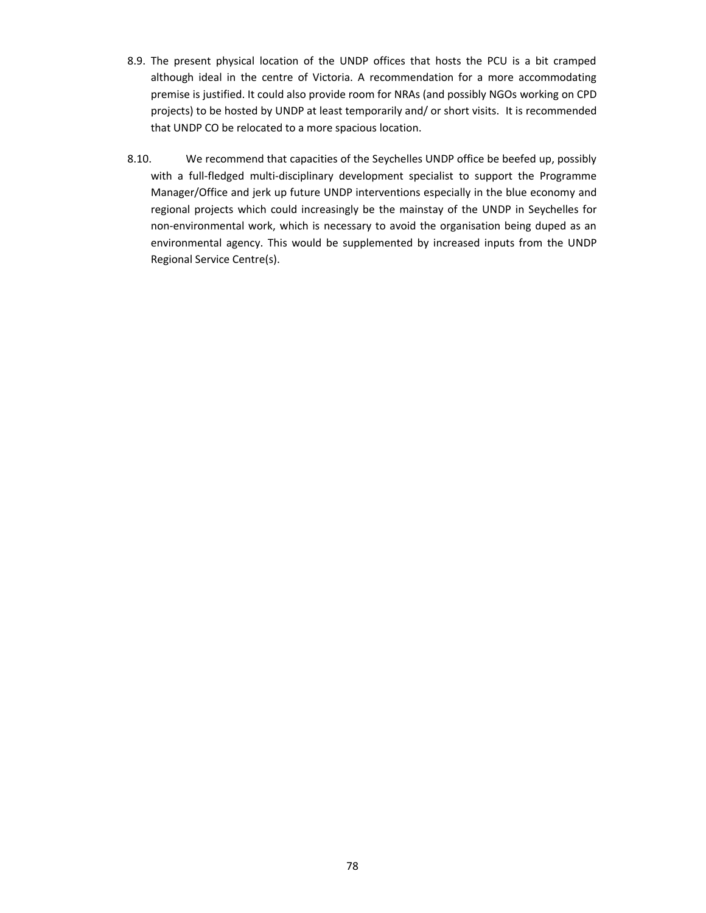8.9. The present physical location of the UNDP offices that hosts the PCU is a bit cramped although ideal in the centre of Victoria. A recommendation for a more accommodating premise is justified. It could also provide room for NRAs (and possibly NGOs working on CPD projects) to be hosted by UNDP at least temporarily and/ or short visits. It is recommended that UNDP CO be relocated to a more spacious location.

8.10. We recommend that capacities of the Seychelles UNDP office be beefed up, possibly with a full-fledged multi-disciplinary development specialist to support the Programme Manager/Office and jerk up future UNDP interventions especially in the blue economy and regional projects which could increasingly be the mainstay of the UNDP in Seychelles for non-environmental work, which is necessary to avoid the organisation being duped as an environmental agency. This would be supplemented by increased inputs from the UNDP Regional Service Centre(s).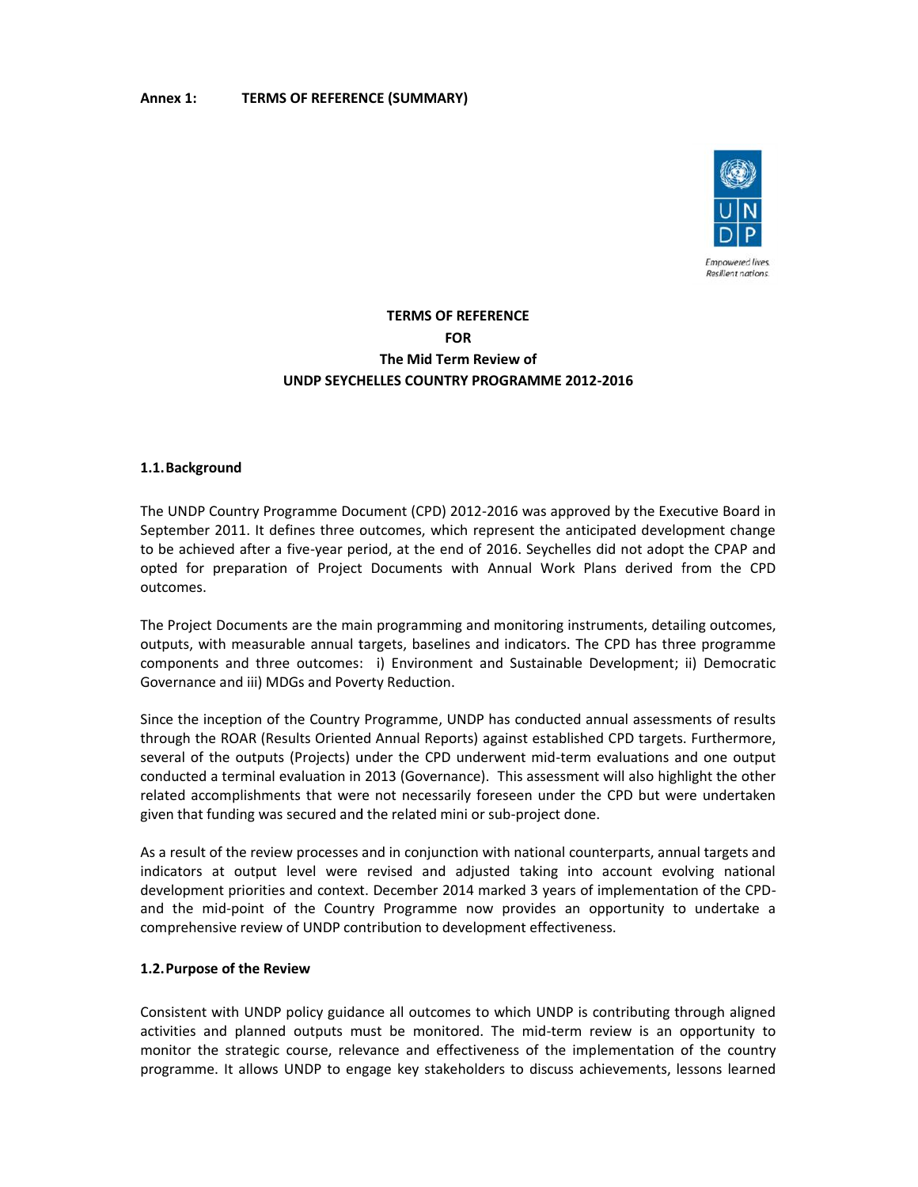**Annex 1: TERMS OF REFERENCE (SUMMARY)**

Empowered lives.
Resilient nations.

**TERMS OF REFERENCE**
**FOR**
**The Mid Term Review of**
**UNDP SEYCHELLES COUNTRY PROGRAMME 2012-2016**

### 1.1. Background

The UNDP Country Programme Document (CPD) 2012-2016 was approved by the Executive Board in September 2011. It defines three outcomes, which represent the anticipated development change to be achieved after a five-year period, at the end of 2016. Seychelles did not adopt the CPAP and opted for preparation of Project Documents with Annual Work Plans derived from the CPD outcomes.

The Project Documents are the main programming and monitoring instruments, detailing outcomes, outputs, with measurable annual targets, baselines and indicators. The CPD has three programme components and three outcomes: i) Environment and Sustainable Development; ii) Democratic Governance and iii) MDGs and Poverty Reduction.

Since the inception of the Country Programme, UNDP has conducted annual assessments of results through the ROAR (Results Oriented Annual Reports) against established CPD targets. Furthermore, several of the outputs (Projects) under the CPD underwent mid-term evaluations and one output conducted a terminal evaluation in 2013 (Governance). This assessment will also highlight the other related accomplishments that were not necessarily foreseen under the CPD but were undertaken given that funding was secured and the related mini or sub-project done.

As a result of the review processes and in conjunction with national counterparts, annual targets and indicators at output level were revised and adjusted taking into account evolving national development priorities and context. December 2014 marked 3 years of implementation of the CPD- and the mid-point of the Country Programme now provides an opportunity to undertake a comprehensive review of UNDP contribution to development effectiveness.

### 1.2. Purpose of the Review

Consistent with UNDP policy guidance all outcomes to which UNDP is contributing through aligned activities and planned outputs must be monitored. The mid-term review is an opportunity to monitor the strategic course, relevance and effectiveness of the implementation of the country programme. It allows UNDP to engage key stakeholders to discuss achievements, lessons learned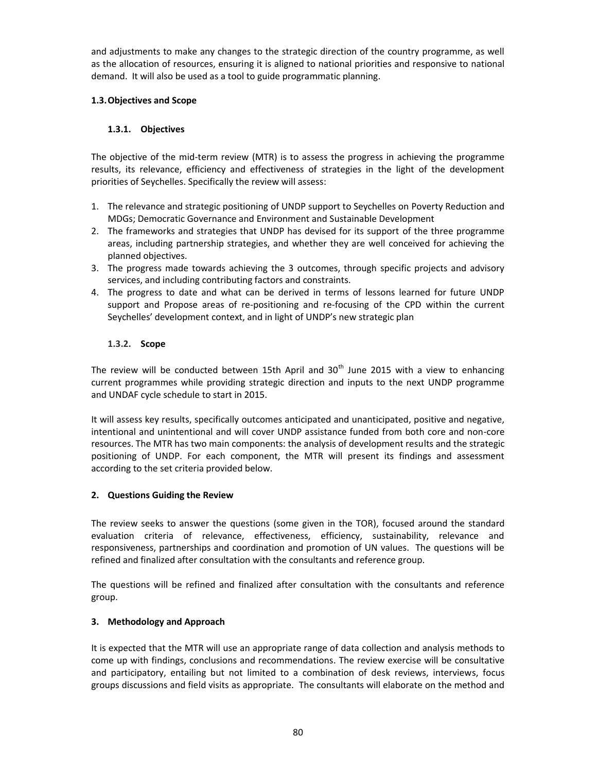and adjustments to make any changes to the strategic direction of the country programme, as well as the allocation of resources, ensuring it is aligned to national priorities and responsive to national demand. It will also be used as a tool to guide programmatic planning.

### 1.3. Objectives and Scope

#### 1.3.1. Objectives

The objective of the mid-term review (MTR) is to assess the progress in achieving the programme results, its relevance, efficiency and effectiveness of strategies in the light of the development priorities of Seychelles. Specifically the review will assess:

1. The relevance and strategic positioning of UNDP support to Seychelles on Poverty Reduction and MDGs; Democratic Governance and Environment and Sustainable Development
2. The frameworks and strategies that UNDP has devised for its support of the three programme areas, including partnership strategies, and whether they are well conceived for achieving the planned objectives.
3. The progress made towards achieving the 3 outcomes, through specific projects and advisory services, and including contributing factors and constraints.
4. The progress to date and what can be derived in terms of lessons learned for future UNDP support and Propose areas of re-positioning and re-focusing of the CPD within the current Seychelles' development context, and in light of UNDP's new strategic plan

#### 1.3.2. Scope

The review will be conducted between 15th April and 30th June 2015 with a view to enhancing current programmes while providing strategic direction and inputs to the next UNDP programme and UNDAF cycle schedule to start in 2015.

It will assess key results, specifically outcomes anticipated and unanticipated, positive and negative, intentional and unintentional and will cover UNDP assistance funded from both core and non-core resources. The MTR has two main components: the analysis of development results and the strategic positioning of UNDP. For each component, the MTR will present its findings and assessment according to the set criteria provided below.

## 2. Questions Guiding the Review

The review seeks to answer the questions (some given in the TOR), focused around the standard evaluation criteria of relevance, effectiveness, efficiency, sustainability, relevance and responsiveness, partnerships and coordination and promotion of UN values. The questions will be refined and finalized after consultation with the consultants and reference group.

The questions will be refined and finalized after consultation with the consultants and reference group.

## 3. Methodology and Approach

It is expected that the MTR will use an appropriate range of data collection and analysis methods to come up with findings, conclusions and recommendations. The review exercise will be consultative and participatory, entailing but not limited to a combination of desk reviews, interviews, focus groups discussions and field visits as appropriate. The consultants will elaborate on the method and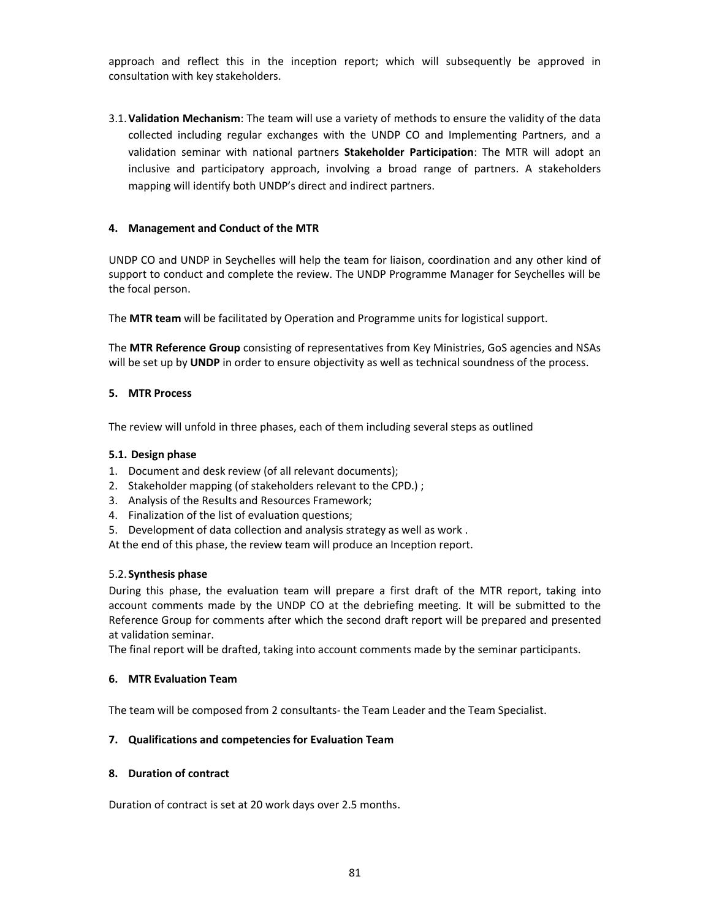approach and reflect this in the inception report; which will subsequently be approved in consultation with key stakeholders.

3.1. **Validation Mechanism**: The team will use a variety of methods to ensure the validity of the data collected including regular exchanges with the UNDP CO and Implementing Partners, and a validation seminar with national partners **Stakeholder Participation**: The MTR will adopt an inclusive and participatory approach, involving a broad range of partners. A stakeholders mapping will identify both UNDP's direct and indirect partners.

#### 4. Management and Conduct of the MTR

UNDP CO and UNDP in Seychelles will help the team for liaison, coordination and any other kind of support to conduct and complete the review. The UNDP Programme Manager for Seychelles will be the focal person.

The **MTR team** will be facilitated by Operation and Programme units for logistical support.

The **MTR Reference Group** consisting of representatives from Key Ministries, GoS agencies and NSAs will be set up by **UNDP** in order to ensure objectivity as well as technical soundness of the process.

#### 5. MTR Process

The review will unfold in three phases, each of them including several steps as outlined

##### 5.1. Design phase

1. Document and desk review (of all relevant documents);
2. Stakeholder mapping (of stakeholders relevant to the CPD.) ;
3. Analysis of the Results and Resources Framework;
4. Finalization of the list of evaluation questions;
5. Development of data collection and analysis strategy as well as work .

At the end of this phase, the review team will produce an Inception report.

##### 5.2. Synthesis phase

During this phase, the evaluation team will prepare a first draft of the MTR report, taking into account comments made by the UNDP CO at the debriefing meeting. It will be submitted to the Reference Group for comments after which the second draft report will be prepared and presented at validation seminar.

The final report will be drafted, taking into account comments made by the seminar participants.

#### 6. MTR Evaluation Team

The team will be composed from 2 consultants- the Team Leader and the Team Specialist.

#### 7. Qualifications and competencies for Evaluation Team

#### 8. Duration of contract

Duration of contract is set at 20 work days over 2.5 months.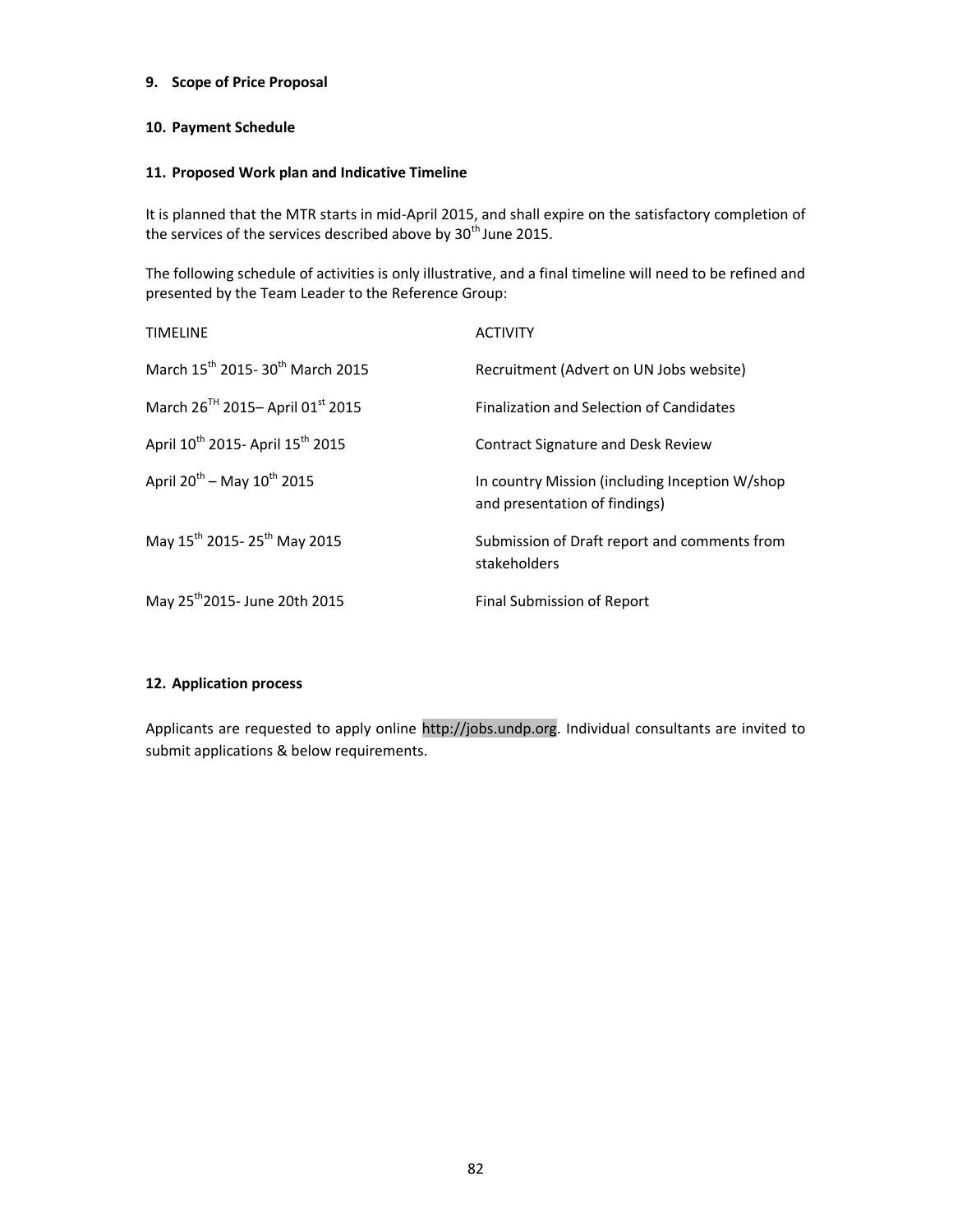**9. Scope of Price Proposal**

**10. Payment Schedule**

**11. Proposed Work plan and Indicative Timeline**

It is planned that the MTR starts in mid-April 2015, and shall expire on the satisfactory completion of the services of the services described above by 30th June 2015.

The following schedule of activities is only illustrative, and a final timeline will need to be refined and presented by the Team Leader to the Reference Group:

| TIMELINE | ACTIVITY |
|---|---|
| March 15th 2015- 30th March 2015 | Recruitment (Advert on UN Jobs website) |
| March 26TH 2015– April 01st 2015 | Finalization and Selection of Candidates |
| April 10th 2015- April 15th 2015 | Contract Signature and Desk Review |
| April 20th – May 10th 2015 | In country Mission (including Inception W/shop and presentation of findings) |
| May 15th 2015- 25th May 2015 | Submission of Draft report and comments from stakeholders |
| May 25th 2015- June 20th 2015 | Final Submission of Report |

**12. Application process**

Applicants are requested to apply online http://jobs.undp.org. Individual consultants are invited to submit applications & below requirements.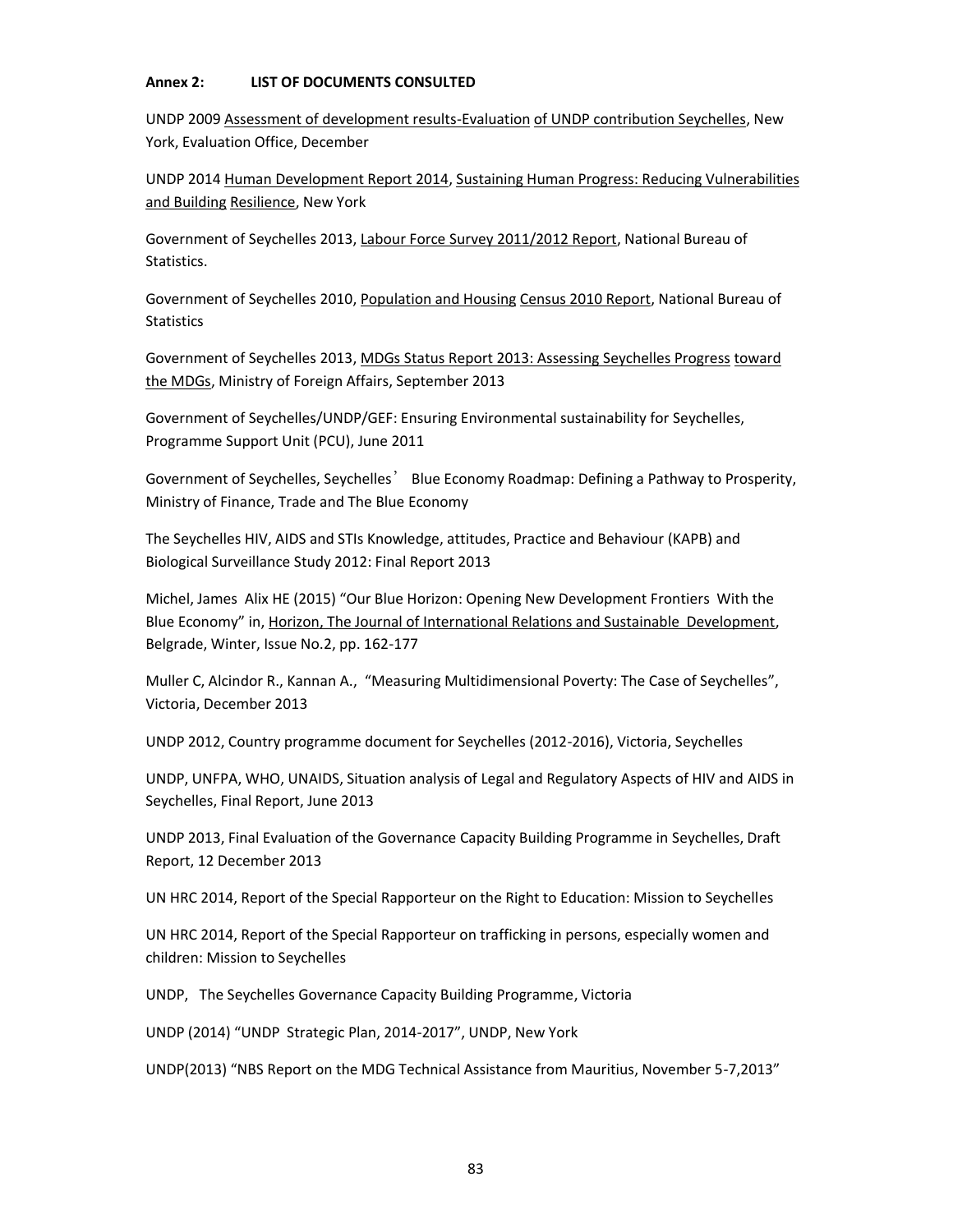**Annex 2: LIST OF DOCUMENTS CONSULTED**

UNDP 2009 Assessment of development results-Evaluation of UNDP contribution Seychelles, New York, Evaluation Office, December

UNDP 2014 Human Development Report 2014, Sustaining Human Progress: Reducing Vulnerabilities and Building Resilience, New York

Government of Seychelles 2013, Labour Force Survey 2011/2012 Report, National Bureau of Statistics.

Government of Seychelles 2010, Population and Housing Census 2010 Report, National Bureau of Statistics

Government of Seychelles 2013, MDGs Status Report 2013: Assessing Seychelles Progress toward the MDGs, Ministry of Foreign Affairs, September 2013

Government of Seychelles/UNDP/GEF: Ensuring Environmental sustainability for Seychelles, Programme Support Unit (PCU), June 2011

Government of Seychelles, Seychelles' Blue Economy Roadmap: Defining a Pathway to Prosperity, Ministry of Finance, Trade and The Blue Economy

The Seychelles HIV, AIDS and STIs Knowledge, attitudes, Practice and Behaviour (KAPB) and Biological Surveillance Study 2012: Final Report 2013

Michel, James Alix HE (2015) "Our Blue Horizon: Opening New Development Frontiers With the Blue Economy" in, Horizon, The Journal of International Relations and Sustainable Development, Belgrade, Winter, Issue No.2, pp. 162-177

Muller C, Alcindor R., Kannan A., "Measuring Multidimensional Poverty: The Case of Seychelles", Victoria, December 2013

UNDP 2012, Country programme document for Seychelles (2012-2016), Victoria, Seychelles

UNDP, UNFPA, WHO, UNAIDS, Situation analysis of Legal and Regulatory Aspects of HIV and AIDS in Seychelles, Final Report, June 2013

UNDP 2013, Final Evaluation of the Governance Capacity Building Programme in Seychelles, Draft Report, 12 December 2013

UN HRC 2014, Report of the Special Rapporteur on the Right to Education: Mission to Seychelles

UN HRC 2014, Report of the Special Rapporteur on trafficking in persons, especially women and children: Mission to Seychelles

UNDP, The Seychelles Governance Capacity Building Programme, Victoria

UNDP (2014) "UNDP Strategic Plan, 2014-2017", UNDP, New York

UNDP(2013) "NBS Report on the MDG Technical Assistance from Mauritius, November 5-7,2013"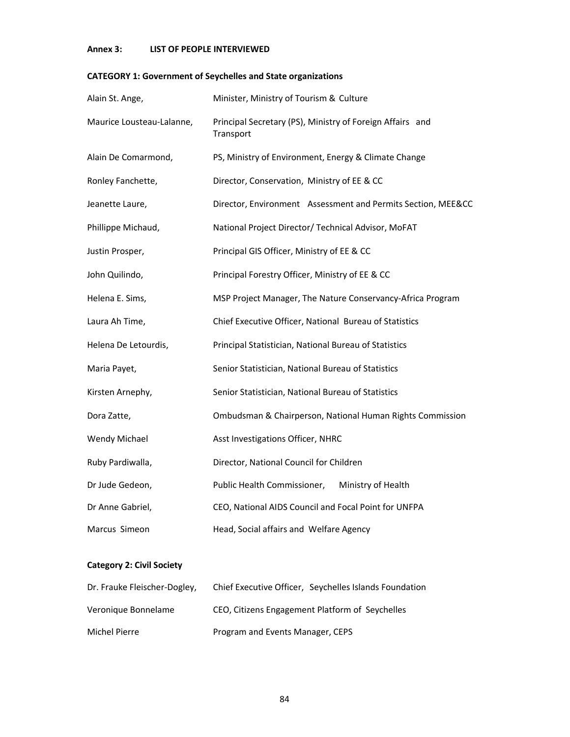**Annex 3: LIST OF PEOPLE INTERVIEWED**

**CATEGORY 1: Government of Seychelles and State organizations**

| | |
|---|---|
| Alain St. Ange, | Minister, Ministry of Tourism & Culture |
| Maurice Lousteau-Lalanne, | Principal Secretary (PS), Ministry of Foreign Affairs and Transport |
| Alain De Comarmond, | PS, Ministry of Environment, Energy & Climate Change |
| Ronley Fanchette, | Director, Conservation, Ministry of EE & CC |
| Jeanette Laure, | Director, Environment Assessment and Permits Section, MEE&CC |
| Phillippe Michaud, | National Project Director/ Technical Advisor, MoFAT |
| Justin Prosper, | Principal GIS Officer, Ministry of EE & CC |
| John Quilindo, | Principal Forestry Officer, Ministry of EE & CC |
| Helena E. Sims, | MSP Project Manager, The Nature Conservancy-Africa Program |
| Laura Ah Time, | Chief Executive Officer, National Bureau of Statistics |
| Helena De Letourdis, | Principal Statistician, National Bureau of Statistics |
| Maria Payet, | Senior Statistician, National Bureau of Statistics |
| Kirsten Arnephy, | Senior Statistician, National Bureau of Statistics |
| Dora Zatte, | Ombudsman & Chairperson, National Human Rights Commission |
| Wendy Michael | Asst Investigations Officer, NHRC |
| Ruby Pardiwalla, | Director, National Council for Children |
| Dr Jude Gedeon, | Public Health Commissioner, Ministry of Health |
| Dr Anne Gabriel, | CEO, National AIDS Council and Focal Point for UNFPA |
| Marcus Simeon | Head, Social affairs and Welfare Agency |

**Category 2: Civil Society**

| | |
|---|---|
| Dr. Frauke Fleischer-Dogley, | Chief Executive Officer, Seychelles Islands Foundation |
| Veronique Bonnelame | CEO, Citizens Engagement Platform of Seychelles |
| Michel Pierre | Program and Events Manager, CEPS |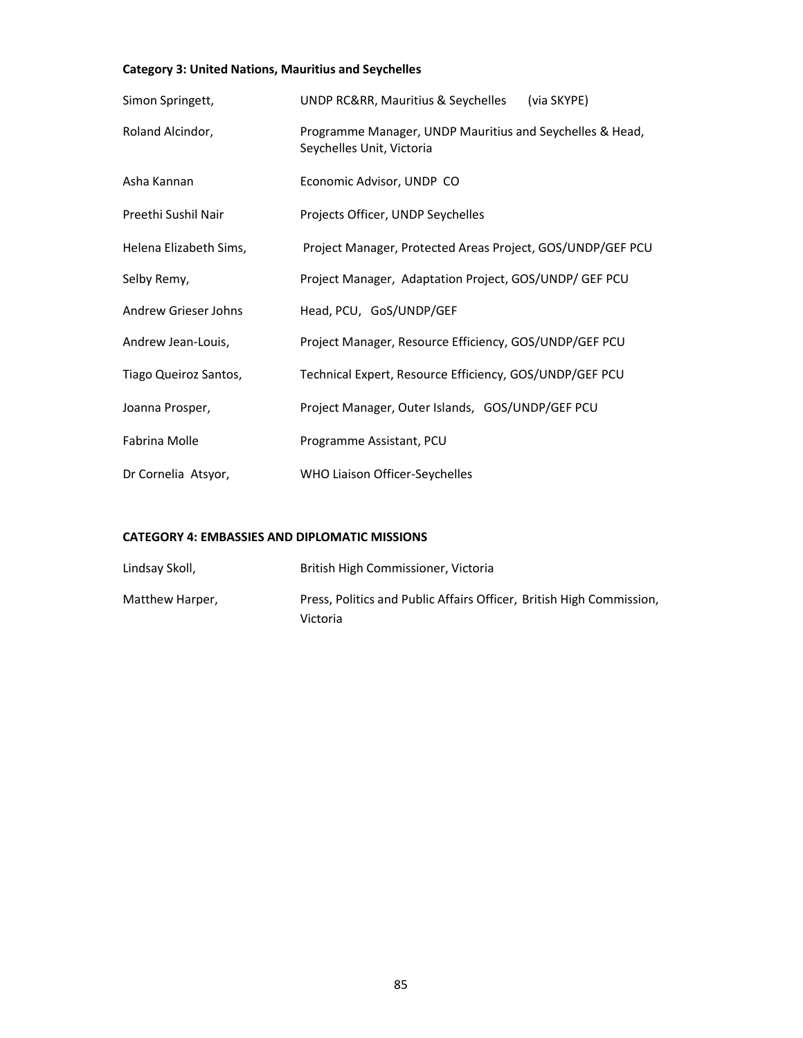**Category 3: United Nations, Mauritius and Seychelles**

| | |
|---|---|
| Simon Springett, | UNDP RC&RR, Mauritius & Seychelles (via SKYPE) |
| Roland Alcindor, | Programme Manager, UNDP Mauritius and Seychelles & Head, Seychelles Unit, Victoria |
| Asha Kannan | Economic Advisor, UNDP CO |
| Preethi Sushil Nair | Projects Officer, UNDP Seychelles |
| Helena Elizabeth Sims, | Project Manager, Protected Areas Project, GOS/UNDP/GEF PCU |
| Selby Remy, | Project Manager, Adaptation Project, GOS/UNDP/ GEF PCU |
| Andrew Grieser Johns | Head, PCU, GoS/UNDP/GEF |
| Andrew Jean-Louis, | Project Manager, Resource Efficiency, GOS/UNDP/GEF PCU |
| Tiago Queiroz Santos, | Technical Expert, Resource Efficiency, GOS/UNDP/GEF PCU |
| Joanna Prosper, | Project Manager, Outer Islands, GOS/UNDP/GEF PCU |
| Fabrina Molle | Programme Assistant, PCU |
| Dr Cornelia Atsyor, | WHO Liaison Officer-Seychelles |

**CATEGORY 4: EMBASSIES AND DIPLOMATIC MISSIONS**

| | |
|---|---|
| Lindsay Skoll, | British High Commissioner, Victoria |
| Matthew Harper, | Press, Politics and Public Affairs Officer, British High Commission, Victoria |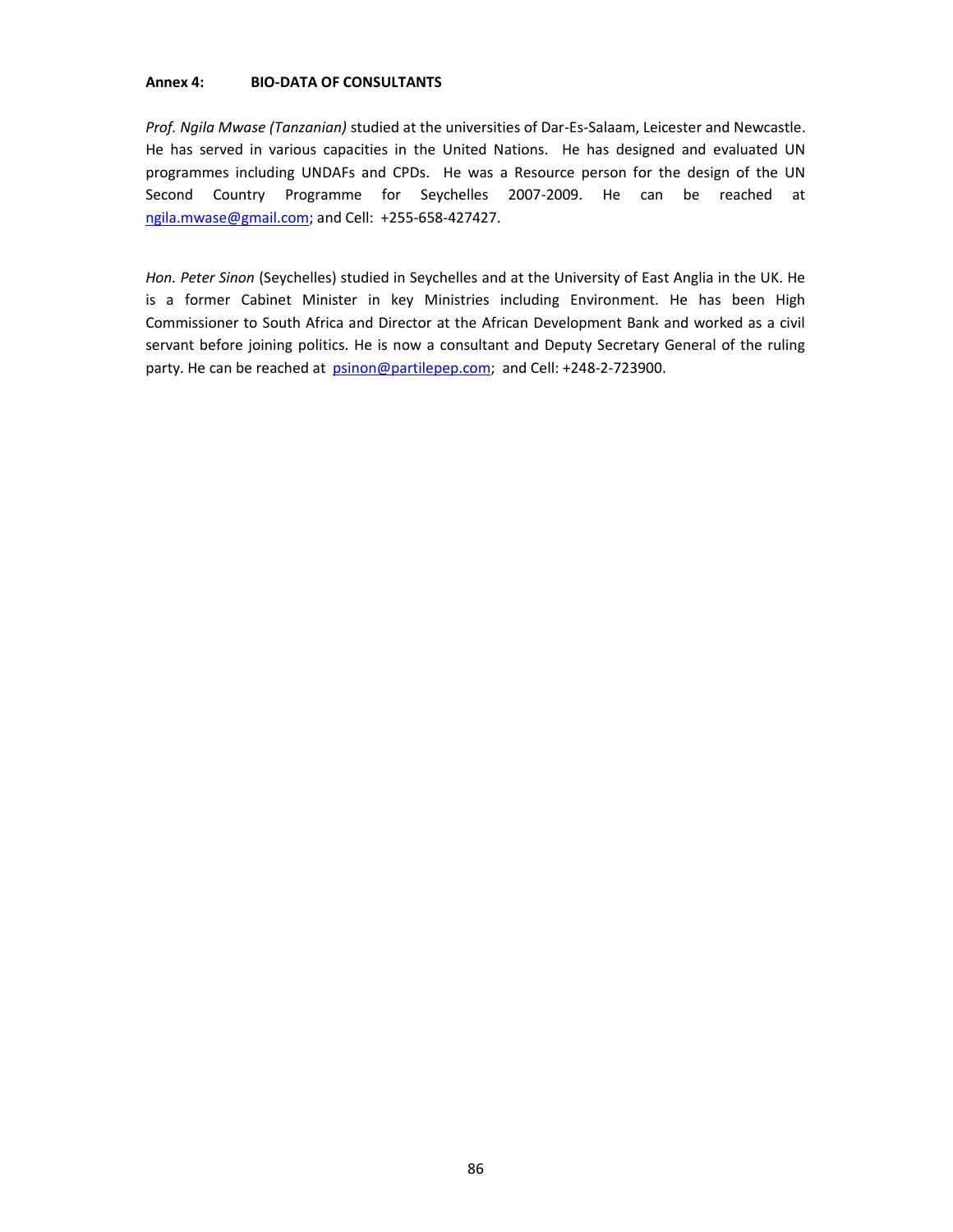**Annex 4: BIO-DATA OF CONSULTANTS**

*Prof. Ngila Mwase (Tanzanian)* studied at the universities of Dar-Es-Salaam, Leicester and Newcastle. He has served in various capacities in the United Nations. He has designed and evaluated UN programmes including UNDAFs and CPDs. He was a Resource person for the design of the UN Second Country Programme for Seychelles 2007-2009. He can be reached at ngila.mwase@gmail.com; and Cell: +255-658-427427.

*Hon. Peter Sinon* (Seychelles) studied in Seychelles and at the University of East Anglia in the UK. He is a former Cabinet Minister in key Ministries including Environment. He has been High Commissioner to South Africa and Director at the African Development Bank and worked as a civil servant before joining politics. He is now a consultant and Deputy Secretary General of the ruling party. He can be reached at psinon@partilepep.com; and Cell: +248-2-723900.